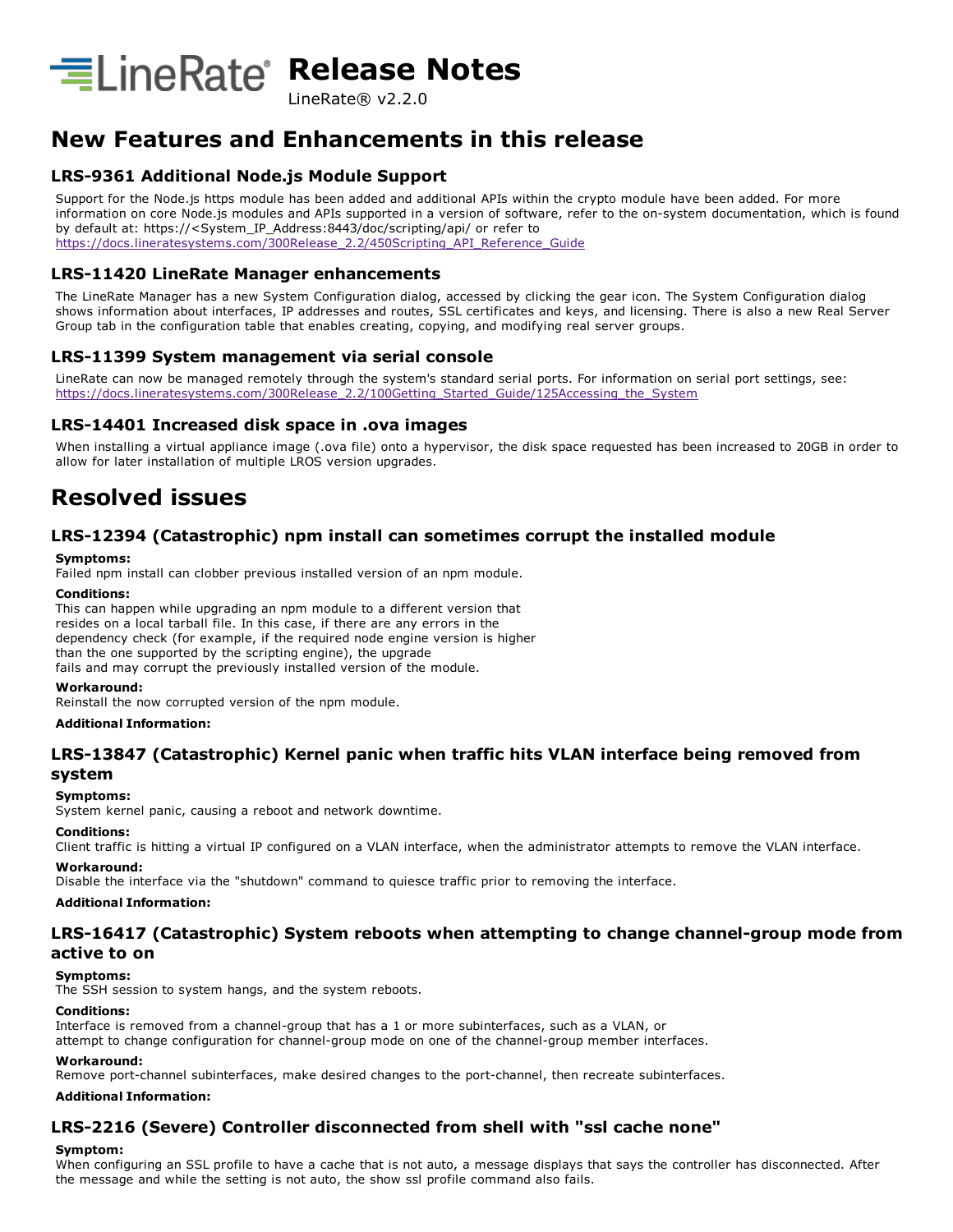# Release Notes

LineRate® v2.2.0

# New Features and Enhancements in this release

## LRS-9361 Additional Node.js Module Support

Support for the Node.js https module has been added and additional APIs within the crypto module have been added. For more information on core Node.js modules and APIs supported in a version of software, refer to the on-system documentation, which is found by default at: https://<System_IP_Address:8443/doc/scripting/api/ or refer to https://docs.lineratesystems.com/300Release_2.2/450Scripting_API_Reference_Guide

## LRS-11420 LineRate Manager enhancements

The LineRate Manager has a new System Configuration dialog, accessed by clicking the gear icon. The System Configuration dialog shows information about interfaces, IP addresses and routes, SSL certificates and keys, and licensing. There is also a new Real Server Group tab in the configuration table that enables creating, copying, and modifying real server groups.

## LRS-11399 System management via serial console

LineRate can now be managed remotely through the system's standard serial ports. For information on serial port settings, see: https://docs.lineratesystems.com/300Release_2.2/100Getting_Started_Guide/125Accessing_the_System

## LRS-14401 Increased disk space in .ova images

When installing a virtual appliance image (.ova file) onto a hypervisor, the disk space requested has been increased to 20GB in order to allow for later installation of multiple LROS version upgrades.

# Resolved issues

## LRS-12394 (Catastrophic) npm install can sometimes corrupt the installed module

**Symptoms:**
Failed npm install can clobber previous installed version of an npm module.

**Conditions:**
This can happen while upgrading an npm module to a different version that resides on a local tarball file. In this case, if there are any errors in the dependency check (for example, if the required node engine version is higher than the one supported by the scripting engine), the upgrade fails and may corrupt the previously installed version of the module.

**Workaround:**
Reinstall the now corrupted version of the npm module.

**Additional Information:**

## LRS-13847 (Catastrophic) Kernel panic when traffic hits VLAN interface being removed from system

**Symptoms:**
System kernel panic, causing a reboot and network downtime.

**Conditions:**
Client traffic is hitting a virtual IP configured on a VLAN interface, when the administrator attempts to remove the VLAN interface.

**Workaround:**
Disable the interface via the "shutdown" command to quiesce traffic prior to removing the interface.

**Additional Information:**

## LRS-16417 (Catastrophic) System reboots when attempting to change channel-group mode from active to on

**Symptoms:**
The SSH session to system hangs, and the system reboots.

**Conditions:**
Interface is removed from a channel-group that has a 1 or more subinterfaces, such as a VLAN, or attempt to change configuration for channel-group mode on one of the channel-group member interfaces.

**Workaround:**
Remove port-channel subinterfaces, make desired changes to the port-channel, then recreate subinterfaces.

**Additional Information:**

## LRS-2216 (Severe) Controller disconnected from shell with "ssl cache none"

**Symptom:**
When configuring an SSL profile to have a cache that is not auto, a message displays that says the controller has disconnected. After the message and while the setting is not auto, the show ssl profile command also fails.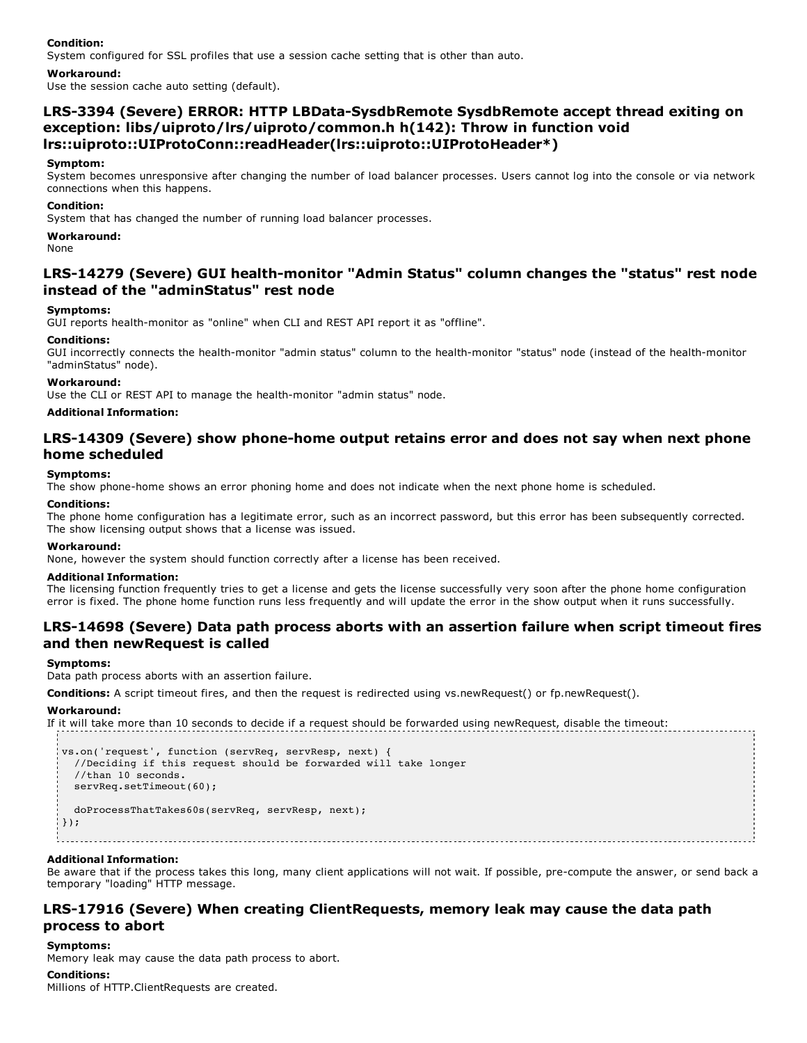**Condition:**
System configured for SSL profiles that use a session cache setting that is other than auto.

**Workaround:**
Use the session cache auto setting (default).

## LRS-3394 (Severe) ERROR: HTTP LBData-SysdbRemote SysdbRemote accept thread exiting on exception: libs/uiproto/lrs/uiproto/common.h h(142): Throw in function void lrs::uiproto::UIProtoConn::readHeader(lrs::uiproto::UIProtoHeader*)

**Symptom:**
System becomes unresponsive after changing the number of load balancer processes. Users cannot log into the console or via network connections when this happens.

**Condition:**
System that has changed the number of running load balancer processes.

**Workaround:**
None

## LRS-14279 (Severe) GUI health-monitor "Admin Status" column changes the "status" rest node instead of the "adminStatus" rest node

**Symptoms:**
GUI reports health-monitor as "online" when CLI and REST API report it as "offline".

**Conditions:**
GUI incorrectly connects the health-monitor "admin status" column to the health-monitor "status" node (instead of the health-monitor "adminStatus" node).

**Workaround:**
Use the CLI or REST API to manage the health-monitor "admin status" node.

**Additional Information:**

## LRS-14309 (Severe) show phone-home output retains error and does not say when next phone home scheduled

**Symptoms:**
The show phone-home shows an error phoning home and does not indicate when the next phone home is scheduled.

**Conditions:**
The phone home configuration has a legitimate error, such as an incorrect password, but this error has been subsequently corrected. The show licensing output shows that a license was issued.

**Workaround:**
None, however the system should function correctly after a license has been received.

**Additional Information:**
The licensing function frequently tries to get a license and gets the license successfully very soon after the phone home configuration error is fixed. The phone home function runs less frequently and will update the error in the show output when it runs successfully.

## LRS-14698 (Severe) Data path process aborts with an assertion failure when script timeout fires and then newRequest is called

**Symptoms:**
Data path process aborts with an assertion failure.

**Conditions:** A script timeout fires, and then the request is redirected using vs.newRequest() or fp.newRequest().

**Workaround:**
If it will take more than 10 seconds to decide if a request should be forwarded using newRequest, disable the timeout:

```
vs.on('request', function (servReq, servResp, next) {
  //Deciding if this request should be forwarded will take longer
  //than 10 seconds.
  servReq.setTimeout(60);

  doProcessThatTakes60s(servReq, servResp, next);
});
```

**Additional Information:**
Be aware that if the process takes this long, many client applications will not wait. If possible, pre-compute the answer, or send back a temporary "loading" HTTP message.

## LRS-17916 (Severe) When creating ClientRequests, memory leak may cause the data path process to abort

**Symptoms:**
Memory leak may cause the data path process to abort.

**Conditions:**
Millions of HTTP.ClientRequests are created.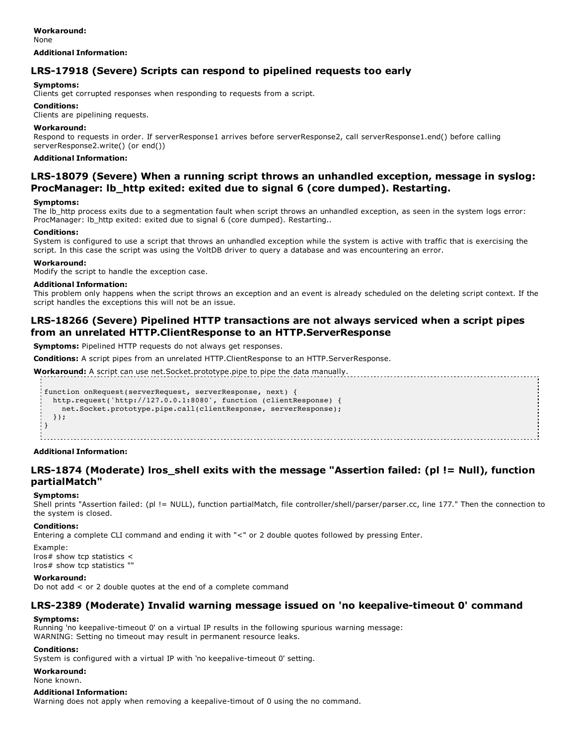**Workaround:**
None

**Additional Information:**

## LRS-17918 (Severe) Scripts can respond to pipelined requests too early

**Symptoms:**
Clients get corrupted responses when responding to requests from a script.

**Conditions:**
Clients are pipelining requests.

**Workaround:**
Respond to requests in order. If serverResponse1 arrives before serverResponse2, call serverResponse1.end() before calling serverResponse2.write() (or end())

**Additional Information:**

## LRS-18079 (Severe) When a running script throws an unhandled exception, message in syslog: ProcManager: lb_http exited: exited due to signal 6 (core dumped). Restarting.

**Symptoms:**
The lb_http process exits due to a segmentation fault when script throws an unhandled exception, as seen in the system logs error: ProcManager: lb_http exited: exited due to signal 6 (core dumped). Restarting..

**Conditions:**
System is configured to use a script that throws an unhandled exception while the system is active with traffic that is exercising the script. In this case the script was using the VoltDB driver to query a database and was encountering an error.

**Workaround:**
Modify the script to handle the exception case.

**Additional Information:**
This problem only happens when the script throws an exception and an event is already scheduled on the deleting script context. If the script handles the exceptions this will not be an issue.

## LRS-18266 (Severe) Pipelined HTTP transactions are not always serviced when a script pipes from an unrelated HTTP.ClientResponse to an HTTP.ServerResponse

**Symptoms:** Pipelined HTTP requests do not always get responses.

**Conditions:** A script pipes from an unrelated HTTP.ClientResponse to an HTTP.ServerResponse.

**Workaround:** A script can use net.Socket.prototype.pipe to pipe the data manually.

```
function onRequest(serverRequest, serverResponse, next) {
  http.request('http://127.0.0.1:8080', function (clientResponse) {
    net.Socket.prototype.pipe.call(clientResponse, serverResponse);
  });
}
```

**Additional Information:**

## LRS-1874 (Moderate) lros_shell exits with the message "Assertion failed: (pl != Null), function partialMatch"

**Symptoms:**
Shell prints "Assertion failed: (pl != NULL), function partialMatch, file controller/shell/parser/parser.cc, line 177." Then the connection to the system is closed.

**Conditions:**
Entering a complete CLI command and ending it with "<" or 2 double quotes followed by pressing Enter.

Example:
lros# show tcp statistics <
lros# show tcp statistics ""

**Workaround:**
Do not add < or 2 double quotes at the end of a complete command

## LRS-2389 (Moderate) Invalid warning message issued on 'no keepalive-timeout 0' command

**Symptoms:**
Running 'no keepalive-timeout 0' on a virtual IP results in the following spurious warning message:
WARNING: Setting no timeout may result in permanent resource leaks.

**Conditions:**
System is configured with a virtual IP with 'no keepalive-timeout 0' setting.

**Workaround:**
None known.

**Additional Information:**
Warning does not apply when removing a keepalive-timout of 0 using the no command.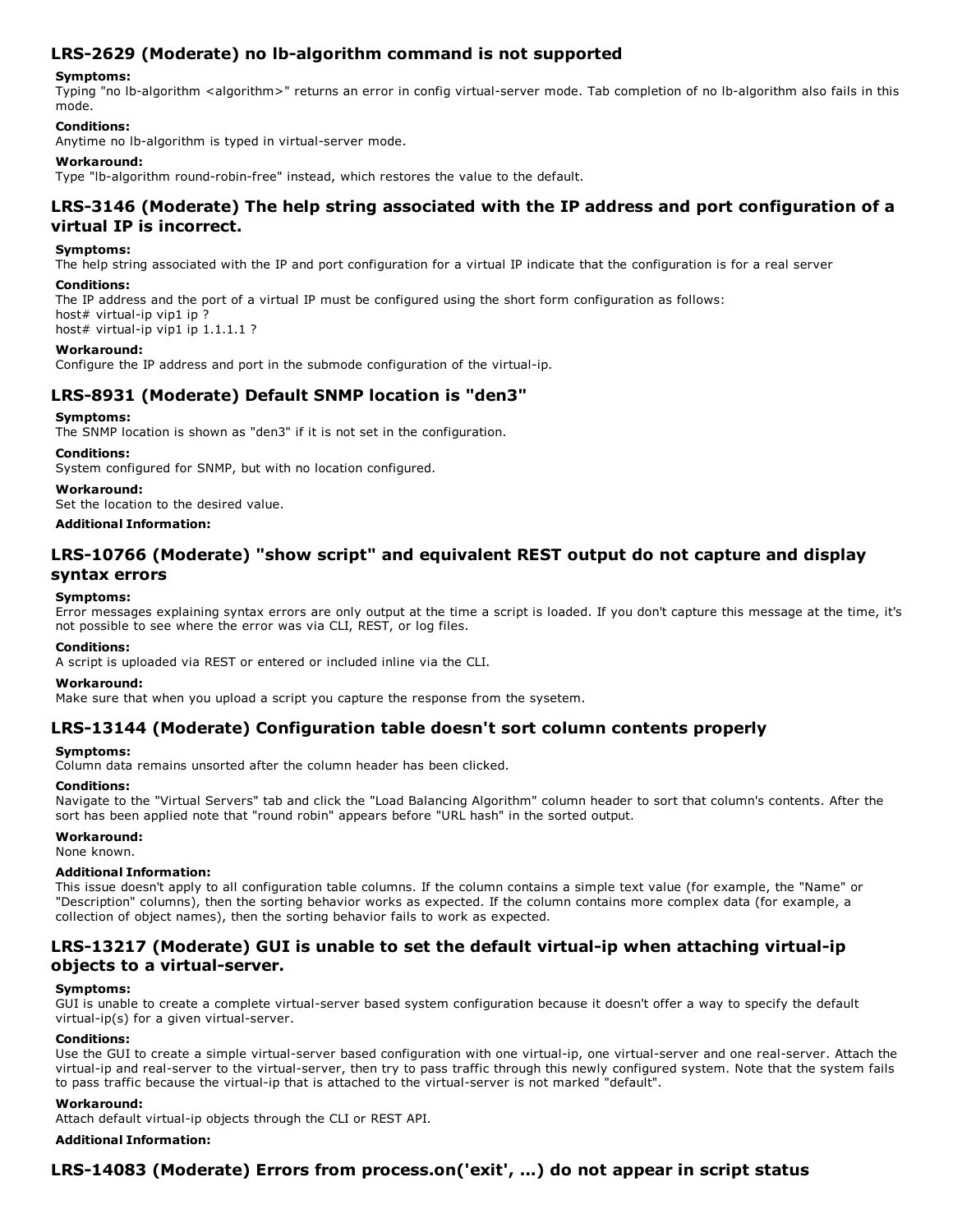## LRS-2629 (Moderate) no lb-algorithm command is not supported

**Symptoms:**
Typing "no lb-algorithm <algorithm>" returns an error in config virtual-server mode. Tab completion of no lb-algorithm also fails in this mode.

**Conditions:**
Anytime no lb-algorithm is typed in virtual-server mode.

**Workaround:**
Type "lb-algorithm round-robin-free" instead, which restores the value to the default.

## LRS-3146 (Moderate) The help string associated with the IP address and port configuration of a virtual IP is incorrect.

**Symptoms:**
The help string associated with the IP and port configuration for a virtual IP indicate that the configuration is for a real server

**Conditions:**
The IP address and the port of a virtual IP must be configured using the short form configuration as follows:
host# virtual-ip vip1 ip ?
host# virtual-ip vip1 ip 1.1.1.1 ?

**Workaround:**
Configure the IP address and port in the submode configuration of the virtual-ip.

## LRS-8931 (Moderate) Default SNMP location is "den3"

**Symptoms:**
The SNMP location is shown as "den3" if it is not set in the configuration.

**Conditions:**
System configured for SNMP, but with no location configured.

**Workaround:**
Set the location to the desired value.

**Additional Information:**

## LRS-10766 (Moderate) "show script" and equivalent REST output do not capture and display syntax errors

**Symptoms:**
Error messages explaining syntax errors are only output at the time a script is loaded. If you don't capture this message at the time, it's not possible to see where the error was via CLI, REST, or log files.

**Conditions:**
A script is uploaded via REST or entered or included inline via the CLI.

**Workaround:**
Make sure that when you upload a script you capture the response from the sysetem.

## LRS-13144 (Moderate) Configuration table doesn't sort column contents properly

**Symptoms:**
Column data remains unsorted after the column header has been clicked.

**Conditions:**
Navigate to the "Virtual Servers" tab and click the "Load Balancing Algorithm" column header to sort that column's contents. After the sort has been applied note that "round robin" appears before "URL hash" in the sorted output.

**Workaround:**
None known.

**Additional Information:**
This issue doesn't apply to all configuration table columns. If the column contains a simple text value (for example, the "Name" or "Description" columns), then the sorting behavior works as expected. If the column contains more complex data (for example, a collection of object names), then the sorting behavior fails to work as expected.

## LRS-13217 (Moderate) GUI is unable to set the default virtual-ip when attaching virtual-ip objects to a virtual-server.

**Symptoms:**
GUI is unable to create a complete virtual-server based system configuration because it doesn't offer a way to specify the default virtual-ip(s) for a given virtual-server.

**Conditions:**
Use the GUI to create a simple virtual-server based configuration with one virtual-ip, one virtual-server and one real-server. Attach the virtual-ip and real-server to the virtual-server, then try to pass traffic through this newly configured system. Note that the system fails to pass traffic because the virtual-ip that is attached to the virtual-server is not marked "default".

**Workaround:**
Attach default virtual-ip objects through the CLI or REST API.

**Additional Information:**

## LRS-14083 (Moderate) Errors from process.on('exit', ...) do not appear in script status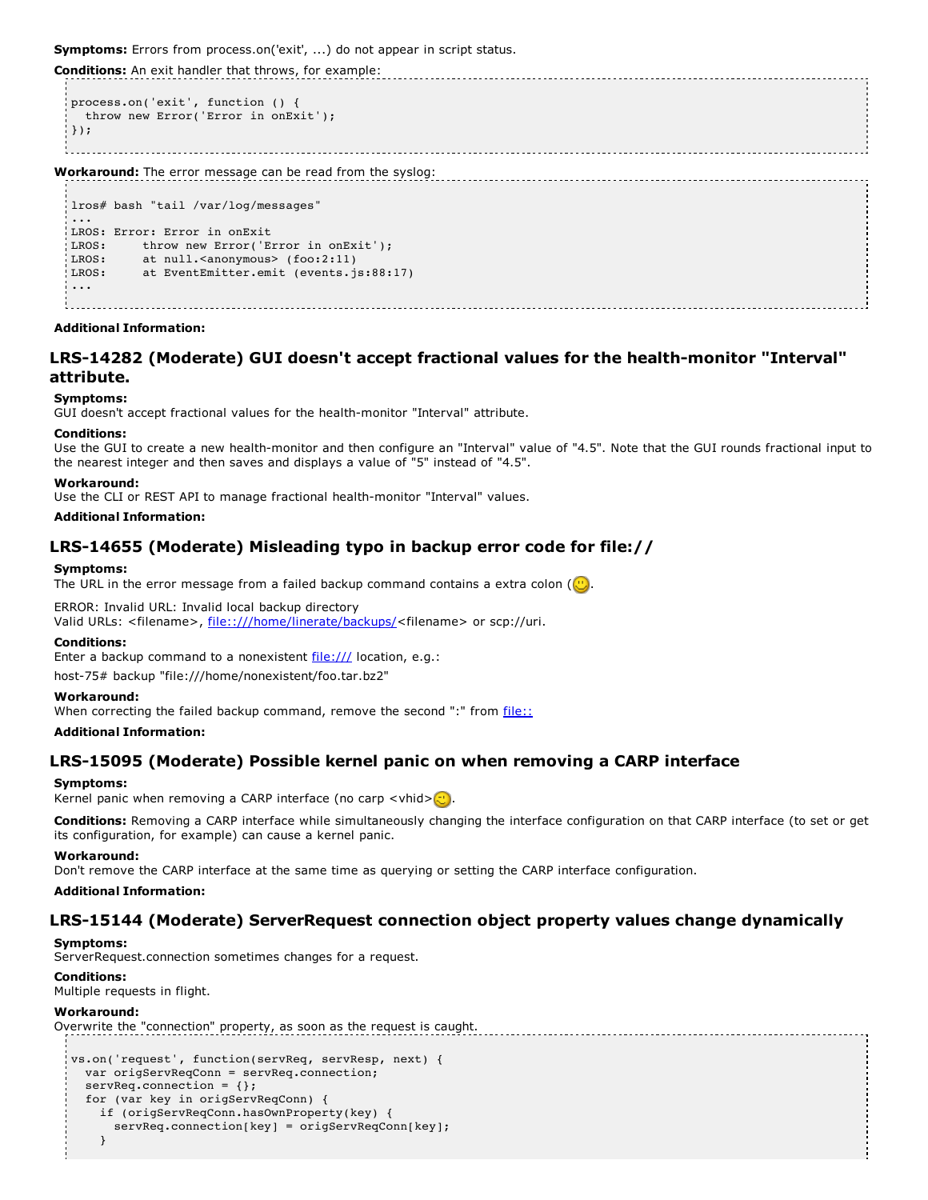**Symptoms:** Errors from process.on('exit', ...) do not appear in script status.

**Conditions:** An exit handler that throws, for example:

```
process.on('exit', function () {
  throw new Error('Error in onExit');
});
```

**Workaround:** The error message can be read from the syslog:

```
lros# bash "tail /var/log/messages"
...
LROS: Error: Error in onExit
LROS:     throw new Error('Error in onExit');
LROS:     at null.<anonymous> (foo:2:11)
LROS:     at EventEmitter.emit (events.js:88:17)
...
```

**Additional Information:**

## LRS-14282 (Moderate) GUI doesn't accept fractional values for the health-monitor "Interval" attribute.

**Symptoms:**
GUI doesn't accept fractional values for the health-monitor "Interval" attribute.

**Conditions:**
Use the GUI to create a new health-monitor and then configure an "Interval" value of "4.5". Note that the GUI rounds fractional input to the nearest integer and then saves and displays a value of "5" instead of "4.5".

**Workaround:**
Use the CLI or REST API to manage fractional health-monitor "Interval" values.

**Additional Information:**

## LRS-14655 (Moderate) Misleading typo in backup error code for file://

**Symptoms:**
The URL in the error message from a failed backup command contains a extra colon (:).

ERROR: Invalid URL: Invalid local backup directory
Valid URLs: <filename>, file::///home/linerate/backups/<filename> or scp://uri.

**Conditions:**
Enter a backup command to a nonexistent file:/// location, e.g.:

host-75# backup "file:///home/nonexistent/foo.tar.bz2"

**Workaround:**
When correcting the failed backup command, remove the second ":" from file::

**Additional Information:**

## LRS-15095 (Moderate) Possible kernel panic on when removing a CARP interface

**Symptoms:**
Kernel panic when removing a CARP interface (no carp <vhid>).

**Conditions:** Removing a CARP interface while simultaneously changing the interface configuration on that CARP interface (to set or get its configuration, for example) can cause a kernel panic.

**Workaround:**
Don't remove the CARP interface at the same time as querying or setting the CARP interface configuration.

**Additional Information:**

## LRS-15144 (Moderate) ServerRequest connection object property values change dynamically

**Symptoms:**
ServerRequest.connection sometimes changes for a request.

**Conditions:**
Multiple requests in flight.

**Workaround:**
Overwrite the "connection" property, as soon as the request is caught.

```
vs.on('request', function(servReq, servResp, next) {
  var origServReqConn = servReq.connection;
  servReq.connection = {};
  for (var key in origServReqConn) {
    if (origServReqConn.hasOwnProperty(key) {
      servReq.connection[key] = origServReqConn[key];
    }
```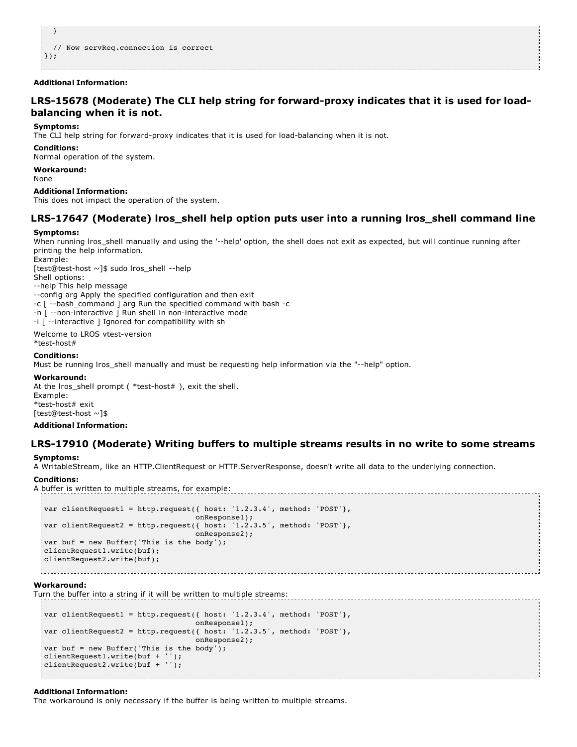```
  }

  // Now servReq.connection is correct
});
```

**Additional Information:**

## LRS-15678 (Moderate) The CLI help string for forward-proxy indicates that it is used for load-balancing when it is not.

**Symptoms:**
The CLI help string for forward-proxy indicates that it is used for load-balancing when it is not.

**Conditions:**
Normal operation of the system.

**Workaround:**
None

**Additional Information:**
This does not impact the operation of the system.

## LRS-17647 (Moderate) lros_shell help option puts user into a running lros_shell command line

**Symptoms:**
When running lros_shell manually and using the '--help' option, the shell does not exit as expected, but will continue running after printing the help information.
Example:
[test@test-host ~]$ sudo lros_shell --help
Shell options:
--help This help message
--config arg Apply the specified configuration and then exit
-c [ --bash_command ] arg Run the specified command with bash -c
-n [ --non-interactive ] Run shell in non-interactive mode
-i [ --interactive ] Ignored for compatibility with sh

Welcome to LROS vtest-version
*test-host#

**Conditions:**
Must be running lros_shell manually and must be requesting help information via the "--help" option.

**Workaround:**
At the lros_shell prompt ( *test-host# ), exit the shell.
Example:
*test-host# exit
[test@test-host ~]$

**Additional Information:**

## LRS-17910 (Moderate) Writing buffers to multiple streams results in no write to some streams

**Symptoms:**
A WritableStream, like an HTTP.ClientRequest or HTTP.ServerResponse, doesn't write all data to the underlying connection.

**Conditions:**
A buffer is written to multiple streams, for example:

```
var clientRequest1 = http.request({ host: '1.2.3.4', method: 'POST'},
                                  onResponse1);
var clientRequest2 = http.request({ host: '1.2.3.5', method: 'POST'},
                                  onResponse2);
var buf = new Buffer('This is the body');
clientRequest1.write(buf);
clientRequest2.write(buf);
```

**Workaround:**
Turn the buffer into a string if it will be written to multiple streams:

```
var clientRequest1 = http.request({ host: '1.2.3.4', method: 'POST'},
                                  onResponse1);
var clientRequest2 = http.request({ host: '1.2.3.5', method: 'POST'},
                                  onResponse2);
var buf = new Buffer('This is the body');
clientRequest1.write(buf + '');
clientRequest2.write(buf + '');
```

**Additional Information:**
The workaround is only necessary if the buffer is being written to multiple streams.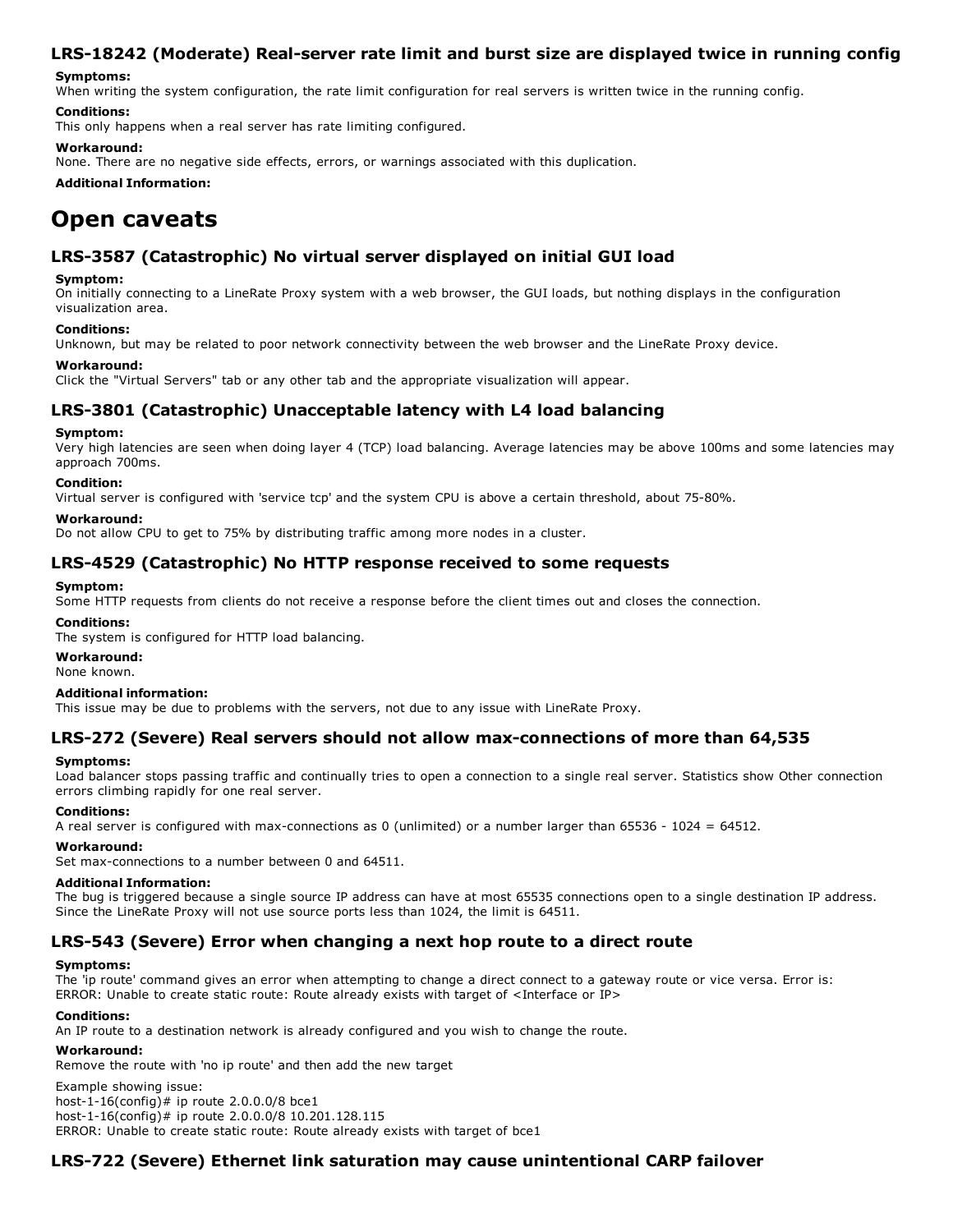### LRS-18242 (Moderate) Real-server rate limit and burst size are displayed twice in running config

**Symptoms:**
When writing the system configuration, the rate limit configuration for real servers is written twice in the running config.

**Conditions:**
This only happens when a real server has rate limiting configured.

**Workaround:**
None. There are no negative side effects, errors, or warnings associated with this duplication.

**Additional Information:**

# Open caveats

### LRS-3587 (Catastrophic) No virtual server displayed on initial GUI load

**Symptom:**
On initially connecting to a LineRate Proxy system with a web browser, the GUI loads, but nothing displays in the configuration visualization area.

**Conditions:**
Unknown, but may be related to poor network connectivity between the web browser and the LineRate Proxy device.

**Workaround:**
Click the "Virtual Servers" tab or any other tab and the appropriate visualization will appear.

### LRS-3801 (Catastrophic) Unacceptable latency with L4 load balancing

**Symptom:**
Very high latencies are seen when doing layer 4 (TCP) load balancing. Average latencies may be above 100ms and some latencies may approach 700ms.

**Condition:**
Virtual server is configured with 'service tcp' and the system CPU is above a certain threshold, about 75-80%.

**Workaround:**
Do not allow CPU to get to 75% by distributing traffic among more nodes in a cluster.

### LRS-4529 (Catastrophic) No HTTP response received to some requests

**Symptom:**
Some HTTP requests from clients do not receive a response before the client times out and closes the connection.

**Conditions:**
The system is configured for HTTP load balancing.

**Workaround:**
None known.

**Additional information:**
This issue may be due to problems with the servers, not due to any issue with LineRate Proxy.

### LRS-272 (Severe) Real servers should not allow max-connections of more than 64,535

**Symptoms:**
Load balancer stops passing traffic and continually tries to open a connection to a single real server. Statistics show Other connection errors climbing rapidly for one real server.

**Conditions:**
A real server is configured with max-connections as 0 (unlimited) or a number larger than 65536 - 1024 = 64512.

**Workaround:**
Set max-connections to a number between 0 and 64511.

**Additional Information:**
The bug is triggered because a single source IP address can have at most 65535 connections open to a single destination IP address. Since the LineRate Proxy will not use source ports less than 1024, the limit is 64511.

### LRS-543 (Severe) Error when changing a next hop route to a direct route

**Symptoms:**
The 'ip route' command gives an error when attempting to change a direct connect to a gateway route or vice versa. Error is:
ERROR: Unable to create static route: Route already exists with target of <Interface or IP>

**Conditions:**
An IP route to a destination network is already configured and you wish to change the route.

**Workaround:**
Remove the route with 'no ip route' and then add the new target

Example showing issue:

```
host-1-16(config)# ip route 2.0.0.0/8 bce1
host-1-16(config)# ip route 2.0.0.0/8 10.201.128.115
ERROR: Unable to create static route: Route already exists with target of bce1
```

### LRS-722 (Severe) Ethernet link saturation may cause unintentional CARP failover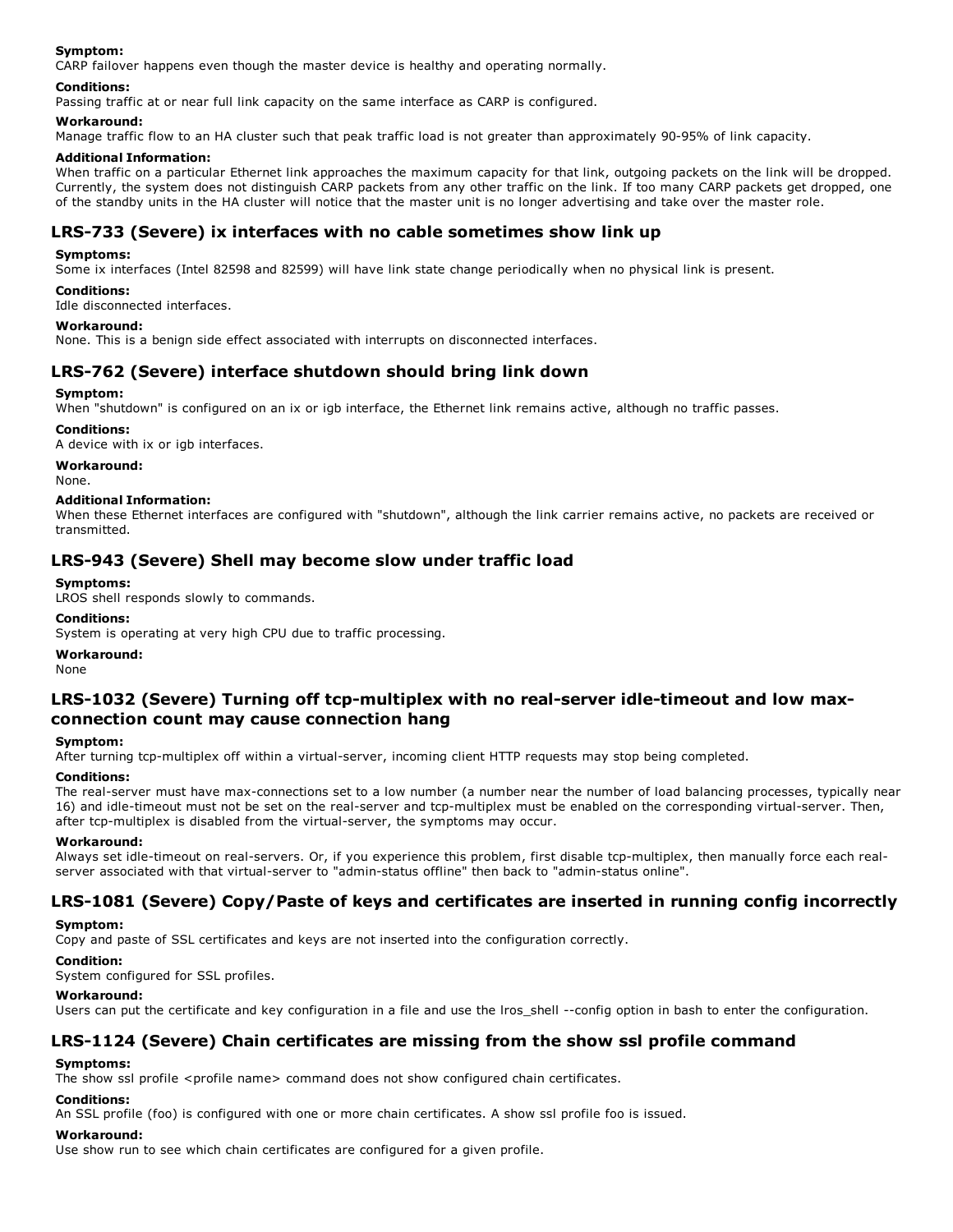**Symptom:**
CARP failover happens even though the master device is healthy and operating normally.

**Conditions:**
Passing traffic at or near full link capacity on the same interface as CARP is configured.

**Workaround:**
Manage traffic flow to an HA cluster such that peak traffic load is not greater than approximately 90-95% of link capacity.

**Additional Information:**
When traffic on a particular Ethernet link approaches the maximum capacity for that link, outgoing packets on the link will be dropped. Currently, the system does not distinguish CARP packets from any other traffic on the link. If too many CARP packets get dropped, one of the standby units in the HA cluster will notice that the master unit is no longer advertising and take over the master role.

## LRS-733 (Severe) ix interfaces with no cable sometimes show link up

**Symptoms:**
Some ix interfaces (Intel 82598 and 82599) will have link state change periodically when no physical link is present.

**Conditions:**
Idle disconnected interfaces.

**Workaround:**
None. This is a benign side effect associated with interrupts on disconnected interfaces.

## LRS-762 (Severe) interface shutdown should bring link down

**Symptom:**
When "shutdown" is configured on an ix or igb interface, the Ethernet link remains active, although no traffic passes.

**Conditions:**
A device with ix or igb interfaces.

**Workaround:**
None.

**Additional Information:**
When these Ethernet interfaces are configured with "shutdown", although the link carrier remains active, no packets are received or transmitted.

## LRS-943 (Severe) Shell may become slow under traffic load

**Symptoms:**
LROS shell responds slowly to commands.

**Conditions:**
System is operating at very high CPU due to traffic processing.

**Workaround:**
None

## LRS-1032 (Severe) Turning off tcp-multiplex with no real-server idle-timeout and low max-connection count may cause connection hang

**Symptom:**
After turning tcp-multiplex off within a virtual-server, incoming client HTTP requests may stop being completed.

**Conditions:**
The real-server must have max-connections set to a low number (a number near the number of load balancing processes, typically near 16) and idle-timeout must not be set on the real-server and tcp-multiplex must be enabled on the corresponding virtual-server. Then, after tcp-multiplex is disabled from the virtual-server, the symptoms may occur.

**Workaround:**
Always set idle-timeout on real-servers. Or, if you experience this problem, first disable tcp-multiplex, then manually force each real-server associated with that virtual-server to "admin-status offline" then back to "admin-status online".

## LRS-1081 (Severe) Copy/Paste of keys and certificates are inserted in running config incorrectly

**Symptom:**
Copy and paste of SSL certificates and keys are not inserted into the configuration correctly.

**Condition:**
System configured for SSL profiles.

**Workaround:**
Users can put the certificate and key configuration in a file and use the lros_shell --config option in bash to enter the configuration.

## LRS-1124 (Severe) Chain certificates are missing from the show ssl profile command

**Symptoms:**
The show ssl profile <profile name> command does not show configured chain certificates.

**Conditions:**
An SSL profile (foo) is configured with one or more chain certificates. A show ssl profile foo is issued.

**Workaround:**
Use show run to see which chain certificates are configured for a given profile.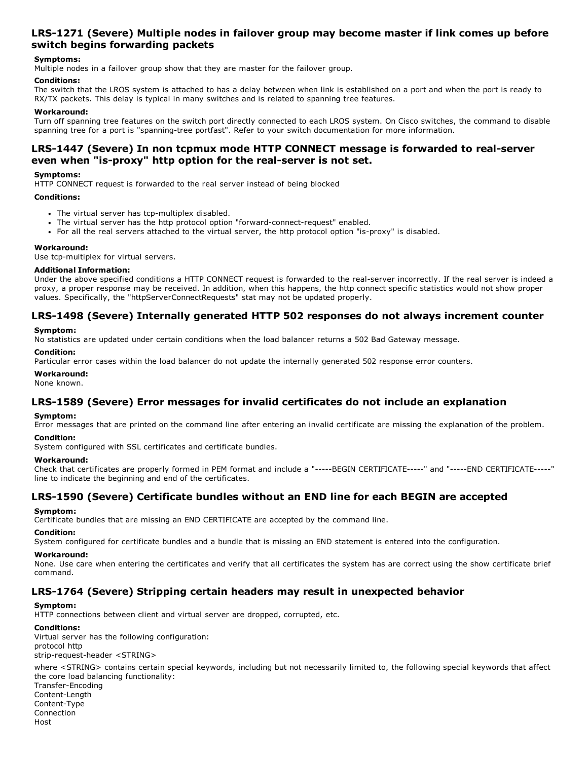### LRS-1271 (Severe) Multiple nodes in failover group may become master if link comes up before switch begins forwarding packets

**Symptoms:**
Multiple nodes in a failover group show that they are master for the failover group.

**Conditions:**
The switch that the LROS system is attached to has a delay between when link is established on a port and when the port is ready to RX/TX packets. This delay is typical in many switches and is related to spanning tree features.

**Workaround:**
Turn off spanning tree features on the switch port directly connected to each LROS system. On Cisco switches, the command to disable spanning tree for a port is "spanning-tree portfast". Refer to your switch documentation for more information.

### LRS-1447 (Severe) In non tcpmux mode HTTP CONNECT message is forwarded to real-server even when "is-proxy" http option for the real-server is not set.

**Symptoms:**
HTTP CONNECT request is forwarded to the real server instead of being blocked

**Conditions:**

- The virtual server has tcp-multiplex disabled.
- The virtual server has the http protocol option "forward-connect-request" enabled.
- For all the real servers attached to the virtual server, the http protocol option "is-proxy" is disabled.

**Workaround:**
Use tcp-multiplex for virtual servers.

**Additional Information:**
Under the above specified conditions a HTTP CONNECT request is forwarded to the real-server incorrectly. If the real server is indeed a proxy, a proper response may be received. In addition, when this happens, the http connect specific statistics would not show proper values. Specifically, the "httpServerConnectRequests" stat may not be updated properly.

### LRS-1498 (Severe) Internally generated HTTP 502 responses do not always increment counter

**Symptom:**
No statistics are updated under certain conditions when the load balancer returns a 502 Bad Gateway message.

**Condition:**
Particular error cases within the load balancer do not update the internally generated 502 response error counters.

**Workaround:**
None known.

### LRS-1589 (Severe) Error messages for invalid certificates do not include an explanation

**Symptom:**
Error messages that are printed on the command line after entering an invalid certificate are missing the explanation of the problem.

**Condition:**
System configured with SSL certificates and certificate bundles.

**Workaround:**
Check that certificates are properly formed in PEM format and include a "-----BEGIN CERTIFICATE-----" and "-----END CERTIFICATE-----" line to indicate the beginning and end of the certificates.

### LRS-1590 (Severe) Certificate bundles without an END line for each BEGIN are accepted

**Symptom:**
Certificate bundles that are missing an END CERTIFICATE are accepted by the command line.

**Condition:**
System configured for certificate bundles and a bundle that is missing an END statement is entered into the configuration.

**Workaround:**
None. Use care when entering the certificates and verify that all certificates the system has are correct using the show certificate brief command.

### LRS-1764 (Severe) Stripping certain headers may result in unexpected behavior

**Symptom:**
HTTP connections between client and virtual server are dropped, corrupted, etc.

**Conditions:**
Virtual server has the following configuration:
protocol http
strip-request-header <STRING>

where <STRING> contains certain special keywords, including but not necessarily limited to, the following special keywords that affect the core load balancing functionality:
Transfer-Encoding
Content-Length
Content-Type
Connection
Host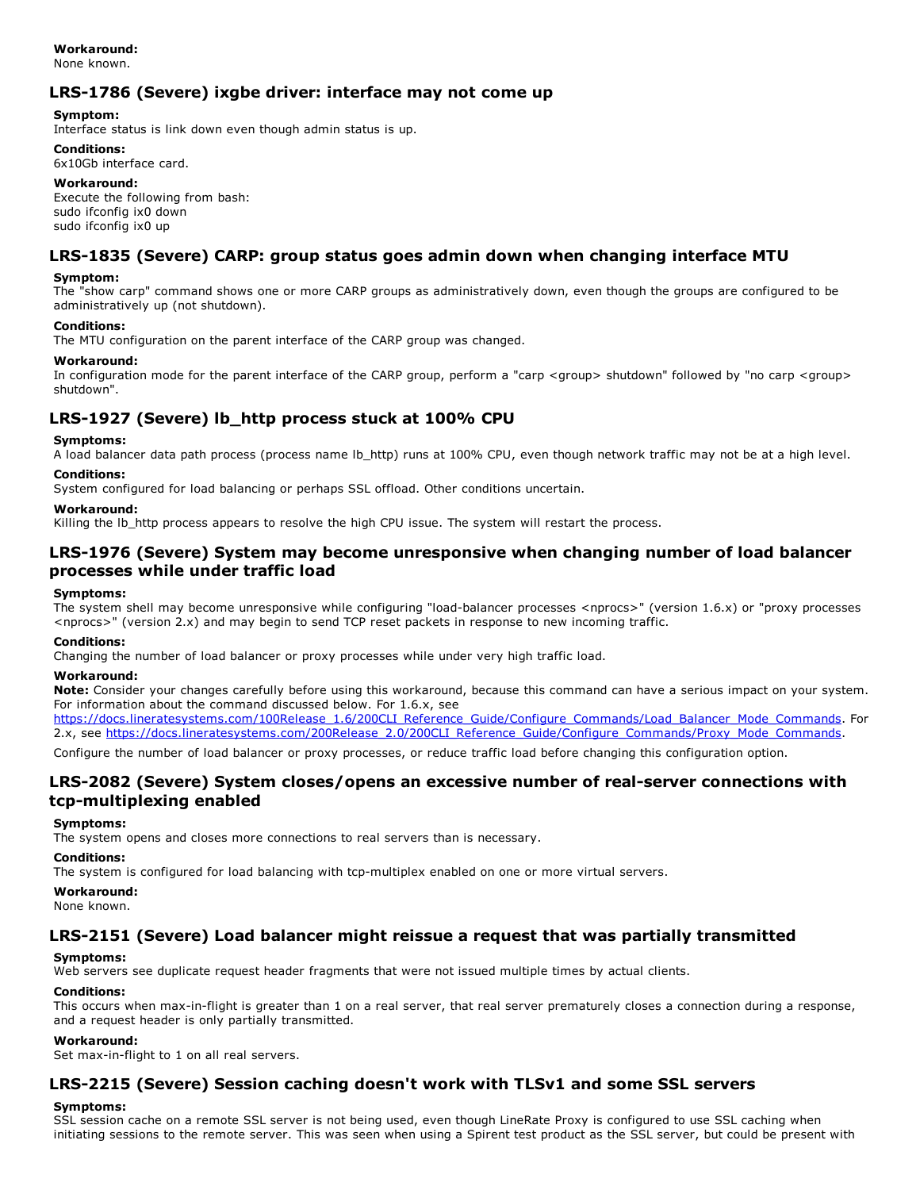**Workaround:**
None known.

## LRS-1786 (Severe) ixgbe driver: interface may not come up

**Symptom:**
Interface status is link down even though admin status is up.

**Conditions:**
6x10Gb interface card.

**Workaround:**
Execute the following from bash:
sudo ifconfig ix0 down
sudo ifconfig ix0 up

## LRS-1835 (Severe) CARP: group status goes admin down when changing interface MTU

**Symptom:**
The "show carp" command shows one or more CARP groups as administratively down, even though the groups are configured to be administratively up (not shutdown).

**Conditions:**
The MTU configuration on the parent interface of the CARP group was changed.

**Workaround:**
In configuration mode for the parent interface of the CARP group, perform a "carp <group> shutdown" followed by "no carp <group> shutdown".

## LRS-1927 (Severe) lb_http process stuck at 100% CPU

**Symptoms:**
A load balancer data path process (process name lb_http) runs at 100% CPU, even though network traffic may not be at a high level.

**Conditions:**
System configured for load balancing or perhaps SSL offload. Other conditions uncertain.

**Workaround:**
Killing the lb_http process appears to resolve the high CPU issue. The system will restart the process.

## LRS-1976 (Severe) System may become unresponsive when changing number of load balancer processes while under traffic load

**Symptoms:**
The system shell may become unresponsive while configuring "load-balancer processes <nprocs>" (version 1.6.x) or "proxy processes <nprocs>" (version 2.x) and may begin to send TCP reset packets in response to new incoming traffic.

**Conditions:**
Changing the number of load balancer or proxy processes while under very high traffic load.

**Workaround:**
**Note:** Consider your changes carefully before using this workaround, because this command can have a serious impact on your system. For information about the command discussed below. For 1.6.x, see https://docs.lineratesystems.com/100Release_1.6/200CLI_Reference_Guide/Configure_Commands/Load_Balancer_Mode_Commands. For 2.x, see https://docs.lineratesystems.com/200Release_2.0/200CLI_Reference_Guide/Configure_Commands/Proxy_Mode_Commands.

Configure the number of load balancer or proxy processes, or reduce traffic load before changing this configuration option.

## LRS-2082 (Severe) System closes/opens an excessive number of real-server connections with tcp-multiplexing enabled

**Symptoms:**
The system opens and closes more connections to real servers than is necessary.

**Conditions:**
The system is configured for load balancing with tcp-multiplex enabled on one or more virtual servers.

**Workaround:**
None known.

## LRS-2151 (Severe) Load balancer might reissue a request that was partially transmitted

**Symptoms:**
Web servers see duplicate request header fragments that were not issued multiple times by actual clients.

**Conditions:**
This occurs when max-in-flight is greater than 1 on a real server, that real server prematurely closes a connection during a response, and a request header is only partially transmitted.

**Workaround:**
Set max-in-flight to 1 on all real servers.

## LRS-2215 (Severe) Session caching doesn't work with TLSv1 and some SSL servers

**Symptoms:**
SSL session cache on a remote SSL server is not being used, even though LineRate Proxy is configured to use SSL caching when initiating sessions to the remote server. This was seen when using a Spirent test product as the SSL server, but could be present with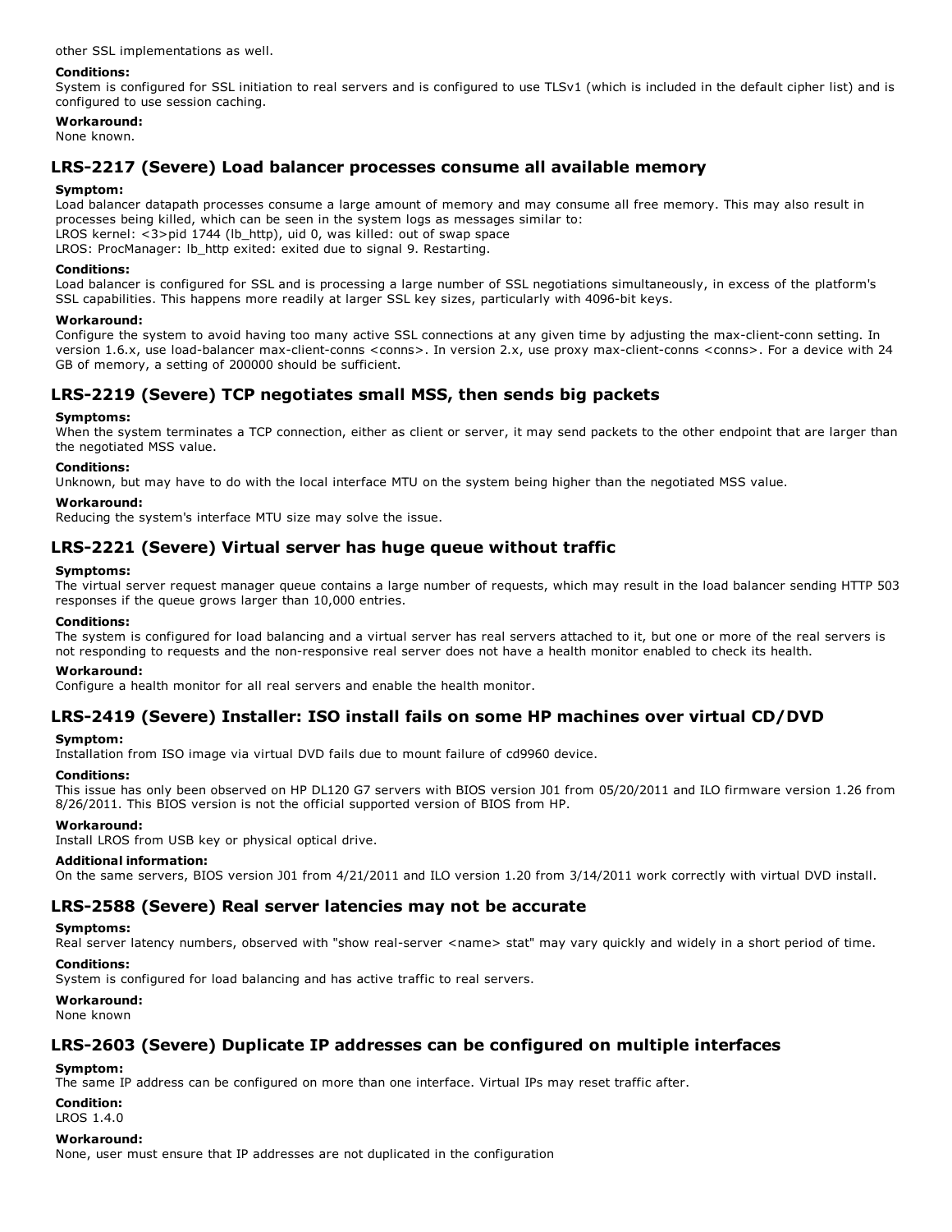other SSL implementations as well.

**Conditions:**
System is configured for SSL initiation to real servers and is configured to use TLSv1 (which is included in the default cipher list) and is configured to use session caching.

**Workaround:**
None known.

## LRS-2217 (Severe) Load balancer processes consume all available memory

**Symptom:**
Load balancer datapath processes consume a large amount of memory and may consume all free memory. This may also result in processes being killed, which can be seen in the system logs as messages similar to:
LROS kernel: <3>pid 1744 (lb_http), uid 0, was killed: out of swap space
LROS: ProcManager: lb_http exited: exited due to signal 9. Restarting.

**Conditions:**
Load balancer is configured for SSL and is processing a large number of SSL negotiations simultaneously, in excess of the platform's SSL capabilities. This happens more readily at larger SSL key sizes, particularly with 4096-bit keys.

**Workaround:**
Configure the system to avoid having too many active SSL connections at any given time by adjusting the max-client-conn setting. In version 1.6.x, use load-balancer max-client-conns <conns>. In version 2.x, use proxy max-client-conns <conns>. For a device with 24 GB of memory, a setting of 200000 should be sufficient.

## LRS-2219 (Severe) TCP negotiates small MSS, then sends big packets

**Symptoms:**
When the system terminates a TCP connection, either as client or server, it may send packets to the other endpoint that are larger than the negotiated MSS value.

**Conditions:**
Unknown, but may have to do with the local interface MTU on the system being higher than the negotiated MSS value.

**Workaround:**
Reducing the system's interface MTU size may solve the issue.

## LRS-2221 (Severe) Virtual server has huge queue without traffic

**Symptoms:**
The virtual server request manager queue contains a large number of requests, which may result in the load balancer sending HTTP 503 responses if the queue grows larger than 10,000 entries.

**Conditions:**
The system is configured for load balancing and a virtual server has real servers attached to it, but one or more of the real servers is not responding to requests and the non-responsive real server does not have a health monitor enabled to check its health.

**Workaround:**
Configure a health monitor for all real servers and enable the health monitor.

## LRS-2419 (Severe) Installer: ISO install fails on some HP machines over virtual CD/DVD

**Symptom:**
Installation from ISO image via virtual DVD fails due to mount failure of cd9960 device.

**Conditions:**
This issue has only been observed on HP DL120 G7 servers with BIOS version J01 from 05/20/2011 and ILO firmware version 1.26 from 8/26/2011. This BIOS version is not the official supported version of BIOS from HP.

**Workaround:**
Install LROS from USB key or physical optical drive.

**Additional information:**
On the same servers, BIOS version J01 from 4/21/2011 and ILO version 1.20 from 3/14/2011 work correctly with virtual DVD install.

## LRS-2588 (Severe) Real server latencies may not be accurate

**Symptoms:**
Real server latency numbers, observed with "show real-server <name> stat" may vary quickly and widely in a short period of time.

**Conditions:**
System is configured for load balancing and has active traffic to real servers.

**Workaround:**
None known

## LRS-2603 (Severe) Duplicate IP addresses can be configured on multiple interfaces

**Symptom:**
The same IP address can be configured on more than one interface. Virtual IPs may reset traffic after.

**Condition:**
LROS 1.4.0

**Workaround:**
None, user must ensure that IP addresses are not duplicated in the configuration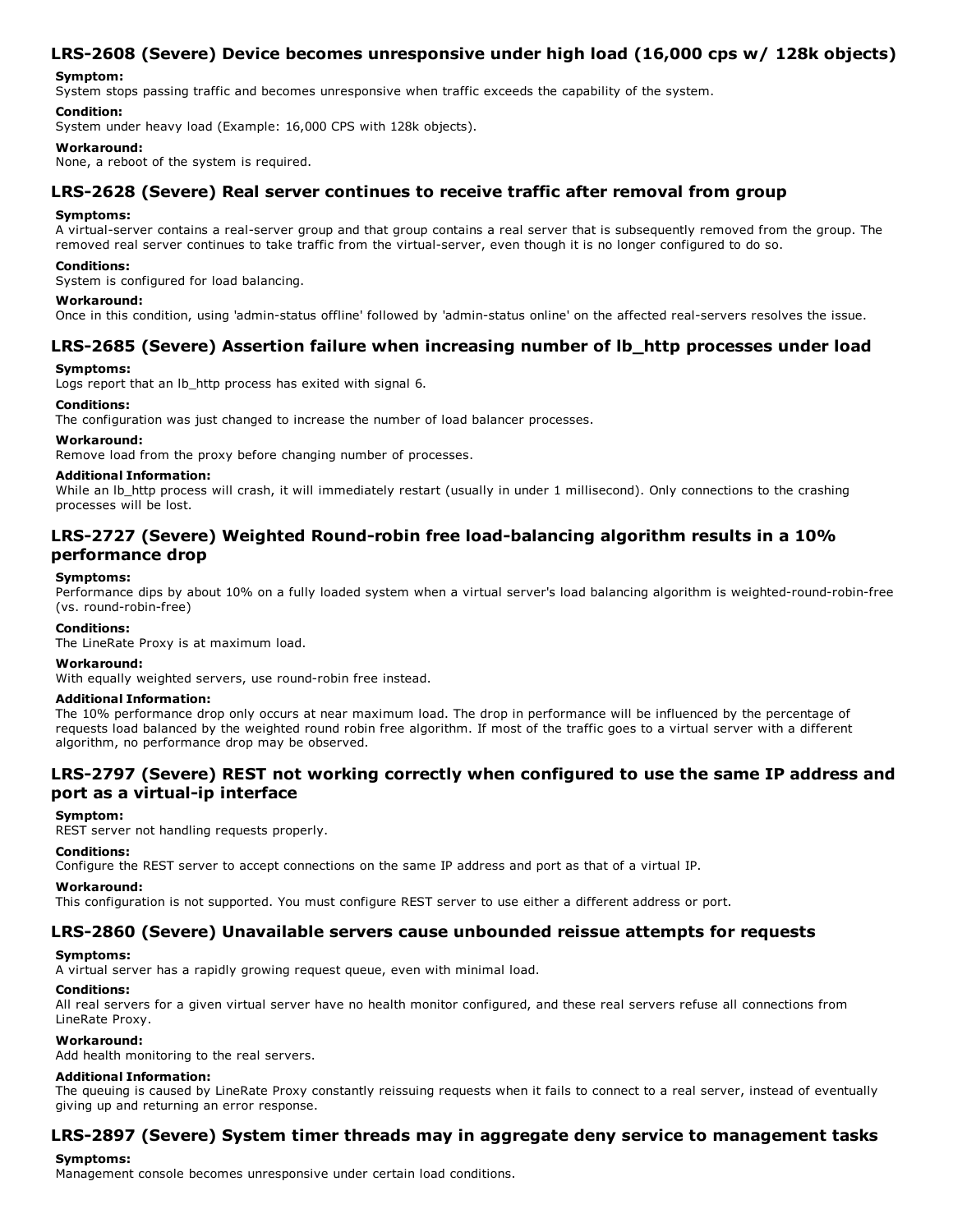### LRS-2608 (Severe) Device becomes unresponsive under high load (16,000 cps w/ 128k objects)

**Symptom:**
System stops passing traffic and becomes unresponsive when traffic exceeds the capability of the system.

**Condition:**
System under heavy load (Example: 16,000 CPS with 128k objects).

**Workaround:**
None, a reboot of the system is required.

### LRS-2628 (Severe) Real server continues to receive traffic after removal from group

**Symptoms:**
A virtual-server contains a real-server group and that group contains a real server that is subsequently removed from the group. The removed real server continues to take traffic from the virtual-server, even though it is no longer configured to do so.

**Conditions:**
System is configured for load balancing.

**Workaround:**
Once in this condition, using 'admin-status offline' followed by 'admin-status online' on the affected real-servers resolves the issue.

### LRS-2685 (Severe) Assertion failure when increasing number of lb_http processes under load

**Symptoms:**
Logs report that an lb_http process has exited with signal 6.

**Conditions:**
The configuration was just changed to increase the number of load balancer processes.

**Workaround:**
Remove load from the proxy before changing number of processes.

**Additional Information:**
While an lb_http process will crash, it will immediately restart (usually in under 1 millisecond). Only connections to the crashing processes will be lost.

### LRS-2727 (Severe) Weighted Round-robin free load-balancing algorithm results in a 10% performance drop

**Symptoms:**
Performance dips by about 10% on a fully loaded system when a virtual server's load balancing algorithm is weighted-round-robin-free (vs. round-robin-free)

**Conditions:**
The LineRate Proxy is at maximum load.

**Workaround:**
With equally weighted servers, use round-robin free instead.

**Additional Information:**
The 10% performance drop only occurs at near maximum load. The drop in performance will be influenced by the percentage of requests load balanced by the weighted round robin free algorithm. If most of the traffic goes to a virtual server with a different algorithm, no performance drop may be observed.

### LRS-2797 (Severe) REST not working correctly when configured to use the same IP address and port as a virtual-ip interface

**Symptom:**
REST server not handling requests properly.

**Conditions:**
Configure the REST server to accept connections on the same IP address and port as that of a virtual IP.

**Workaround:**
This configuration is not supported. You must configure REST server to use either a different address or port.

### LRS-2860 (Severe) Unavailable servers cause unbounded reissue attempts for requests

**Symptoms:**
A virtual server has a rapidly growing request queue, even with minimal load.

**Conditions:**
All real servers for a given virtual server have no health monitor configured, and these real servers refuse all connections from LineRate Proxy.

**Workaround:**
Add health monitoring to the real servers.

**Additional Information:**
The queuing is caused by LineRate Proxy constantly reissuing requests when it fails to connect to a real server, instead of eventually giving up and returning an error response.

### LRS-2897 (Severe) System timer threads may in aggregate deny service to management tasks

**Symptoms:**
Management console becomes unresponsive under certain load conditions.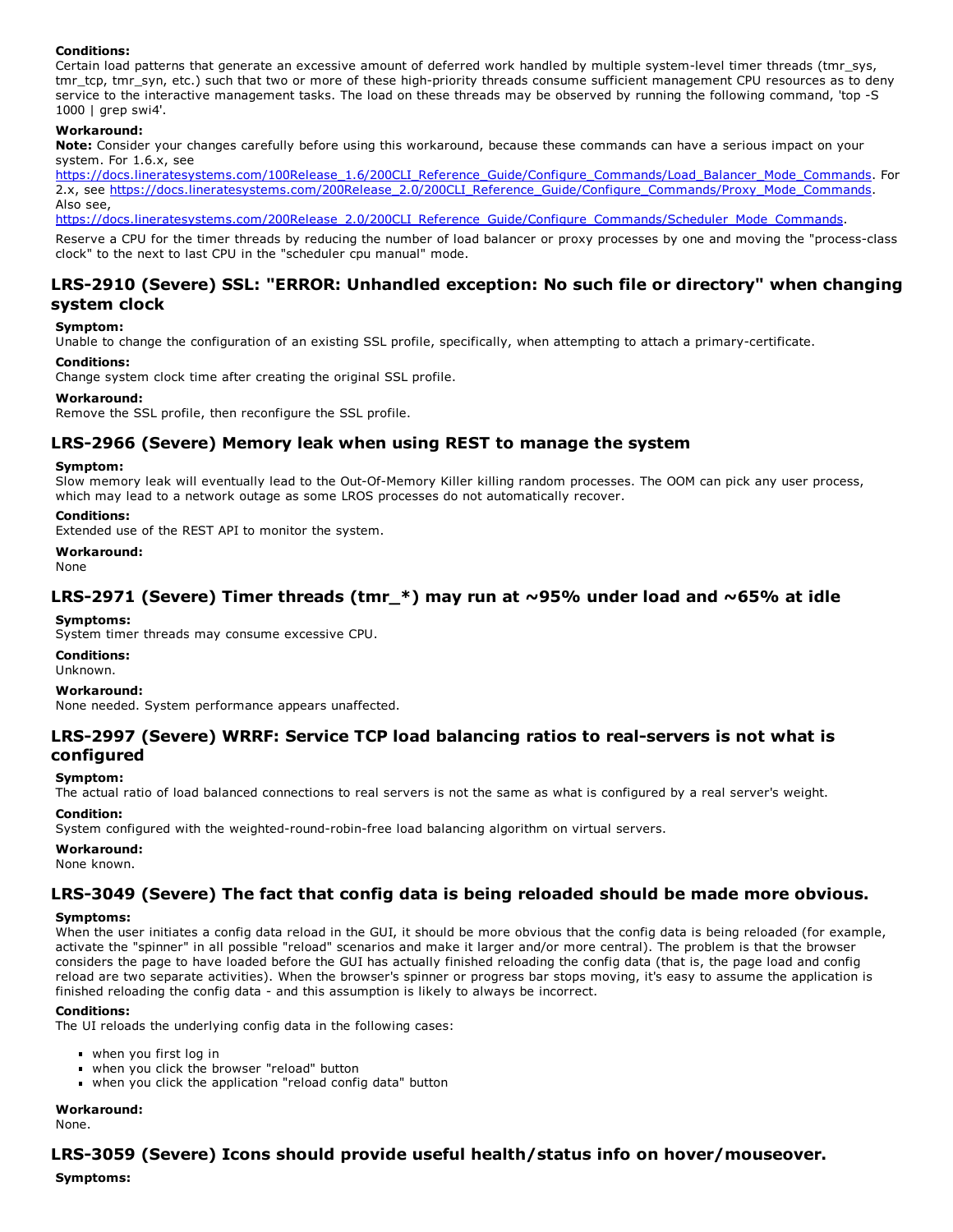**Conditions:**
Certain load patterns that generate an excessive amount of deferred work handled by multiple system-level timer threads (tmr_sys, tmr_tcp, tmr_syn, etc.) such that two or more of these high-priority threads consume sufficient management CPU resources as to deny service to the interactive management tasks. The load on these threads may be observed by running the following command, 'top -S 1000 | grep swi4'.

**Workaround:**
**Note:** Consider your changes carefully before using this workaround, because these commands can have a serious impact on your system. For 1.6.x, see https://docs.lineratesystems.com/100Release_1.6/200CLI_Reference_Guide/Configure_Commands/Load_Balancer_Mode_Commands. For 2.x, see https://docs.lineratesystems.com/200Release_2.0/200CLI_Reference_Guide/Configure_Commands/Proxy_Mode_Commands. Also see, https://docs.lineratesystems.com/200Release_2.0/200CLI_Reference_Guide/Configure_Commands/Scheduler_Mode_Commands.

Reserve a CPU for the timer threads by reducing the number of load balancer or proxy processes by one and moving the "process-class clock" to the next to last CPU in the "scheduler cpu manual" mode.

## LRS-2910 (Severe) SSL: "ERROR: Unhandled exception: No such file or directory" when changing system clock

**Symptom:**
Unable to change the configuration of an existing SSL profile, specifically, when attempting to attach a primary-certificate.

**Conditions:**
Change system clock time after creating the original SSL profile.

**Workaround:**
Remove the SSL profile, then reconfigure the SSL profile.

## LRS-2966 (Severe) Memory leak when using REST to manage the system

**Symptom:**
Slow memory leak will eventually lead to the Out-Of-Memory Killer killing random processes. The OOM can pick any user process, which may lead to a network outage as some LROS processes do not automatically recover.

**Conditions:**
Extended use of the REST API to monitor the system.

**Workaround:**
None

## LRS-2971 (Severe) Timer threads (tmr_*) may run at ~95% under load and ~65% at idle

**Symptoms:**
System timer threads may consume excessive CPU.

**Conditions:**
Unknown.

**Workaround:**
None needed. System performance appears unaffected.

## LRS-2997 (Severe) WRRF: Service TCP load balancing ratios to real-servers is not what is configured

**Symptom:**
The actual ratio of load balanced connections to real servers is not the same as what is configured by a real server's weight.

**Condition:**
System configured with the weighted-round-robin-free load balancing algorithm on virtual servers.

**Workaround:**
None known.

## LRS-3049 (Severe) The fact that config data is being reloaded should be made more obvious.

**Symptoms:**
When the user initiates a config data reload in the GUI, it should be more obvious that the config data is being reloaded (for example, activate the "spinner" in all possible "reload" scenarios and make it larger and/or more central). The problem is that the browser considers the page to have loaded before the GUI has actually finished reloading the config data (that is, the page load and config reload are two separate activities). When the browser's spinner or progress bar stops moving, it's easy to assume the application is finished reloading the config data - and this assumption is likely to always be incorrect.

**Conditions:**
The UI reloads the underlying config data in the following cases:

- when you first log in
- when you click the browser "reload" button
- when you click the application "reload config data" button

**Workaround:**
None.

## LRS-3059 (Severe) Icons should provide useful health/status info on hover/mouseover.

**Symptoms:**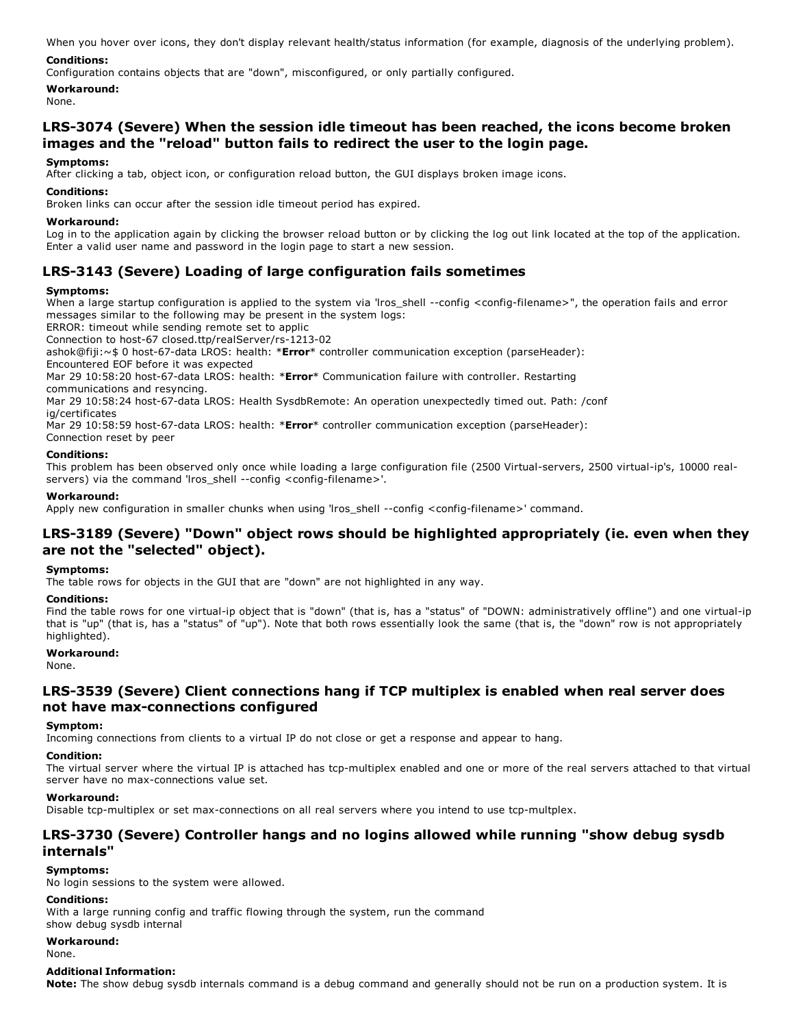When you hover over icons, they don't display relevant health/status information (for example, diagnosis of the underlying problem).

**Conditions:**
Configuration contains objects that are "down", misconfigured, or only partially configured.

**Workaround:**
None.

## LRS-3074 (Severe) When the session idle timeout has been reached, the icons become broken images and the "reload" button fails to redirect the user to the login page.

**Symptoms:**
After clicking a tab, object icon, or configuration reload button, the GUI displays broken image icons.

**Conditions:**
Broken links can occur after the session idle timeout period has expired.

**Workaround:**
Log in to the application again by clicking the browser reload button or by clicking the log out link located at the top of the application. Enter a valid user name and password in the login page to start a new session.

## LRS-3143 (Severe) Loading of large configuration fails sometimes

**Symptoms:**
When a large startup configuration is applied to the system via 'lros_shell --config <config-filename>", the operation fails and error messages similar to the following may be present in the system logs:
ERROR: timeout while sending remote set to applic
Connection to host-67 closed.ttp/realServer/rs-1213-02
ashok@fiji:~$ 0 host-67-data LROS: health: \***Error**\* controller communication exception (parseHeader):
Encountered EOF before it was expected
Mar 29 10:58:20 host-67-data LROS: health: \***Error**\* Communication failure with controller. Restarting communications and resyncing.
Mar 29 10:58:24 host-67-data LROS: Health SysdbRemote: An operation unexpectedly timed out. Path: /conf ig/certificates
Mar 29 10:58:59 host-67-data LROS: health: \***Error**\* controller communication exception (parseHeader):
Connection reset by peer

**Conditions:**
This problem has been observed only once while loading a large configuration file (2500 Virtual-servers, 2500 virtual-ip's, 10000 real-servers) via the command 'lros_shell --config <config-filename>'.

**Workaround:**
Apply new configuration in smaller chunks when using 'lros_shell --config <config-filename>' command.

## LRS-3189 (Severe) "Down" object rows should be highlighted appropriately (ie. even when they are not the "selected" object).

**Symptoms:**
The table rows for objects in the GUI that are "down" are not highlighted in any way.

**Conditions:**
Find the table rows for one virtual-ip object that is "down" (that is, has a "status" of "DOWN: administratively offline") and one virtual-ip that is "up" (that is, has a "status" of "up"). Note that both rows essentially look the same (that is, the "down" row is not appropriately highlighted).

**Workaround:**
None.

## LRS-3539 (Severe) Client connections hang if TCP multiplex is enabled when real server does not have max-connections configured

**Symptom:**
Incoming connections from clients to a virtual IP do not close or get a response and appear to hang.

**Condition:**
The virtual server where the virtual IP is attached has tcp-multiplex enabled and one or more of the real servers attached to that virtual server have no max-connections value set.

**Workaround:**
Disable tcp-multiplex or set max-connections on all real servers where you intend to use tcp-multplex.

## LRS-3730 (Severe) Controller hangs and no logins allowed while running "show debug sysdb internals"

**Symptoms:**
No login sessions to the system were allowed.

**Conditions:**
With a large running config and traffic flowing through the system, run the command
show debug sysdb internal

**Workaround:**
None.

**Additional Information:**
**Note:** The show debug sysdb internals command is a debug command and generally should not be run on a production system. It is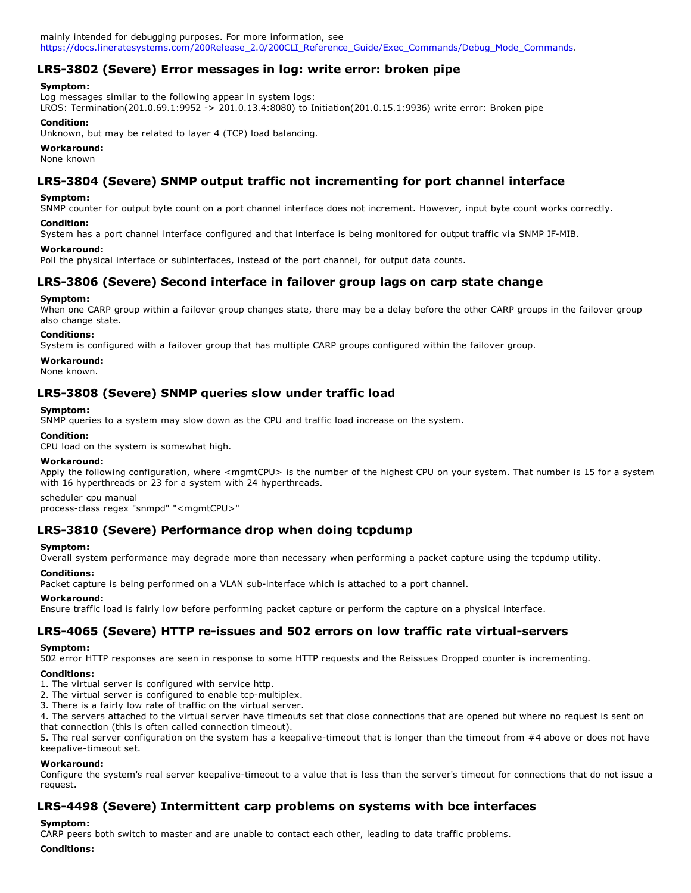mainly intended for debugging purposes. For more information, see https://docs.lineratesystems.com/200Release_2.0/200CLI_Reference_Guide/Exec_Commands/Debug_Mode_Commands.

## LRS-3802 (Severe) Error messages in log: write error: broken pipe

**Symptom:**
Log messages similar to the following appear in system logs:
LROS: Termination(201.0.69.1:9952 -> 201.0.13.4:8080) to Initiation(201.0.15.1:9936) write error: Broken pipe

**Condition:**
Unknown, but may be related to layer 4 (TCP) load balancing.

**Workaround:**
None known

## LRS-3804 (Severe) SNMP output traffic not incrementing for port channel interface

**Symptom:**
SNMP counter for output byte count on a port channel interface does not increment. However, input byte count works correctly.

**Condition:**
System has a port channel interface configured and that interface is being monitored for output traffic via SNMP IF-MIB.

**Workaround:**
Poll the physical interface or subinterfaces, instead of the port channel, for output data counts.

## LRS-3806 (Severe) Second interface in failover group lags on carp state change

**Symptom:**
When one CARP group within a failover group changes state, there may be a delay before the other CARP groups in the failover group also change state.

**Conditions:**
System is configured with a failover group that has multiple CARP groups configured within the failover group.

**Workaround:**
None known.

## LRS-3808 (Severe) SNMP queries slow under traffic load

**Symptom:**
SNMP queries to a system may slow down as the CPU and traffic load increase on the system.

**Condition:**
CPU load on the system is somewhat high.

**Workaround:**
Apply the following configuration, where <mgmtCPU> is the number of the highest CPU on your system. That number is 15 for a system with 16 hyperthreads or 23 for a system with 24 hyperthreads.

```
scheduler cpu manual
process-class regex "snmpd" "<mgmtCPU>"
```

## LRS-3810 (Severe) Performance drop when doing tcpdump

**Symptom:**
Overall system performance may degrade more than necessary when performing a packet capture using the tcpdump utility.

**Conditions:**
Packet capture is being performed on a VLAN sub-interface which is attached to a port channel.

**Workaround:**
Ensure traffic load is fairly low before performing packet capture or perform the capture on a physical interface.

## LRS-4065 (Severe) HTTP re-issues and 502 errors on low traffic rate virtual-servers

**Symptom:**
502 error HTTP responses are seen in response to some HTTP requests and the Reissues Dropped counter is incrementing.

**Conditions:**
1. The virtual server is configured with service http.
2. The virtual server is configured to enable tcp-multiplex.
3. There is a fairly low rate of traffic on the virtual server.
4. The servers attached to the virtual server have timeouts set that close connections that are opened but where no request is sent on that connection (this is often called connection timeout).
5. The real server configuration on the system has a keepalive-timeout that is longer than the timeout from #4 above or does not have keepalive-timeout set.

**Workaround:**
Configure the system's real server keepalive-timeout to a value that is less than the server's timeout for connections that do not issue a request.

## LRS-4498 (Severe) Intermittent carp problems on systems with bce interfaces

**Symptom:**
CARP peers both switch to master and are unable to contact each other, leading to data traffic problems.

**Conditions:**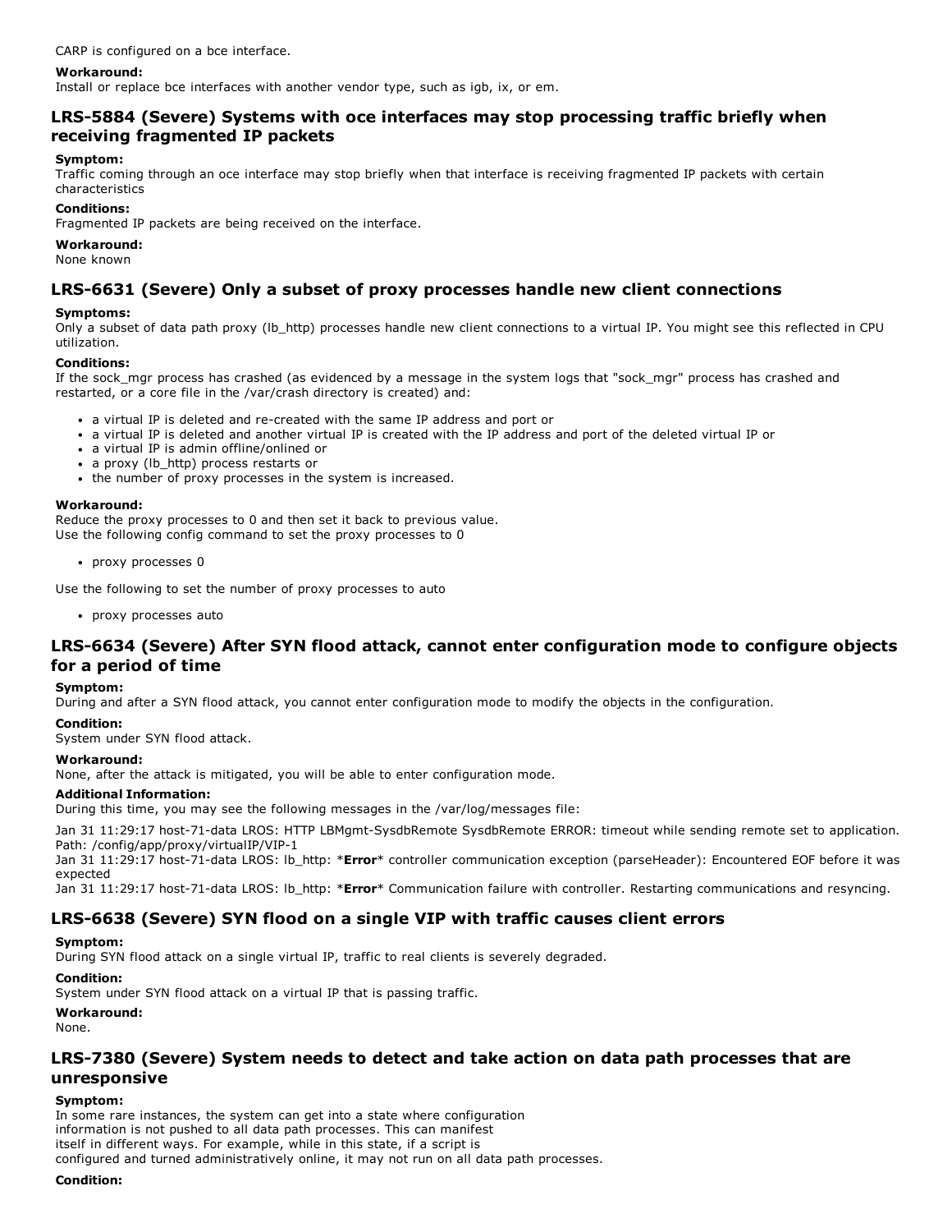CARP is configured on a bce interface.

**Workaround:**
Install or replace bce interfaces with another vendor type, such as igb, ix, or em.

## LRS-5884 (Severe) Systems with oce interfaces may stop processing traffic briefly when receiving fragmented IP packets

**Symptom:**
Traffic coming through an oce interface may stop briefly when that interface is receiving fragmented IP packets with certain characteristics

**Conditions:**
Fragmented IP packets are being received on the interface.

**Workaround:**
None known

## LRS-6631 (Severe) Only a subset of proxy processes handle new client connections

**Symptoms:**
Only a subset of data path proxy (lb_http) processes handle new client connections to a virtual IP. You might see this reflected in CPU utilization.

**Conditions:**
If the sock_mgr process has crashed (as evidenced by a message in the system logs that "sock_mgr" process has crashed and restarted, or a core file in the /var/crash directory is created) and:

- a virtual IP is deleted and re-created with the same IP address and port or
- a virtual IP is deleted and another virtual IP is created with the IP address and port of the deleted virtual IP or
- a virtual IP is admin offline/onlined or
- a proxy (lb_http) process restarts or
- the number of proxy processes in the system is increased.

**Workaround:**
Reduce the proxy processes to 0 and then set it back to previous value.
Use the following config command to set the proxy processes to 0

- proxy processes 0

Use the following to set the number of proxy processes to auto

- proxy processes auto

## LRS-6634 (Severe) After SYN flood attack, cannot enter configuration mode to configure objects for a period of time

**Symptom:**
During and after a SYN flood attack, you cannot enter configuration mode to modify the objects in the configuration.

**Condition:**
System under SYN flood attack.

**Workaround:**
None, after the attack is mitigated, you will be able to enter configuration mode.

**Additional Information:**
During this time, you may see the following messages in the /var/log/messages file:

Jan 31 11:29:17 host-71-data LROS: HTTP LBMgmt-SysdbRemote SysdbRemote ERROR: timeout while sending remote set to application. Path: /config/app/proxy/virtualIP/VIP-1
Jan 31 11:29:17 host-71-data LROS: lb_http: *Error* controller communication exception (parseHeader): Encountered EOF before it was expected
Jan 31 11:29:17 host-71-data LROS: lb_http: *Error* Communication failure with controller. Restarting communications and resyncing.

## LRS-6638 (Severe) SYN flood on a single VIP with traffic causes client errors

**Symptom:**
During SYN flood attack on a single virtual IP, traffic to real clients is severely degraded.

**Condition:**
System under SYN flood attack on a virtual IP that is passing traffic.

**Workaround:**
None.

## LRS-7380 (Severe) System needs to detect and take action on data path processes that are unresponsive

**Symptom:**
In some rare instances, the system can get into a state where configuration information is not pushed to all data path processes. This can manifest itself in different ways. For example, while in this state, if a script is configured and turned administratively online, it may not run on all data path processes.

**Condition:**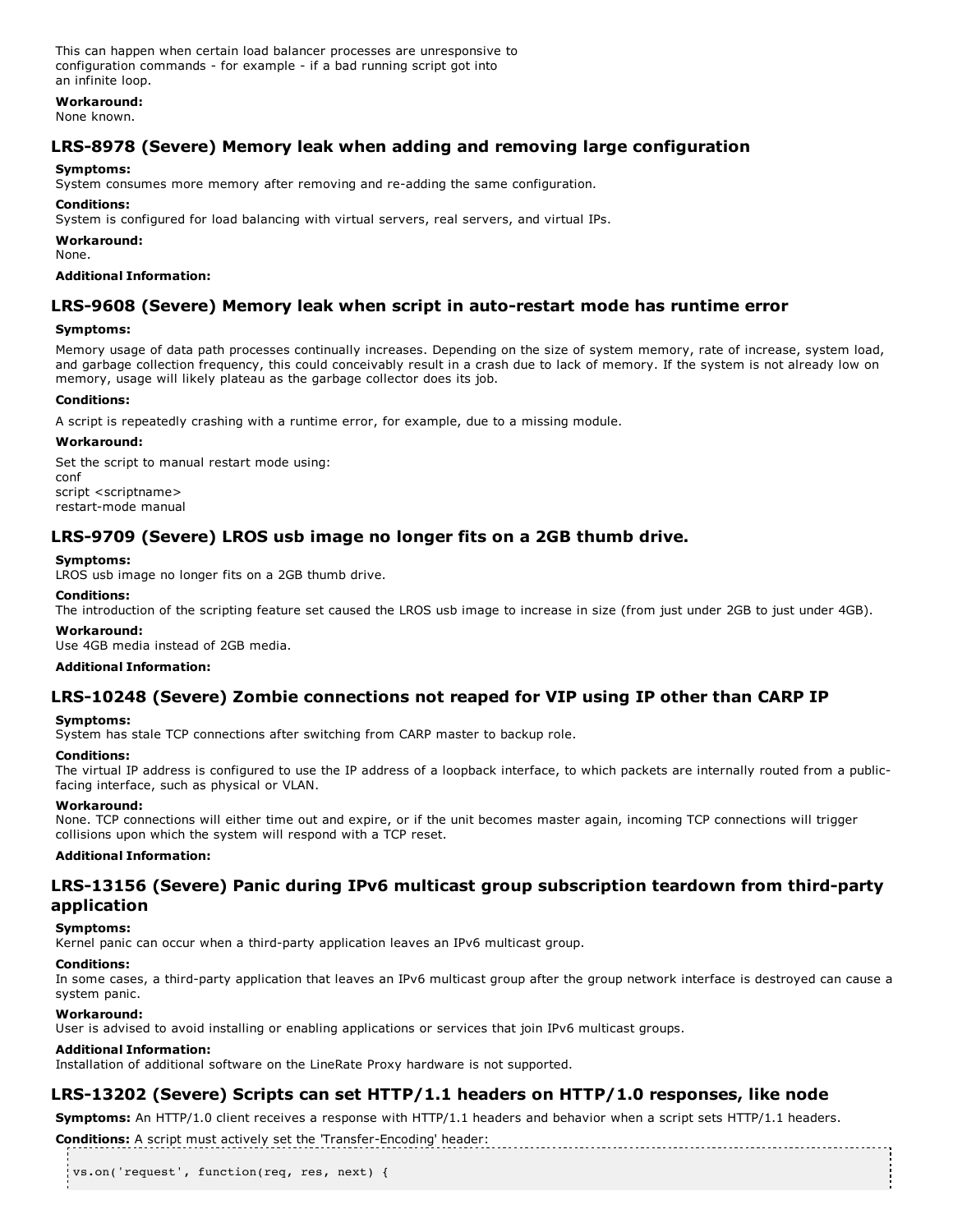This can happen when certain load balancer processes are unresponsive to configuration commands - for example - if a bad running script got into an infinite loop.

**Workaround:**
None known.

## LRS-8978 (Severe) Memory leak when adding and removing large configuration

**Symptoms:**
System consumes more memory after removing and re-adding the same configuration.

**Conditions:**
System is configured for load balancing with virtual servers, real servers, and virtual IPs.

**Workaround:**
None.

**Additional Information:**

## LRS-9608 (Severe) Memory leak when script in auto-restart mode has runtime error

**Symptoms:**

Memory usage of data path processes continually increases. Depending on the size of system memory, rate of increase, system load, and garbage collection frequency, this could conceivably result in a crash due to lack of memory. If the system is not already low on memory, usage will likely plateau as the garbage collector does its job.

**Conditions:**

A script is repeatedly crashing with a runtime error, for example, due to a missing module.

**Workaround:**

Set the script to manual restart mode using:
conf
script <scriptname>
restart-mode manual

## LRS-9709 (Severe) LROS usb image no longer fits on a 2GB thumb drive.

**Symptoms:**
LROS usb image no longer fits on a 2GB thumb drive.

**Conditions:**
The introduction of the scripting feature set caused the LROS usb image to increase in size (from just under 2GB to just under 4GB).

**Workaround:**
Use 4GB media instead of 2GB media.

**Additional Information:**

## LRS-10248 (Severe) Zombie connections not reaped for VIP using IP other than CARP IP

**Symptoms:**
System has stale TCP connections after switching from CARP master to backup role.

**Conditions:**
The virtual IP address is configured to use the IP address of a loopback interface, to which packets are internally routed from a public-facing interface, such as physical or VLAN.

**Workaround:**
None. TCP connections will either time out and expire, or if the unit becomes master again, incoming TCP connections will trigger collisions upon which the system will respond with a TCP reset.

**Additional Information:**

## LRS-13156 (Severe) Panic during IPv6 multicast group subscription teardown from third-party application

**Symptoms:**
Kernel panic can occur when a third-party application leaves an IPv6 multicast group.

**Conditions:**
In some cases, a third-party application that leaves an IPv6 multicast group after the group network interface is destroyed can cause a system panic.

**Workaround:**
User is advised to avoid installing or enabling applications or services that join IPv6 multicast groups.

**Additional Information:**
Installation of additional software on the LineRate Proxy hardware is not supported.

## LRS-13202 (Severe) Scripts can set HTTP/1.1 headers on HTTP/1.0 responses, like node

**Symptoms:** An HTTP/1.0 client receives a response with HTTP/1.1 headers and behavior when a script sets HTTP/1.1 headers.

**Conditions:** A script must actively set the 'Transfer-Encoding' header:

```
vs.on('request', function(req, res, next) {
```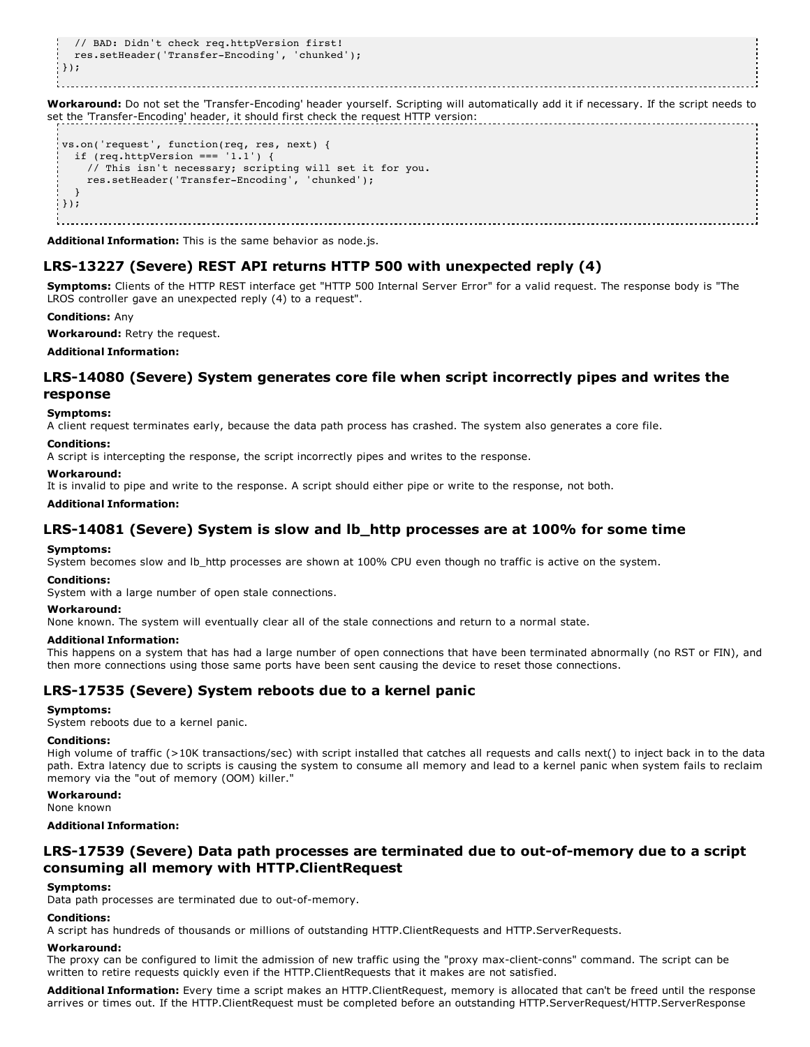```
  // BAD: Didn't check req.httpVersion first!
  res.setHeader('Transfer-Encoding', 'chunked');
});
```

**Workaround:** Do not set the 'Transfer-Encoding' header yourself. Scripting will automatically add it if necessary. If the script needs to set the 'Transfer-Encoding' header, it should first check the request HTTP version:

```
vs.on('request', function(req, res, next) {
  if (req.httpVersion === '1.1') {
    // This isn't necessary; scripting will set it for you.
    res.setHeader('Transfer-Encoding', 'chunked');
  }
});
```

**Additional Information:** This is the same behavior as node.js.

## LRS-13227 (Severe) REST API returns HTTP 500 with unexpected reply (4)

**Symptoms:** Clients of the HTTP REST interface get "HTTP 500 Internal Server Error" for a valid request. The response body is "The LROS controller gave an unexpected reply (4) to a request".

**Conditions:** Any

**Workaround:** Retry the request.

**Additional Information:**

## LRS-14080 (Severe) System generates core file when script incorrectly pipes and writes the response

**Symptoms:**
A client request terminates early, because the data path process has crashed. The system also generates a core file.

**Conditions:**
A script is intercepting the response, the script incorrectly pipes and writes to the response.

**Workaround:**
It is invalid to pipe and write to the response. A script should either pipe or write to the response, not both.

**Additional Information:**

## LRS-14081 (Severe) System is slow and lb_http processes are at 100% for some time

**Symptoms:**
System becomes slow and lb_http processes are shown at 100% CPU even though no traffic is active on the system.

**Conditions:**
System with a large number of open stale connections.

**Workaround:**
None known. The system will eventually clear all of the stale connections and return to a normal state.

**Additional Information:**
This happens on a system that has had a large number of open connections that have been terminated abnormally (no RST or FIN), and then more connections using those same ports have been sent causing the device to reset those connections.

## LRS-17535 (Severe) System reboots due to a kernel panic

**Symptoms:**
System reboots due to a kernel panic.

**Conditions:**
High volume of traffic (>10K transactions/sec) with script installed that catches all requests and calls next() to inject back in to the data path. Extra latency due to scripts is causing the system to consume all memory and lead to a kernel panic when system fails to reclaim memory via the "out of memory (OOM) killer."

**Workaround:**
None known

**Additional Information:**

## LRS-17539 (Severe) Data path processes are terminated due to out-of-memory due to a script consuming all memory with HTTP.ClientRequest

**Symptoms:**
Data path processes are terminated due to out-of-memory.

**Conditions:**
A script has hundreds of thousands or millions of outstanding HTTP.ClientRequests and HTTP.ServerRequests.

**Workaround:**
The proxy can be configured to limit the admission of new traffic using the "proxy max-client-conns" command. The script can be written to retire requests quickly even if the HTTP.ClientRequests that it makes are not satisfied.

**Additional Information:** Every time a script makes an HTTP.ClientRequest, memory is allocated that can't be freed until the response arrives or times out. If the HTTP.ClientRequest must be completed before an outstanding HTTP.ServerRequest/HTTP.ServerResponse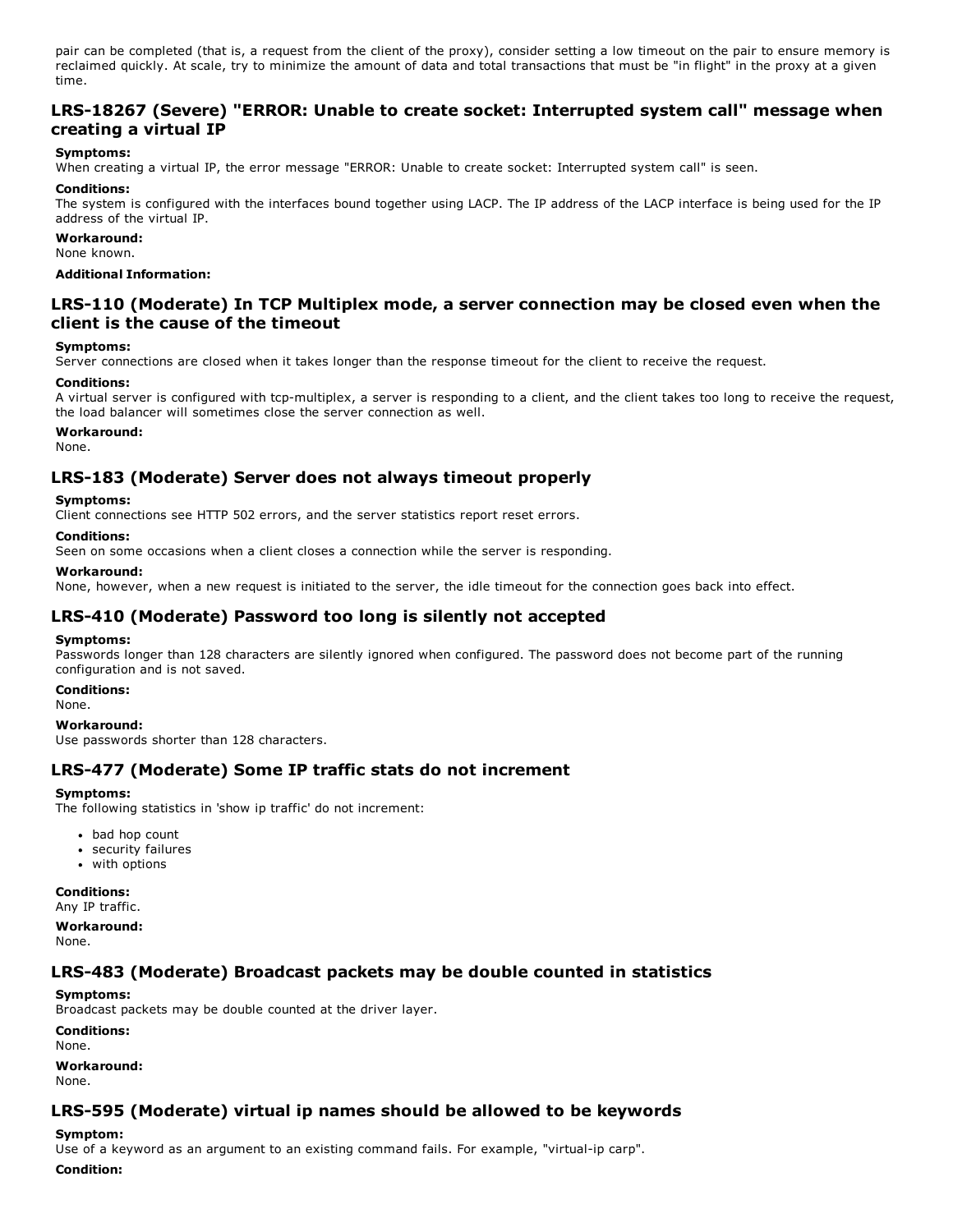pair can be completed (that is, a request from the client of the proxy), consider setting a low timeout on the pair to ensure memory is reclaimed quickly. At scale, try to minimize the amount of data and total transactions that must be "in flight" in the proxy at a given time.

### LRS-18267 (Severe) "ERROR: Unable to create socket: Interrupted system call" message when creating a virtual IP

**Symptoms:**
When creating a virtual IP, the error message "ERROR: Unable to create socket: Interrupted system call" is seen.

**Conditions:**
The system is configured with the interfaces bound together using LACP. The IP address of the LACP interface is being used for the IP address of the virtual IP.

**Workaround:**
None known.

**Additional Information:**

### LRS-110 (Moderate) In TCP Multiplex mode, a server connection may be closed even when the client is the cause of the timeout

**Symptoms:**
Server connections are closed when it takes longer than the response timeout for the client to receive the request.

**Conditions:**
A virtual server is configured with tcp-multiplex, a server is responding to a client, and the client takes too long to receive the request, the load balancer will sometimes close the server connection as well.

**Workaround:**
None.

### LRS-183 (Moderate) Server does not always timeout properly

**Symptoms:**
Client connections see HTTP 502 errors, and the server statistics report reset errors.

**Conditions:**
Seen on some occasions when a client closes a connection while the server is responding.

**Workaround:**
None, however, when a new request is initiated to the server, the idle timeout for the connection goes back into effect.

### LRS-410 (Moderate) Password too long is silently not accepted

**Symptoms:**
Passwords longer than 128 characters are silently ignored when configured. The password does not become part of the running configuration and is not saved.

**Conditions:**
None.

**Workaround:**
Use passwords shorter than 128 characters.

### LRS-477 (Moderate) Some IP traffic stats do not increment

**Symptoms:**
The following statistics in 'show ip traffic' do not increment:

- bad hop count
- security failures
- with options

**Conditions:**
Any IP traffic.

**Workaround:**
None.

### LRS-483 (Moderate) Broadcast packets may be double counted in statistics

**Symptoms:**
Broadcast packets may be double counted at the driver layer.

**Conditions:**
None.

**Workaround:**
None.

### LRS-595 (Moderate) virtual ip names should be allowed to be keywords

**Symptom:**
Use of a keyword as an argument to an existing command fails. For example, "virtual-ip carp".

**Condition:**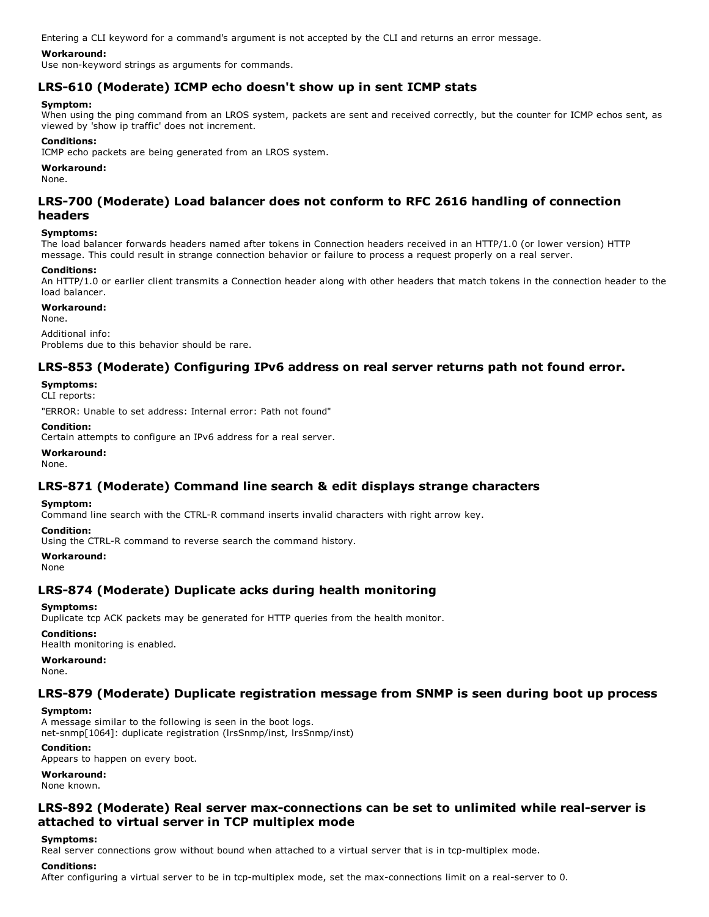Entering a CLI keyword for a command's argument is not accepted by the CLI and returns an error message.

**Workaround:**
Use non-keyword strings as arguments for commands.

### LRS-610 (Moderate) ICMP echo doesn't show up in sent ICMP stats

**Symptom:**
When using the ping command from an LROS system, packets are sent and received correctly, but the counter for ICMP echos sent, as viewed by 'show ip traffic' does not increment.

**Conditions:**
ICMP echo packets are being generated from an LROS system.

**Workaround:**
None.

### LRS-700 (Moderate) Load balancer does not conform to RFC 2616 handling of connection headers

**Symptoms:**
The load balancer forwards headers named after tokens in Connection headers received in an HTTP/1.0 (or lower version) HTTP message. This could result in strange connection behavior or failure to process a request properly on a real server.

**Conditions:**
An HTTP/1.0 or earlier client transmits a Connection header along with other headers that match tokens in the connection header to the load balancer.

**Workaround:**
None.

Additional info:
Problems due to this behavior should be rare.

### LRS-853 (Moderate) Configuring IPv6 address on real server returns path not found error.

**Symptoms:**
CLI reports:

"ERROR: Unable to set address: Internal error: Path not found"

**Condition:**
Certain attempts to configure an IPv6 address for a real server.

**Workaround:**
None.

### LRS-871 (Moderate) Command line search & edit displays strange characters

**Symptom:**
Command line search with the CTRL-R command inserts invalid characters with right arrow key.

**Condition:**
Using the CTRL-R command to reverse search the command history.

**Workaround:**
None

### LRS-874 (Moderate) Duplicate acks during health monitoring

**Symptoms:**
Duplicate tcp ACK packets may be generated for HTTP queries from the health monitor.

**Conditions:**
Health monitoring is enabled.

**Workaround:**
None.

### LRS-879 (Moderate) Duplicate registration message from SNMP is seen during boot up process

**Symptom:**
A message similar to the following is seen in the boot logs.
net-snmp[1064]: duplicate registration (lrsSnmp/inst, lrsSnmp/inst)

**Condition:**
Appears to happen on every boot.

**Workaround:**
None known.

### LRS-892 (Moderate) Real server max-connections can be set to unlimited while real-server is attached to virtual server in TCP multiplex mode

**Symptoms:**
Real server connections grow without bound when attached to a virtual server that is in tcp-multiplex mode.

**Conditions:**
After configuring a virtual server to be in tcp-multiplex mode, set the max-connections limit on a real-server to 0.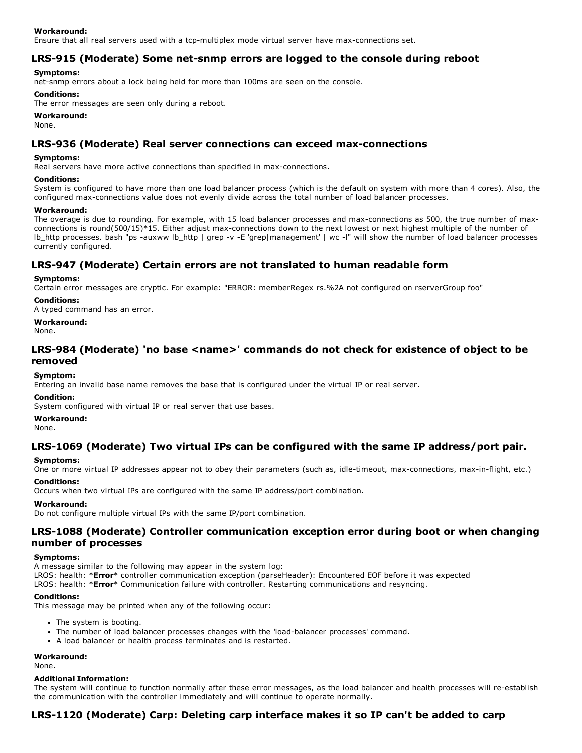**Workaround:**
Ensure that all real servers used with a tcp-multiplex mode virtual server have max-connections set.

## LRS-915 (Moderate) Some net-snmp errors are logged to the console during reboot

**Symptoms:**
net-snmp errors about a lock being held for more than 100ms are seen on the console.

**Conditions:**
The error messages are seen only during a reboot.

**Workaround:**
None.

## LRS-936 (Moderate) Real server connections can exceed max-connections

**Symptoms:**
Real servers have more active connections than specified in max-connections.

**Conditions:**
System is configured to have more than one load balancer process (which is the default on system with more than 4 cores). Also, the configured max-connections value does not evenly divide across the total number of load balancer processes.

**Workaround:**
The overage is due to rounding. For example, with 15 load balancer processes and max-connections as 500, the true number of max-connections is round(500/15)*15. Either adjust max-connections down to the next lowest or next highest multiple of the number of lb_http processes. bash "ps -auxww lb_http | grep -v -E 'grep|management' | wc -l" will show the number of load balancer processes currently configured.

## LRS-947 (Moderate) Certain errors are not translated to human readable form

**Symptoms:**
Certain error messages are cryptic. For example: "ERROR: memberRegex rs.%2A not configured on rserverGroup foo"

**Conditions:**
A typed command has an error.

**Workaround:**
None.

## LRS-984 (Moderate) 'no base <name>' commands do not check for existence of object to be removed

**Symptom:**
Entering an invalid base name removes the base that is configured under the virtual IP or real server.

**Condition:**
System configured with virtual IP or real server that use bases.

**Workaround:**
None.

## LRS-1069 (Moderate) Two virtual IPs can be configured with the same IP address/port pair.

**Symptoms:**
One or more virtual IP addresses appear not to obey their parameters (such as, idle-timeout, max-connections, max-in-flight, etc.)

**Conditions:**
Occurs when two virtual IPs are configured with the same IP address/port combination.

**Workaround:**
Do not configure multiple virtual IPs with the same IP/port combination.

## LRS-1088 (Moderate) Controller communication exception error during boot or when changing number of processes

**Symptoms:**
A message similar to the following may appear in the system log:
LROS: health: ***Error*** controller communication exception (parseHeader): Encountered EOF before it was expected
LROS: health: ***Error*** Communication failure with controller. Restarting communications and resyncing.

**Conditions:**
This message may be printed when any of the following occur:

- The system is booting.
- The number of load balancer processes changes with the 'load-balancer processes' command.
- A load balancer or health process terminates and is restarted.

**Workaround:**
None.

**Additional Information:**
The system will continue to function normally after these error messages, as the load balancer and health processes will re-establish the communication with the controller immediately and will continue to operate normally.

## LRS-1120 (Moderate) Carp: Deleting carp interface makes it so IP can't be added to carp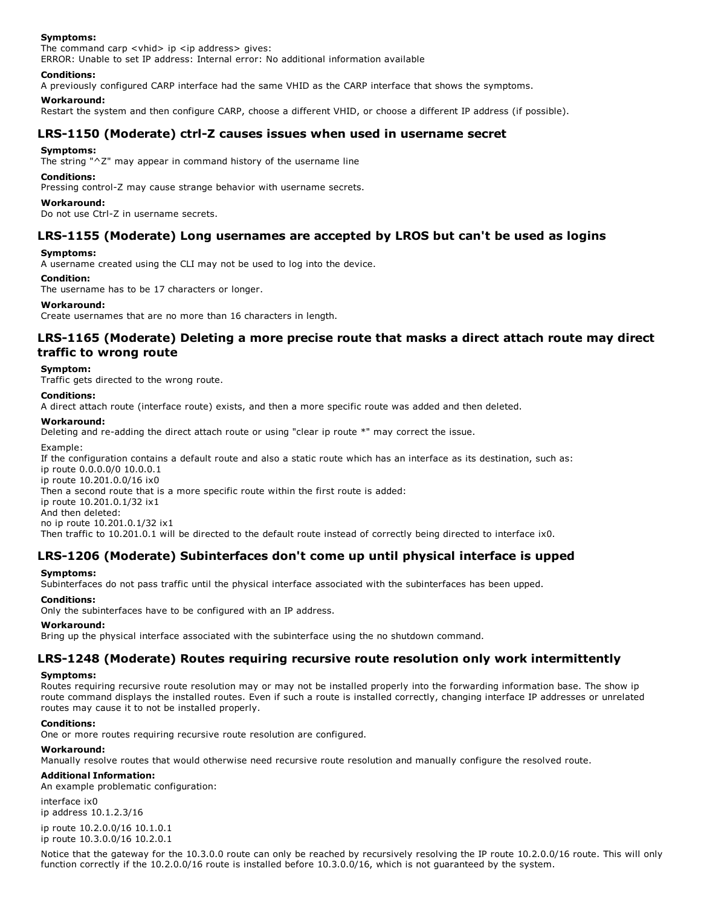**Symptoms:**

The command carp <vhid> ip <ip address> gives:
ERROR: Unable to set IP address: Internal error: No additional information available

**Conditions:**

A previously configured CARP interface had the same VHID as the CARP interface that shows the symptoms.

**Workaround:**

Restart the system and then configure CARP, choose a different VHID, or choose a different IP address (if possible).

## LRS-1150 (Moderate) ctrl-Z causes issues when used in username secret

**Symptoms:**

The string "^Z" may appear in command history of the username line

**Conditions:**

Pressing control-Z may cause strange behavior with username secrets.

**Workaround:**

Do not use Ctrl-Z in username secrets.

## LRS-1155 (Moderate) Long usernames are accepted by LROS but can't be used as logins

**Symptoms:**

A username created using the CLI may not be used to log into the device.

**Condition:**

The username has to be 17 characters or longer.

**Workaround:**

Create usernames that are no more than 16 characters in length.

## LRS-1165 (Moderate) Deleting a more precise route that masks a direct attach route may direct traffic to wrong route

**Symptom:**

Traffic gets directed to the wrong route.

**Conditions:**

A direct attach route (interface route) exists, and then a more specific route was added and then deleted.

**Workaround:**

Deleting and re-adding the direct attach route or using "clear ip route *" may correct the issue.

Example:
If the configuration contains a default route and also a static route which has an interface as its destination, such as:
ip route 0.0.0.0/0 10.0.0.1
ip route 10.201.0.0/16 ix0
Then a second route that is a more specific route within the first route is added:
ip route 10.201.0.1/32 ix1
And then deleted:
no ip route 10.201.0.1/32 ix1
Then traffic to 10.201.0.1 will be directed to the default route instead of correctly being directed to interface ix0.

## LRS-1206 (Moderate) Subinterfaces don't come up until physical interface is upped

**Symptoms:**

Subinterfaces do not pass traffic until the physical interface associated with the subinterfaces has been upped.

**Conditions:**

Only the subinterfaces have to be configured with an IP address.

**Workaround:**

Bring up the physical interface associated with the subinterface using the no shutdown command.

## LRS-1248 (Moderate) Routes requiring recursive route resolution only work intermittently

**Symptoms:**

Routes requiring recursive route resolution may or may not be installed properly into the forwarding information base. The show ip route command displays the installed routes. Even if such a route is installed correctly, changing interface IP addresses or unrelated routes may cause it to not be installed properly.

**Conditions:**

One or more routes requiring recursive route resolution are configured.

**Workaround:**

Manually resolve routes that would otherwise need recursive route resolution and manually configure the resolved route.

**Additional Information:**

An example problematic configuration:

interface ix0
ip address 10.1.2.3/16

ip route 10.2.0.0/16 10.1.0.1
ip route 10.3.0.0/16 10.2.0.1

Notice that the gateway for the 10.3.0.0 route can only be reached by recursively resolving the IP route 10.2.0.0/16 route. This will only function correctly if the 10.2.0.0/16 route is installed before 10.3.0.0/16, which is not guaranteed by the system.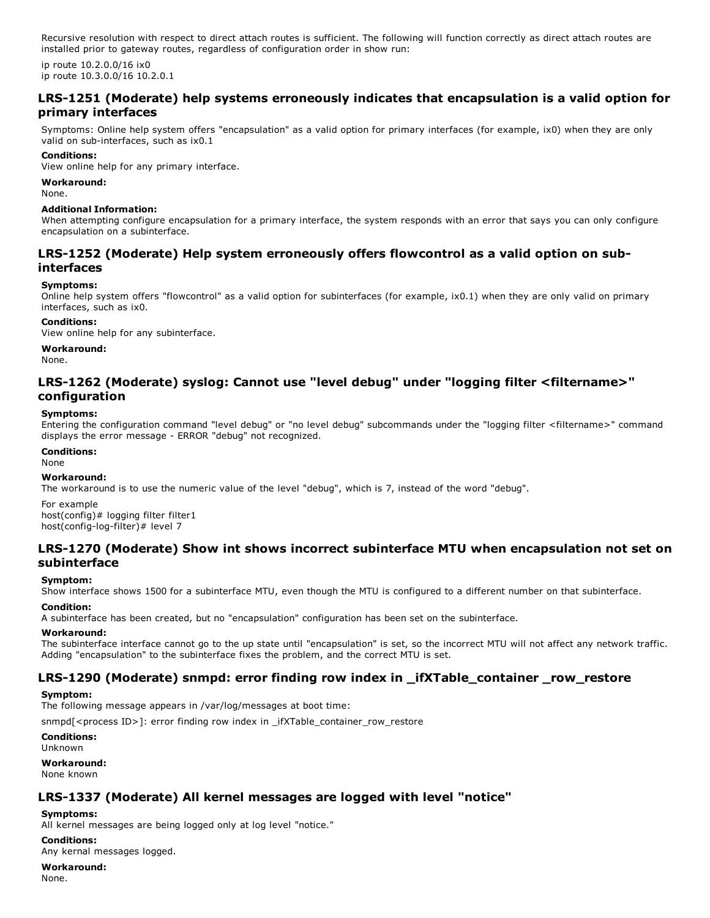Recursive resolution with respect to direct attach routes is sufficient. The following will function correctly as direct attach routes are installed prior to gateway routes, regardless of configuration order in show run:

```
ip route 10.2.0.0/16 ix0
ip route 10.3.0.0/16 10.2.0.1
```

## LRS-1251 (Moderate) help systems erroneously indicates that encapsulation is a valid option for primary interfaces

Symptoms: Online help system offers "encapsulation" as a valid option for primary interfaces (for example, ix0) when they are only valid on sub-interfaces, such as ix0.1

**Conditions:**
View online help for any primary interface.

**Workaround:**
None.

**Additional Information:**
When attempting configure encapsulation for a primary interface, the system responds with an error that says you can only configure encapsulation on a subinterface.

## LRS-1252 (Moderate) Help system erroneously offers flowcontrol as a valid option on sub-interfaces

**Symptoms:**
Online help system offers "flowcontrol" as a valid option for subinterfaces (for example, ix0.1) when they are only valid on primary interfaces, such as ix0.

**Conditions:**
View online help for any subinterface.

**Workaround:**
None.

## LRS-1262 (Moderate) syslog: Cannot use "level debug" under "logging filter <filtername>" configuration

**Symptoms:**
Entering the configuration command "level debug" or "no level debug" subcommands under the "logging filter <filtername>" command displays the error message - ERROR "debug" not recognized.

**Conditions:**
None

**Workaround:**
The workaround is to use the numeric value of the level "debug", which is 7, instead of the word "debug".

For example

```
host(config)# logging filter filter1
host(config-log-filter)# level 7
```

## LRS-1270 (Moderate) Show int shows incorrect subinterface MTU when encapsulation not set on subinterface

**Symptom:**
Show interface shows 1500 for a subinterface MTU, even though the MTU is configured to a different number on that subinterface.

**Condition:**
A subinterface has been created, but no "encapsulation" configuration has been set on the subinterface.

**Workaround:**
The subinterface interface cannot go to the up state until "encapsulation" is set, so the incorrect MTU will not affect any network traffic. Adding "encapsulation" to the subinterface fixes the problem, and the correct MTU is set.

## LRS-1290 (Moderate) snmpd: error finding row index in _ifXTable_container _row_restore

**Symptom:**
The following message appears in /var/log/messages at boot time:

snmpd[<process ID>]: error finding row index in _ifXTable_container_row_restore

**Conditions:**
Unknown

**Workaround:**
None known

## LRS-1337 (Moderate) All kernel messages are logged with level "notice"

**Symptoms:**
All kernel messages are being logged only at log level "notice."

**Conditions:**
Any kernal messages logged.

**Workaround:**
None.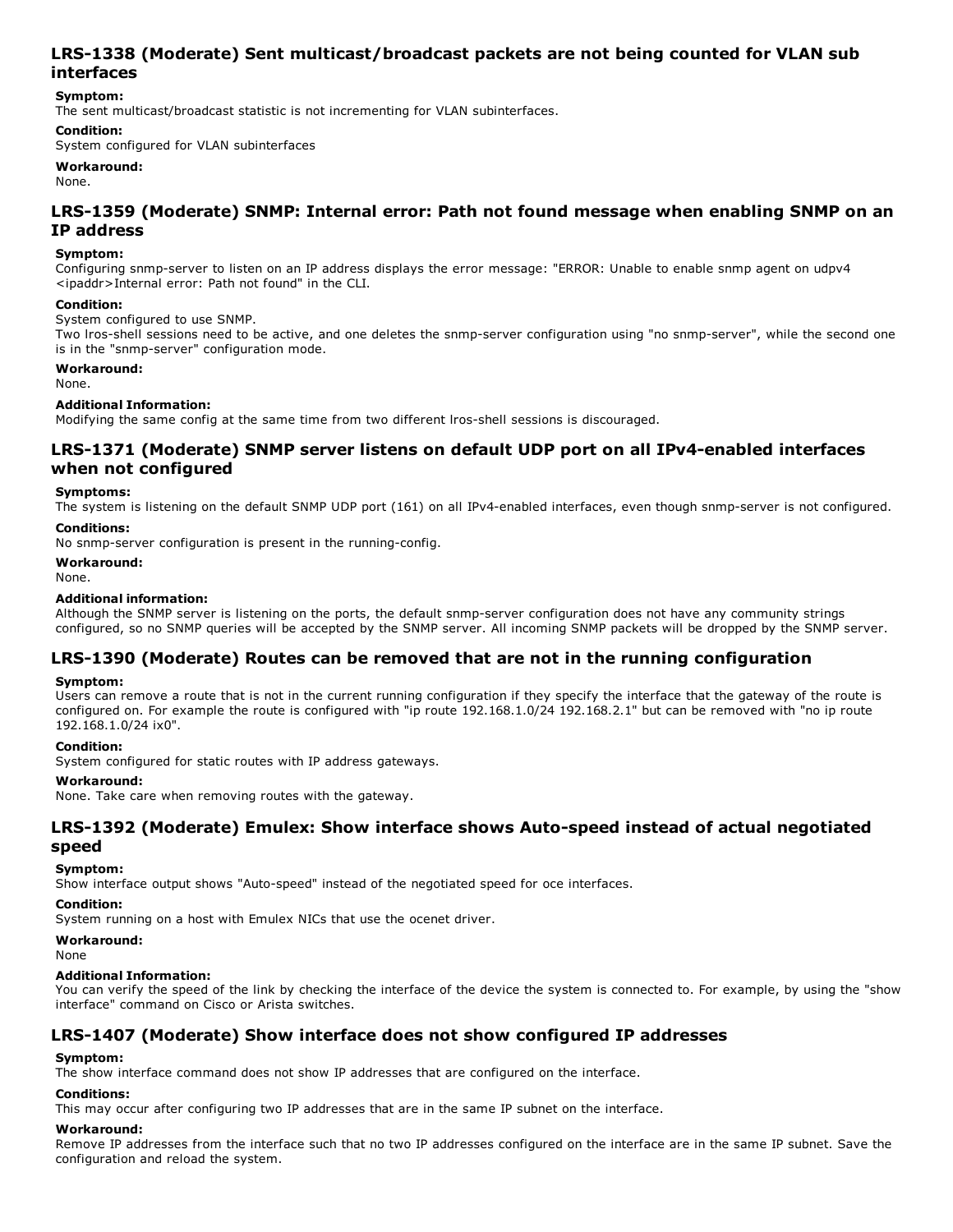## LRS-1338 (Moderate) Sent multicast/broadcast packets are not being counted for VLAN sub interfaces

**Symptom:**

The sent multicast/broadcast statistic is not incrementing for VLAN subinterfaces.

**Condition:**

System configured for VLAN subinterfaces

**Workaround:**

None.

## LRS-1359 (Moderate) SNMP: Internal error: Path not found message when enabling SNMP on an IP address

**Symptom:**

Configuring snmp-server to listen on an IP address displays the error message: "ERROR: Unable to enable snmp agent on udpv4 <ipaddr>Internal error: Path not found" in the CLI.

**Condition:**

System configured to use SNMP.
Two lros-shell sessions need to be active, and one deletes the snmp-server configuration using "no snmp-server", while the second one is in the "snmp-server" configuration mode.

**Workaround:**

None.

**Additional Information:**

Modifying the same config at the same time from two different lros-shell sessions is discouraged.

## LRS-1371 (Moderate) SNMP server listens on default UDP port on all IPv4-enabled interfaces when not configured

**Symptoms:**

The system is listening on the default SNMP UDP port (161) on all IPv4-enabled interfaces, even though snmp-server is not configured.

**Conditions:**

No snmp-server configuration is present in the running-config.

**Workaround:**

None.

**Additional information:**

Although the SNMP server is listening on the ports, the default snmp-server configuration does not have any community strings configured, so no SNMP queries will be accepted by the SNMP server. All incoming SNMP packets will be dropped by the SNMP server.

## LRS-1390 (Moderate) Routes can be removed that are not in the running configuration

**Symptom:**

Users can remove a route that is not in the current running configuration if they specify the interface that the gateway of the route is configured on. For example the route is configured with "ip route 192.168.1.0/24 192.168.2.1" but can be removed with "no ip route 192.168.1.0/24 ix0".

**Condition:**

System configured for static routes with IP address gateways.

**Workaround:**

None. Take care when removing routes with the gateway.

## LRS-1392 (Moderate) Emulex: Show interface shows Auto-speed instead of actual negotiated speed

**Symptom:**

Show interface output shows "Auto-speed" instead of the negotiated speed for oce interfaces.

**Condition:**

System running on a host with Emulex NICs that use the ocenet driver.

**Workaround:**

None

**Additional Information:**

You can verify the speed of the link by checking the interface of the device the system is connected to. For example, by using the "show interface" command on Cisco or Arista switches.

## LRS-1407 (Moderate) Show interface does not show configured IP addresses

**Symptom:**

The show interface command does not show IP addresses that are configured on the interface.

**Conditions:**

This may occur after configuring two IP addresses that are in the same IP subnet on the interface.

**Workaround:**

Remove IP addresses from the interface such that no two IP addresses configured on the interface are in the same IP subnet. Save the configuration and reload the system.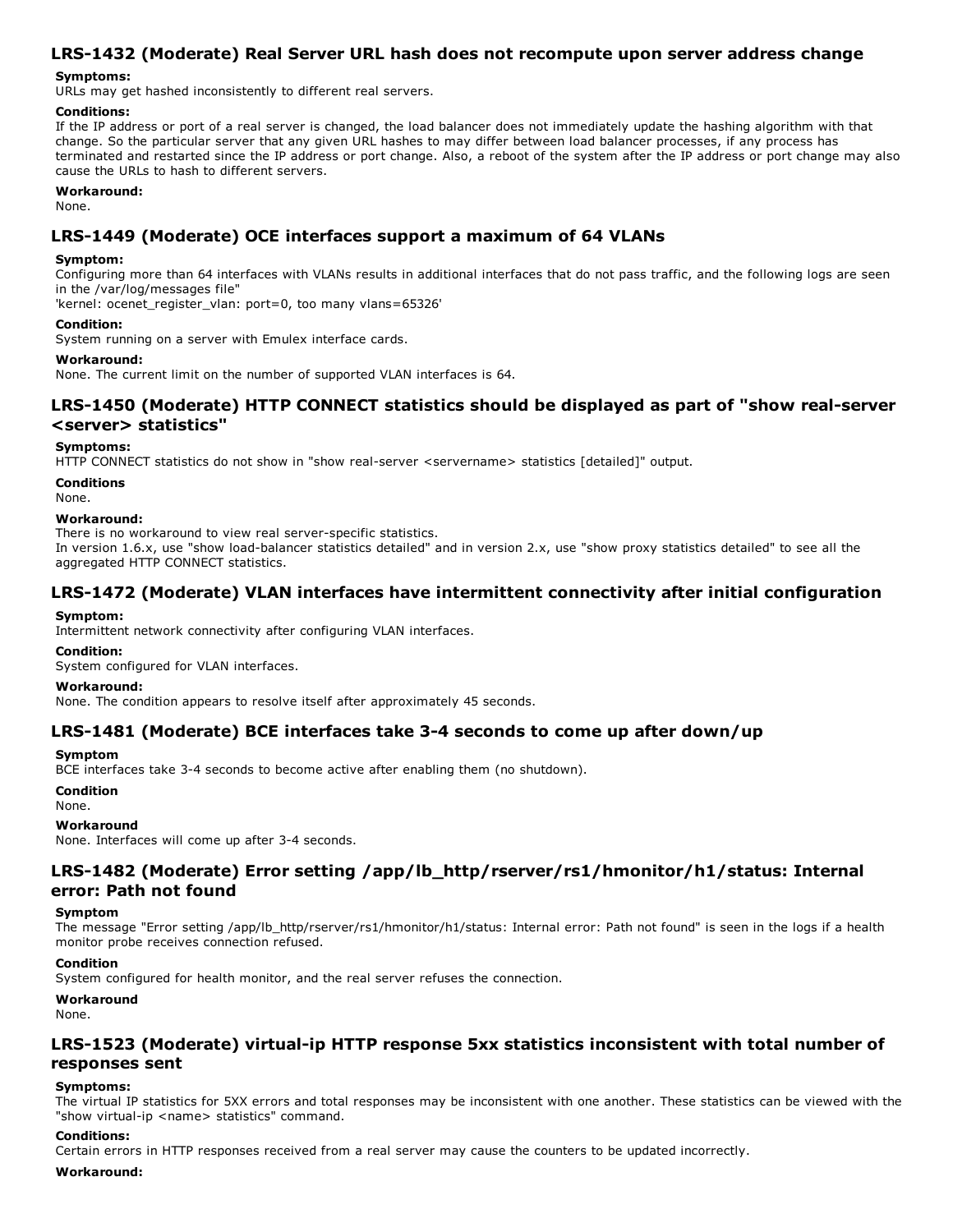### LRS-1432 (Moderate) Real Server URL hash does not recompute upon server address change

**Symptoms:**
URLs may get hashed inconsistently to different real servers.

**Conditions:**
If the IP address or port of a real server is changed, the load balancer does not immediately update the hashing algorithm with that change. So the particular server that any given URL hashes to may differ between load balancer processes, if any process has terminated and restarted since the IP address or port change. Also, a reboot of the system after the IP address or port change may also cause the URLs to hash to different servers.

**Workaround:**
None.

### LRS-1449 (Moderate) OCE interfaces support a maximum of 64 VLANs

**Symptom:**
Configuring more than 64 interfaces with VLANs results in additional interfaces that do not pass traffic, and the following logs are seen in the /var/log/messages file"
'kernel: ocenet_register_vlan: port=0, too many vlans=65326'

**Condition:**
System running on a server with Emulex interface cards.

**Workaround:**
None. The current limit on the number of supported VLAN interfaces is 64.

### LRS-1450 (Moderate) HTTP CONNECT statistics should be displayed as part of "show real-server <server> statistics"

**Symptoms:**
HTTP CONNECT statistics do not show in "show real-server <servername> statistics [detailed]" output.

**Conditions**
None.

**Workaround:**
There is no workaround to view real server-specific statistics.
In version 1.6.x, use "show load-balancer statistics detailed" and in version 2.x, use "show proxy statistics detailed" to see all the aggregated HTTP CONNECT statistics.

### LRS-1472 (Moderate) VLAN interfaces have intermittent connectivity after initial configuration

**Symptom:**
Intermittent network connectivity after configuring VLAN interfaces.

**Condition:**
System configured for VLAN interfaces.

**Workaround:**
None. The condition appears to resolve itself after approximately 45 seconds.

### LRS-1481 (Moderate) BCE interfaces take 3-4 seconds to come up after down/up

**Symptom**
BCE interfaces take 3-4 seconds to become active after enabling them (no shutdown).

**Condition**
None.

**Workaround**
None. Interfaces will come up after 3-4 seconds.

### LRS-1482 (Moderate) Error setting /app/lb_http/rserver/rs1/hmonitor/h1/status: Internal error: Path not found

**Symptom**
The message "Error setting /app/lb_http/rserver/rs1/hmonitor/h1/status: Internal error: Path not found" is seen in the logs if a health monitor probe receives connection refused.

**Condition**
System configured for health monitor, and the real server refuses the connection.

**Workaround**
None.

### LRS-1523 (Moderate) virtual-ip HTTP response 5xx statistics inconsistent with total number of responses sent

**Symptoms:**
The virtual IP statistics for 5XX errors and total responses may be inconsistent with one another. These statistics can be viewed with the "show virtual-ip <name> statistics" command.

**Conditions:**
Certain errors in HTTP responses received from a real server may cause the counters to be updated incorrectly.

**Workaround:**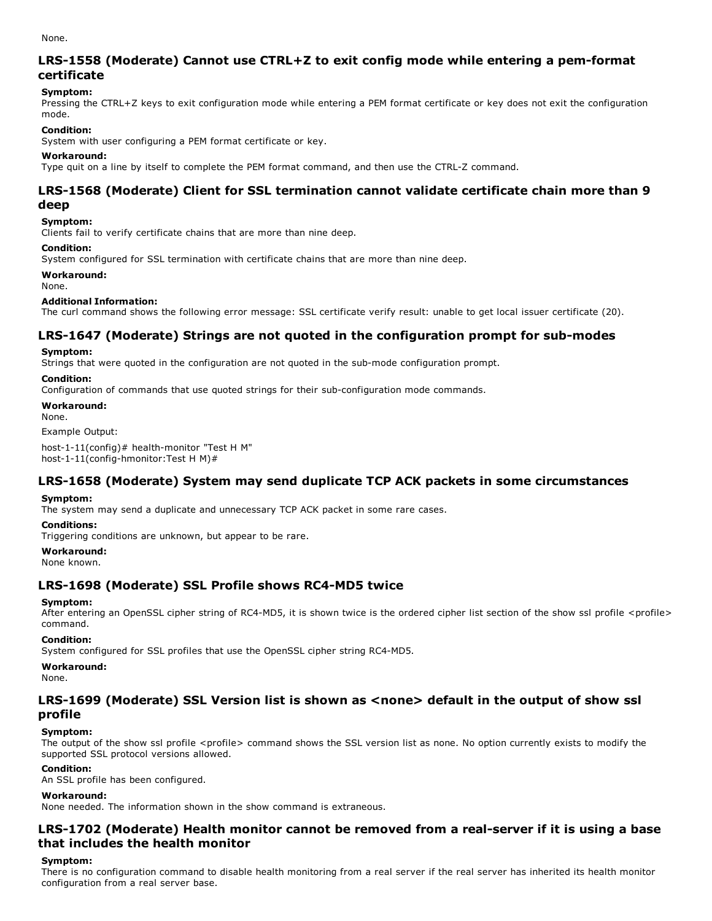None.

## LRS-1558 (Moderate) Cannot use CTRL+Z to exit config mode while entering a pem-format certificate

**Symptom:**
Pressing the CTRL+Z keys to exit configuration mode while entering a PEM format certificate or key does not exit the configuration mode.

**Condition:**
System with user configuring a PEM format certificate or key.

**Workaround:**
Type quit on a line by itself to complete the PEM format command, and then use the CTRL-Z command.

## LRS-1568 (Moderate) Client for SSL termination cannot validate certificate chain more than 9 deep

**Symptom:**
Clients fail to verify certificate chains that are more than nine deep.

**Condition:**
System configured for SSL termination with certificate chains that are more than nine deep.

**Workaround:**
None.

**Additional Information:**
The curl command shows the following error message: SSL certificate verify result: unable to get local issuer certificate (20).

## LRS-1647 (Moderate) Strings are not quoted in the configuration prompt for sub-modes

**Symptom:**
Strings that were quoted in the configuration are not quoted in the sub-mode configuration prompt.

**Condition:**
Configuration of commands that use quoted strings for their sub-configuration mode commands.

**Workaround:**
None.

Example Output:

```
host-1-11(config)# health-monitor "Test H M"
host-1-11(config-hmonitor:Test H M)#
```

## LRS-1658 (Moderate) System may send duplicate TCP ACK packets in some circumstances

**Symptom:**
The system may send a duplicate and unnecessary TCP ACK packet in some rare cases.

**Conditions:**
Triggering conditions are unknown, but appear to be rare.

**Workaround:**
None known.

## LRS-1698 (Moderate) SSL Profile shows RC4-MD5 twice

**Symptom:**
After entering an OpenSSL cipher string of RC4-MD5, it is shown twice is the ordered cipher list section of the show ssl profile <profile> command.

**Condition:**
System configured for SSL profiles that use the OpenSSL cipher string RC4-MD5.

**Workaround:**
None.

## LRS-1699 (Moderate) SSL Version list is shown as <none> default in the output of show ssl profile

**Symptom:**
The output of the show ssl profile <profile> command shows the SSL version list as none. No option currently exists to modify the supported SSL protocol versions allowed.

**Condition:**
An SSL profile has been configured.

**Workaround:**
None needed. The information shown in the show command is extraneous.

## LRS-1702 (Moderate) Health monitor cannot be removed from a real-server if it is using a base that includes the health monitor

**Symptom:**
There is no configuration command to disable health monitoring from a real server if the real server has inherited its health monitor configuration from a real server base.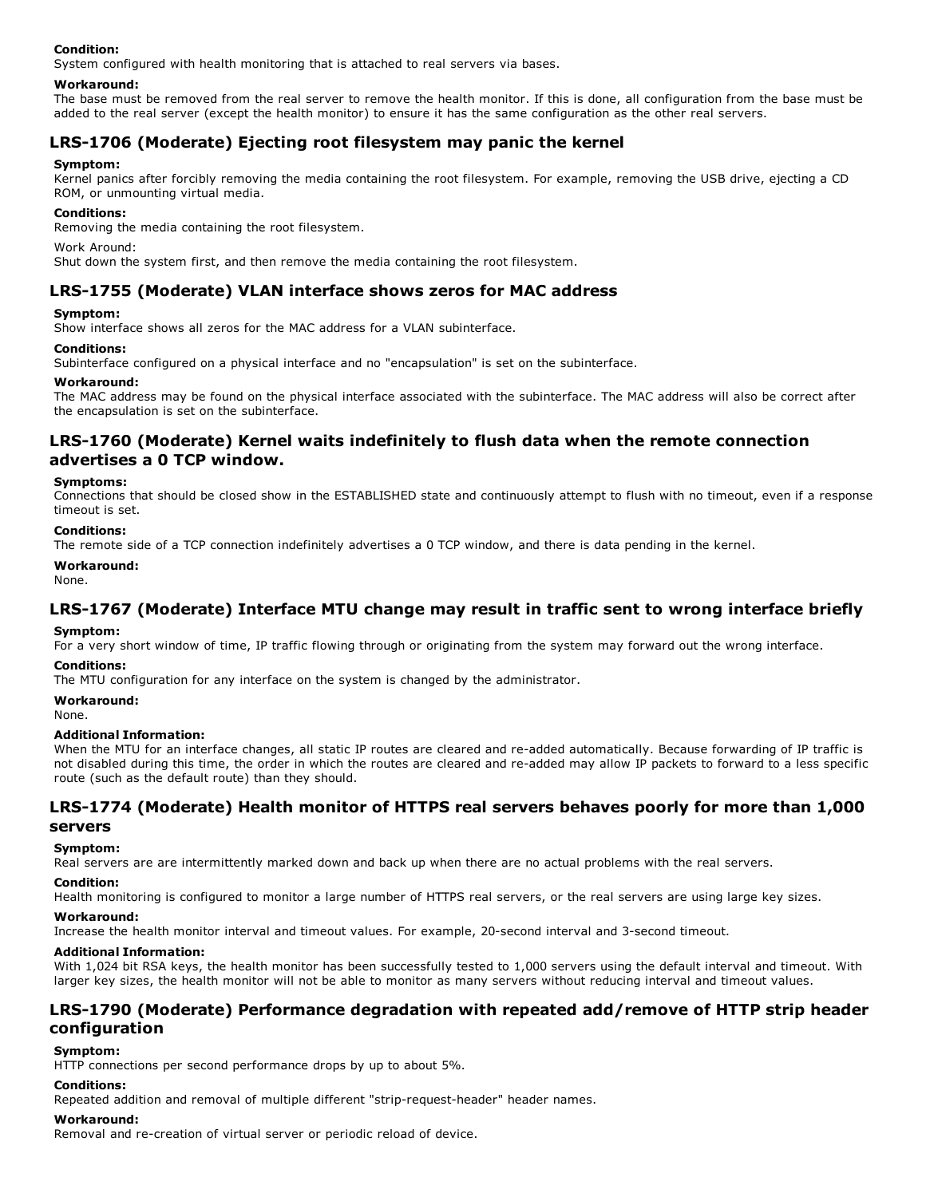**Condition:**
System configured with health monitoring that is attached to real servers via bases.

**Workaround:**
The base must be removed from the real server to remove the health monitor. If this is done, all configuration from the base must be added to the real server (except the health monitor) to ensure it has the same configuration as the other real servers.

## LRS-1706 (Moderate) Ejecting root filesystem may panic the kernel

**Symptom:**
Kernel panics after forcibly removing the media containing the root filesystem. For example, removing the USB drive, ejecting a CD ROM, or unmounting virtual media.

**Conditions:**
Removing the media containing the root filesystem.

Work Around:
Shut down the system first, and then remove the media containing the root filesystem.

## LRS-1755 (Moderate) VLAN interface shows zeros for MAC address

**Symptom:**
Show interface shows all zeros for the MAC address for a VLAN subinterface.

**Conditions:**
Subinterface configured on a physical interface and no "encapsulation" is set on the subinterface.

**Workaround:**
The MAC address may be found on the physical interface associated with the subinterface. The MAC address will also be correct after the encapsulation is set on the subinterface.

## LRS-1760 (Moderate) Kernel waits indefinitely to flush data when the remote connection advertises a 0 TCP window.

**Symptoms:**
Connections that should be closed show in the ESTABLISHED state and continuously attempt to flush with no timeout, even if a response timeout is set.

**Conditions:**
The remote side of a TCP connection indefinitely advertises a 0 TCP window, and there is data pending in the kernel.

**Workaround:**
None.

## LRS-1767 (Moderate) Interface MTU change may result in traffic sent to wrong interface briefly

**Symptom:**
For a very short window of time, IP traffic flowing through or originating from the system may forward out the wrong interface.

**Conditions:**
The MTU configuration for any interface on the system is changed by the administrator.

**Workaround:**
None.

**Additional Information:**
When the MTU for an interface changes, all static IP routes are cleared and re-added automatically. Because forwarding of IP traffic is not disabled during this time, the order in which the routes are cleared and re-added may allow IP packets to forward to a less specific route (such as the default route) than they should.

## LRS-1774 (Moderate) Health monitor of HTTPS real servers behaves poorly for more than 1,000 servers

**Symptom:**
Real servers are are intermittently marked down and back up when there are no actual problems with the real servers.

**Condition:**
Health monitoring is configured to monitor a large number of HTTPS real servers, or the real servers are using large key sizes.

**Workaround:**
Increase the health monitor interval and timeout values. For example, 20-second interval and 3-second timeout.

**Additional Information:**
With 1,024 bit RSA keys, the health monitor has been successfully tested to 1,000 servers using the default interval and timeout. With larger key sizes, the health monitor will not be able to monitor as many servers without reducing interval and timeout values.

## LRS-1790 (Moderate) Performance degradation with repeated add/remove of HTTP strip header configuration

**Symptom:**
HTTP connections per second performance drops by up to about 5%.

**Conditions:**
Repeated addition and removal of multiple different "strip-request-header" header names.

**Workaround:**
Removal and re-creation of virtual server or periodic reload of device.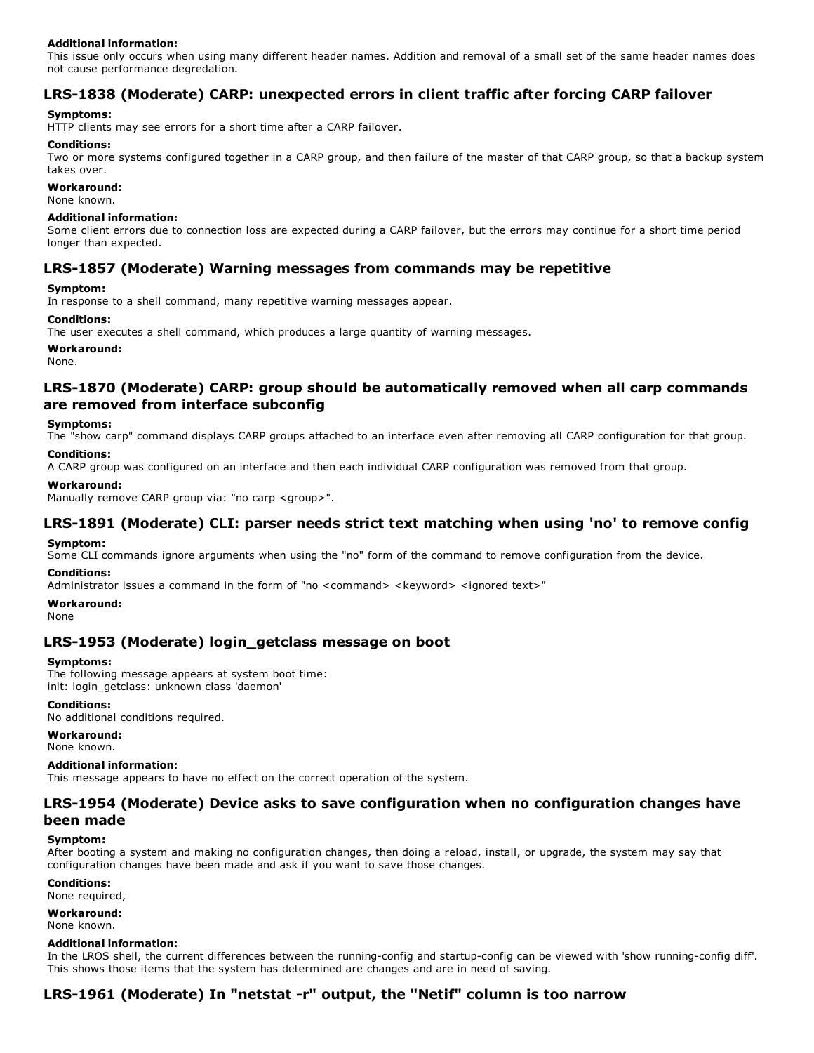**Additional information:**
This issue only occurs when using many different header names. Addition and removal of a small set of the same header names does not cause performance degredation.

## LRS-1838 (Moderate) CARP: unexpected errors in client traffic after forcing CARP failover

**Symptoms:**
HTTP clients may see errors for a short time after a CARP failover.

**Conditions:**
Two or more systems configured together in a CARP group, and then failure of the master of that CARP group, so that a backup system takes over.

**Workaround:**
None known.

**Additional information:**
Some client errors due to connection loss are expected during a CARP failover, but the errors may continue for a short time period longer than expected.

## LRS-1857 (Moderate) Warning messages from commands may be repetitive

**Symptom:**
In response to a shell command, many repetitive warning messages appear.

**Conditions:**
The user executes a shell command, which produces a large quantity of warning messages.

**Workaround:**
None.

## LRS-1870 (Moderate) CARP: group should be automatically removed when all carp commands are removed from interface subconfig

**Symptoms:**
The "show carp" command displays CARP groups attached to an interface even after removing all CARP configuration for that group.

**Conditions:**
A CARP group was configured on an interface and then each individual CARP configuration was removed from that group.

**Workaround:**
Manually remove CARP group via: "no carp <group>".

## LRS-1891 (Moderate) CLI: parser needs strict text matching when using 'no' to remove config

**Symptom:**
Some CLI commands ignore arguments when using the "no" form of the command to remove configuration from the device.

**Conditions:**
Administrator issues a command in the form of "no <command> <keyword> <ignored text>"

**Workaround:**
None

## LRS-1953 (Moderate) login_getclass message on boot

**Symptoms:**
The following message appears at system boot time:
init: login_getclass: unknown class 'daemon'

**Conditions:**
No additional conditions required.

**Workaround:**
None known.

**Additional information:**
This message appears to have no effect on the correct operation of the system.

## LRS-1954 (Moderate) Device asks to save configuration when no configuration changes have been made

**Symptom:**
After booting a system and making no configuration changes, then doing a reload, install, or upgrade, the system may say that configuration changes have been made and ask if you want to save those changes.

**Conditions:**
None required,

**Workaround:**
None known.

**Additional information:**
In the LROS shell, the current differences between the running-config and startup-config can be viewed with 'show running-config diff'. This shows those items that the system has determined are changes and are in need of saving.

## LRS-1961 (Moderate) In "netstat -r" output, the "Netif" column is too narrow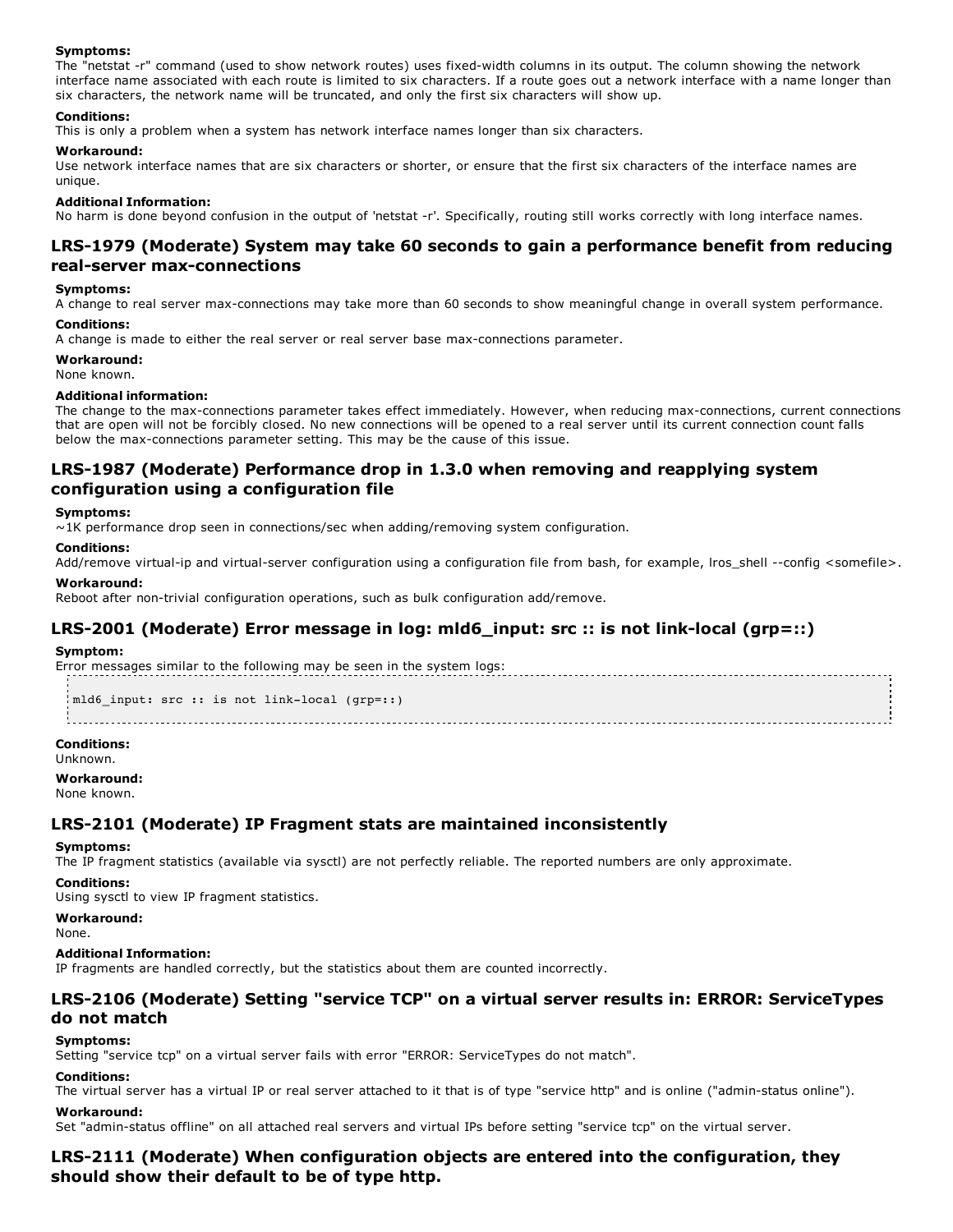**Symptoms:**
The "netstat -r" command (used to show network routes) uses fixed-width columns in its output. The column showing the network interface name associated with each route is limited to six characters. If a route goes out a network interface with a name longer than six characters, the network name will be truncated, and only the first six characters will show up.

**Conditions:**
This is only a problem when a system has network interface names longer than six characters.

**Workaround:**
Use network interface names that are six characters or shorter, or ensure that the first six characters of the interface names are unique.

**Additional Information:**
No harm is done beyond confusion in the output of 'netstat -r'. Specifically, routing still works correctly with long interface names.

### LRS-1979 (Moderate) System may take 60 seconds to gain a performance benefit from reducing real-server max-connections

**Symptoms:**
A change to real server max-connections may take more than 60 seconds to show meaningful change in overall system performance.

**Conditions:**
A change is made to either the real server or real server base max-connections parameter.

**Workaround:**
None known.

**Additional information:**
The change to the max-connections parameter takes effect immediately. However, when reducing max-connections, current connections that are open will not be forcibly closed. No new connections will be opened to a real server until its current connection count falls below the max-connections parameter setting. This may be the cause of this issue.

### LRS-1987 (Moderate) Performance drop in 1.3.0 when removing and reapplying system configuration using a configuration file

**Symptoms:**
~1K performance drop seen in connections/sec when adding/removing system configuration.

**Conditions:**
Add/remove virtual-ip and virtual-server configuration using a configuration file from bash, for example, lros_shell --config <somefile>.

**Workaround:**
Reboot after non-trivial configuration operations, such as bulk configuration add/remove.

### LRS-2001 (Moderate) Error message in log: mld6_input: src :: is not link-local (grp=::)

**Symptom:**
Error messages similar to the following may be seen in the system logs:

```
mld6_input: src :: is not link-local (grp=::)
```

**Conditions:**
Unknown.

**Workaround:**
None known.

### LRS-2101 (Moderate) IP Fragment stats are maintained inconsistently

**Symptoms:**
The IP fragment statistics (available via sysctl) are not perfectly reliable. The reported numbers are only approximate.

**Conditions:**
Using sysctl to view IP fragment statistics.

**Workaround:**
None.

**Additional Information:**
IP fragments are handled correctly, but the statistics about them are counted incorrectly.

### LRS-2106 (Moderate) Setting "service TCP" on a virtual server results in: ERROR: ServiceTypes do not match

**Symptoms:**
Setting "service tcp" on a virtual server fails with error "ERROR: ServiceTypes do not match".

**Conditions:**
The virtual server has a virtual IP or real server attached to it that is of type "service http" and is online ("admin-status online").

**Workaround:**
Set "admin-status offline" on all attached real servers and virtual IPs before setting "service tcp" on the virtual server.

### LRS-2111 (Moderate) When configuration objects are entered into the configuration, they should show their default to be of type http.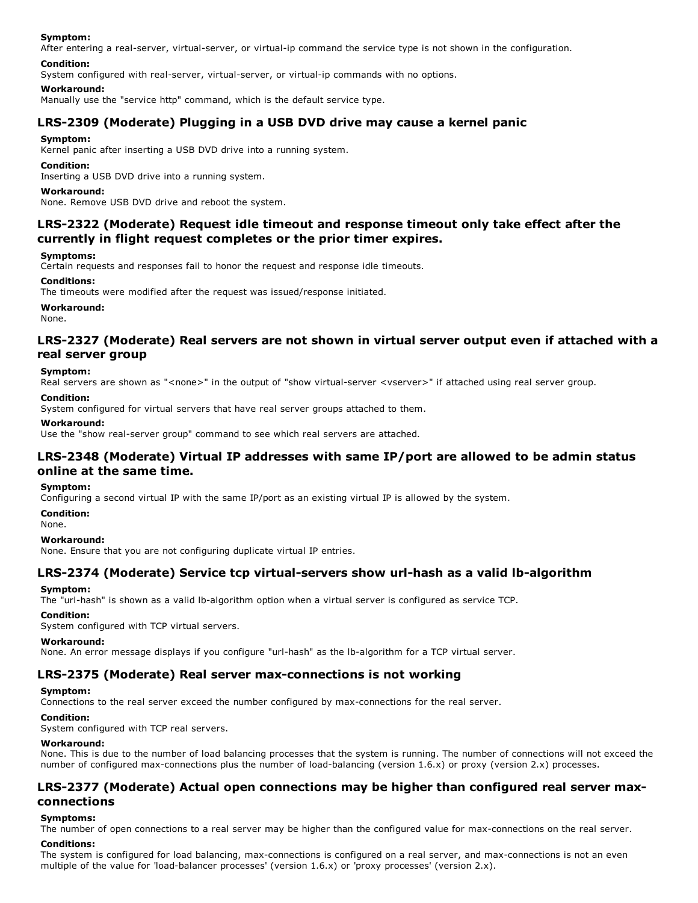**Symptom:**
After entering a real-server, virtual-server, or virtual-ip command the service type is not shown in the configuration.

**Condition:**
System configured with real-server, virtual-server, or virtual-ip commands with no options.

**Workaround:**
Manually use the "service http" command, which is the default service type.

### LRS-2309 (Moderate) Plugging in a USB DVD drive may cause a kernel panic

**Symptom:**
Kernel panic after inserting a USB DVD drive into a running system.

**Condition:**
Inserting a USB DVD drive into a running system.

**Workaround:**
None. Remove USB DVD drive and reboot the system.

### LRS-2322 (Moderate) Request idle timeout and response timeout only take effect after the currently in flight request completes or the prior timer expires.

**Symptoms:**
Certain requests and responses fail to honor the request and response idle timeouts.

**Conditions:**
The timeouts were modified after the request was issued/response initiated.

**Workaround:**
None.

### LRS-2327 (Moderate) Real servers are not shown in virtual server output even if attached with a real server group

**Symptom:**
Real servers are shown as "<none>" in the output of "show virtual-server <vserver>" if attached using real server group.

**Condition:**
System configured for virtual servers that have real server groups attached to them.

**Workaround:**
Use the "show real-server group" command to see which real servers are attached.

### LRS-2348 (Moderate) Virtual IP addresses with same IP/port are allowed to be admin status online at the same time.

**Symptom:**
Configuring a second virtual IP with the same IP/port as an existing virtual IP is allowed by the system.

**Condition:**
None.

**Workaround:**
None. Ensure that you are not configuring duplicate virtual IP entries.

### LRS-2374 (Moderate) Service tcp virtual-servers show url-hash as a valid lb-algorithm

**Symptom:**
The "url-hash" is shown as a valid lb-algorithm option when a virtual server is configured as service TCP.

**Condition:**
System configured with TCP virtual servers.

**Workaround:**
None. An error message displays if you configure "url-hash" as the lb-algorithm for a TCP virtual server.

### LRS-2375 (Moderate) Real server max-connections is not working

**Symptom:**
Connections to the real server exceed the number configured by max-connections for the real server.

**Condition:**
System configured with TCP real servers.

**Workaround:**
None. This is due to the number of load balancing processes that the system is running. The number of connections will not exceed the number of configured max-connections plus the number of load-balancing (version 1.6.x) or proxy (version 2.x) processes.

### LRS-2377 (Moderate) Actual open connections may be higher than configured real server max-connections

**Symptoms:**
The number of open connections to a real server may be higher than the configured value for max-connections on the real server.

**Conditions:**
The system is configured for load balancing, max-connections is configured on a real server, and max-connections is not an even multiple of the value for 'load-balancer processes' (version 1.6.x) or 'proxy processes' (version 2.x).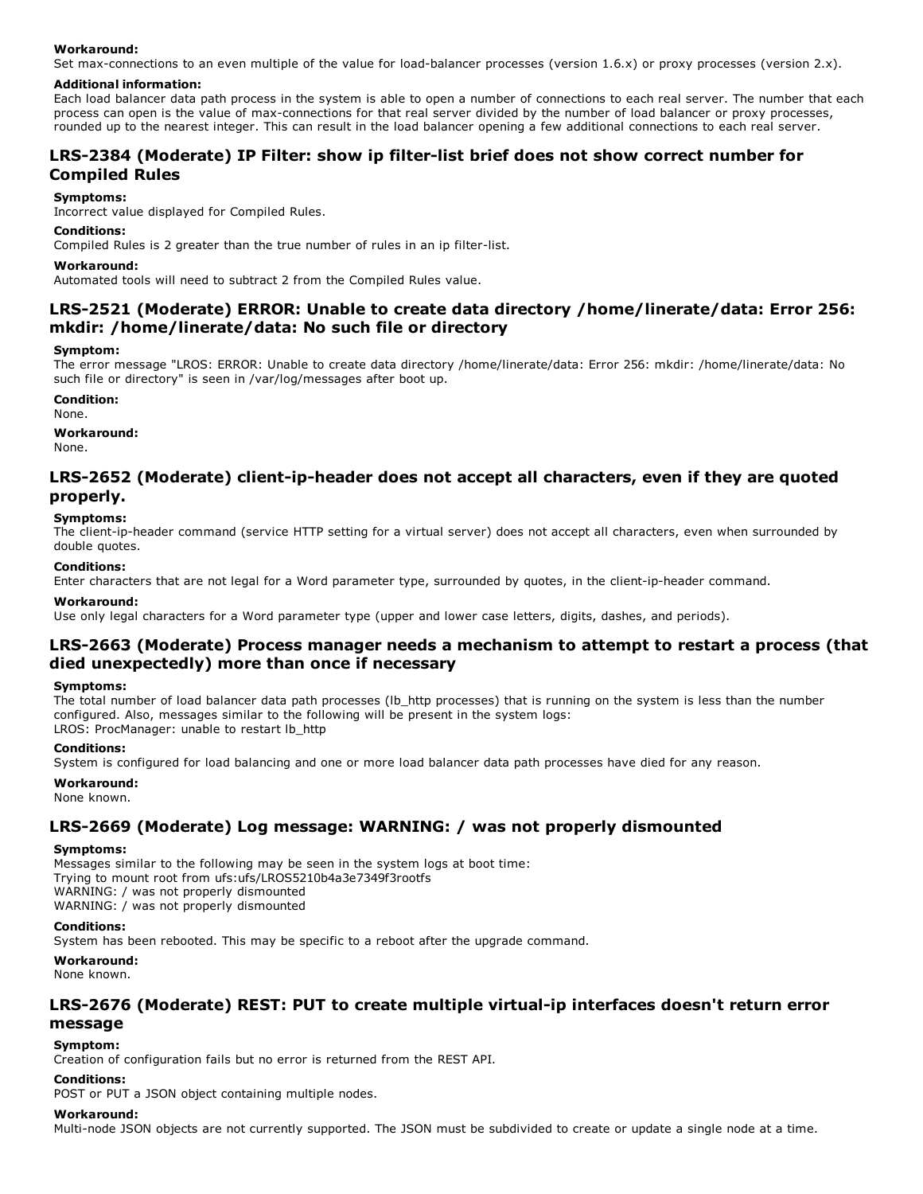**Workaround:**
Set max-connections to an even multiple of the value for load-balancer processes (version 1.6.x) or proxy processes (version 2.x).

**Additional information:**
Each load balancer data path process in the system is able to open a number of connections to each real server. The number that each process can open is the value of max-connections for that real server divided by the number of load balancer or proxy processes, rounded up to the nearest integer. This can result in the load balancer opening a few additional connections to each real server.

## LRS-2384 (Moderate) IP Filter: show ip filter-list brief does not show correct number for Compiled Rules

**Symptoms:**
Incorrect value displayed for Compiled Rules.

**Conditions:**
Compiled Rules is 2 greater than the true number of rules in an ip filter-list.

**Workaround:**
Automated tools will need to subtract 2 from the Compiled Rules value.

## LRS-2521 (Moderate) ERROR: Unable to create data directory /home/linerate/data: Error 256: mkdir: /home/linerate/data: No such file or directory

**Symptom:**
The error message "LROS: ERROR: Unable to create data directory /home/linerate/data: Error 256: mkdir: /home/linerate/data: No such file or directory" is seen in /var/log/messages after boot up.

**Condition:**
None.

**Workaround:**
None.

## LRS-2652 (Moderate) client-ip-header does not accept all characters, even if they are quoted properly.

**Symptoms:**
The client-ip-header command (service HTTP setting for a virtual server) does not accept all characters, even when surrounded by double quotes.

**Conditions:**
Enter characters that are not legal for a Word parameter type, surrounded by quotes, in the client-ip-header command.

**Workaround:**
Use only legal characters for a Word parameter type (upper and lower case letters, digits, dashes, and periods).

## LRS-2663 (Moderate) Process manager needs a mechanism to attempt to restart a process (that died unexpectedly) more than once if necessary

**Symptoms:**
The total number of load balancer data path processes (lb_http processes) that is running on the system is less than the number configured. Also, messages similar to the following will be present in the system logs:
LROS: ProcManager: unable to restart lb_http

**Conditions:**
System is configured for load balancing and one or more load balancer data path processes have died for any reason.

**Workaround:**
None known.

## LRS-2669 (Moderate) Log message: WARNING: / was not properly dismounted

**Symptoms:**
Messages similar to the following may be seen in the system logs at boot time:
Trying to mount root from ufs:ufs/LROS5210b4a3e7349f3rootfs
WARNING: / was not properly dismounted
WARNING: / was not properly dismounted

**Conditions:**
System has been rebooted. This may be specific to a reboot after the upgrade command.

**Workaround:**
None known.

## LRS-2676 (Moderate) REST: PUT to create multiple virtual-ip interfaces doesn't return error message

**Symptom:**
Creation of configuration fails but no error is returned from the REST API.

**Conditions:**
POST or PUT a JSON object containing multiple nodes.

**Workaround:**
Multi-node JSON objects are not currently supported. The JSON must be subdivided to create or update a single node at a time.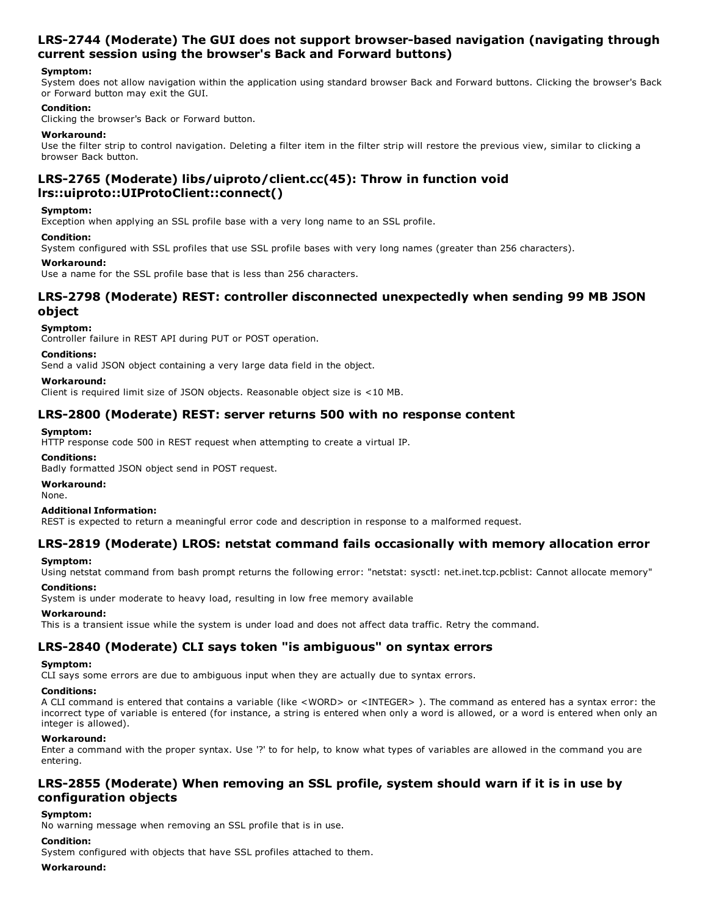### LRS-2744 (Moderate) The GUI does not support browser-based navigation (navigating through current session using the browser's Back and Forward buttons)

**Symptom:**
System does not allow navigation within the application using standard browser Back and Forward buttons. Clicking the browser's Back or Forward button may exit the GUI.

**Condition:**
Clicking the browser's Back or Forward button.

**Workaround:**
Use the filter strip to control navigation. Deleting a filter item in the filter strip will restore the previous view, similar to clicking a browser Back button.

### LRS-2765 (Moderate) libs/uiproto/client.cc(45): Throw in function void lrs::uiproto::UIProtoClient::connect()

**Symptom:**
Exception when applying an SSL profile base with a very long name to an SSL profile.

**Condition:**
System configured with SSL profiles that use SSL profile bases with very long names (greater than 256 characters).

**Workaround:**
Use a name for the SSL profile base that is less than 256 characters.

### LRS-2798 (Moderate) REST: controller disconnected unexpectedly when sending 99 MB JSON object

**Symptom:**
Controller failure in REST API during PUT or POST operation.

**Conditions:**
Send a valid JSON object containing a very large data field in the object.

**Workaround:**
Client is required limit size of JSON objects. Reasonable object size is <10 MB.

### LRS-2800 (Moderate) REST: server returns 500 with no response content

**Symptom:**
HTTP response code 500 in REST request when attempting to create a virtual IP.

**Conditions:**
Badly formatted JSON object send in POST request.

**Workaround:**
None.

**Additional Information:**
REST is expected to return a meaningful error code and description in response to a malformed request.

### LRS-2819 (Moderate) LROS: netstat command fails occasionally with memory allocation error

**Symptom:**
Using netstat command from bash prompt returns the following error: "netstat: sysctl: net.inet.tcp.pcblist: Cannot allocate memory"

**Conditions:**
System is under moderate to heavy load, resulting in low free memory available

**Workaround:**
This is a transient issue while the system is under load and does not affect data traffic. Retry the command.

### LRS-2840 (Moderate) CLI says token "is ambiguous" on syntax errors

**Symptom:**
CLI says some errors are due to ambiguous input when they are actually due to syntax errors.

**Conditions:**
A CLI command is entered that contains a variable (like <WORD> or <INTEGER> ). The command as entered has a syntax error: the incorrect type of variable is entered (for instance, a string is entered when only a word is allowed, or a word is entered when only an integer is allowed).

**Workaround:**
Enter a command with the proper syntax. Use '?' to for help, to know what types of variables are allowed in the command you are entering.

### LRS-2855 (Moderate) When removing an SSL profile, system should warn if it is in use by configuration objects

**Symptom:**
No warning message when removing an SSL profile that is in use.

**Condition:**
System configured with objects that have SSL profiles attached to them.

**Workaround:**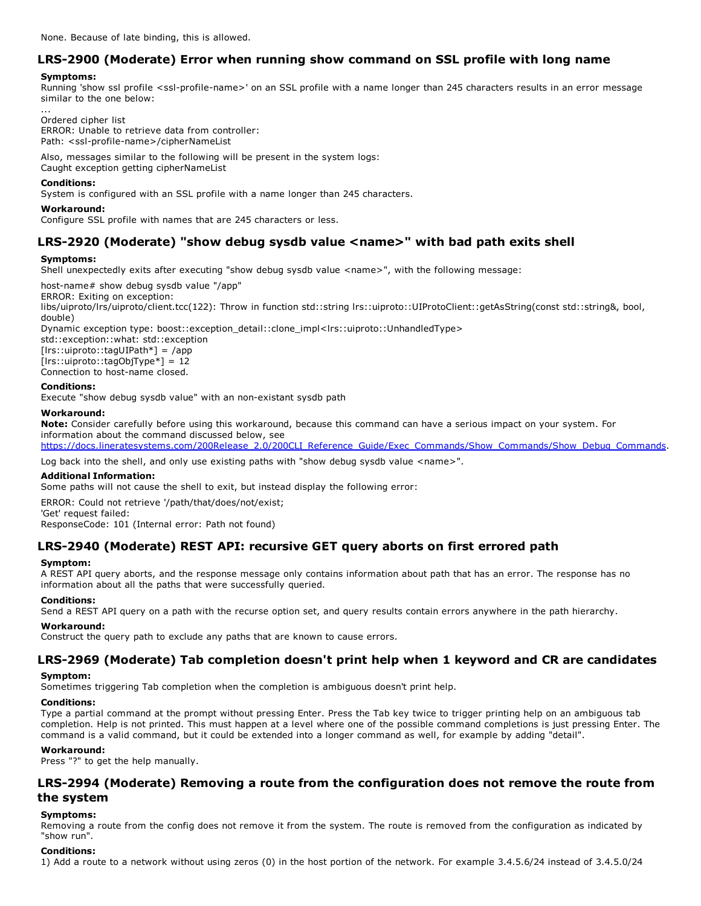None. Because of late binding, this is allowed.

## LRS-2900 (Moderate) Error when running show command on SSL profile with long name

**Symptoms:**
Running 'show ssl profile <ssl-profile-name>' on an SSL profile with a name longer than 245 characters results in an error message similar to the one below:

...
Ordered cipher list
ERROR: Unable to retrieve data from controller:
Path: <ssl-profile-name>/cipherNameList

Also, messages similar to the following will be present in the system logs:
Caught exception getting cipherNameList

**Conditions:**
System is configured with an SSL profile with a name longer than 245 characters.

**Workaround:**
Configure SSL profile with names that are 245 characters or less.

## LRS-2920 (Moderate) "show debug sysdb value <name>" with bad path exits shell

**Symptoms:**
Shell unexpectedly exits after executing "show debug sysdb value <name>", with the following message:

host-name# show debug sysdb value "/app"
ERROR: Exiting on exception:
libs/uiproto/lrs/uiproto/client.tcc(122): Throw in function std::string lrs::uiproto::UIProtoClient::getAsString(const std::string&, bool, double)
Dynamic exception type: boost::exception_detail::clone_impl<lrs::uiproto::UnhandledType>
std::exception::what: std::exception
[lrs::uiproto::tagUIPath*] = /app
[lrs::uiproto::tagObjType*] = 12
Connection to host-name closed.

**Conditions:**
Execute "show debug sysdb value" with an non-existant sysdb path

**Workaround:**
**Note:** Consider carefully before using this workaround, because this command can have a serious impact on your system. For information about the command discussed below, see https://docs.lineratesystems.com/200Release_2.0/200CLI_Reference_Guide/Exec_Commands/Show_Commands/Show_Debug_Commands.

Log back into the shell, and only use existing paths with "show debug sysdb value <name>".

**Additional Information:**
Some paths will not cause the shell to exit, but instead display the following error:

ERROR: Could not retrieve '/path/that/does/not/exist;
'Get' request failed:
ResponseCode: 101 (Internal error: Path not found)

## LRS-2940 (Moderate) REST API: recursive GET query aborts on first errored path

**Symptom:**
A REST API query aborts, and the response message only contains information about path that has an error. The response has no information about all the paths that were successfully queried.

**Conditions:**
Send a REST API query on a path with the recurse option set, and query results contain errors anywhere in the path hierarchy.

**Workaround:**
Construct the query path to exclude any paths that are known to cause errors.

## LRS-2969 (Moderate) Tab completion doesn't print help when 1 keyword and CR are candidates

**Symptom:**
Sometimes triggering Tab completion when the completion is ambiguous doesn't print help.

**Conditions:**
Type a partial command at the prompt without pressing Enter. Press the Tab key twice to trigger printing help on an ambiguous tab completion. Help is not printed. This must happen at a level where one of the possible command completions is just pressing Enter. The command is a valid command, but it could be extended into a longer command as well, for example by adding "detail".

**Workaround:**
Press "?" to get the help manually.

## LRS-2994 (Moderate) Removing a route from the configuration does not remove the route from the system

**Symptoms:**
Removing a route from the config does not remove it from the system. The route is removed from the configuration as indicated by "show run".

**Conditions:**
1) Add a route to a network without using zeros (0) in the host portion of the network. For example 3.4.5.6/24 instead of 3.4.5.0/24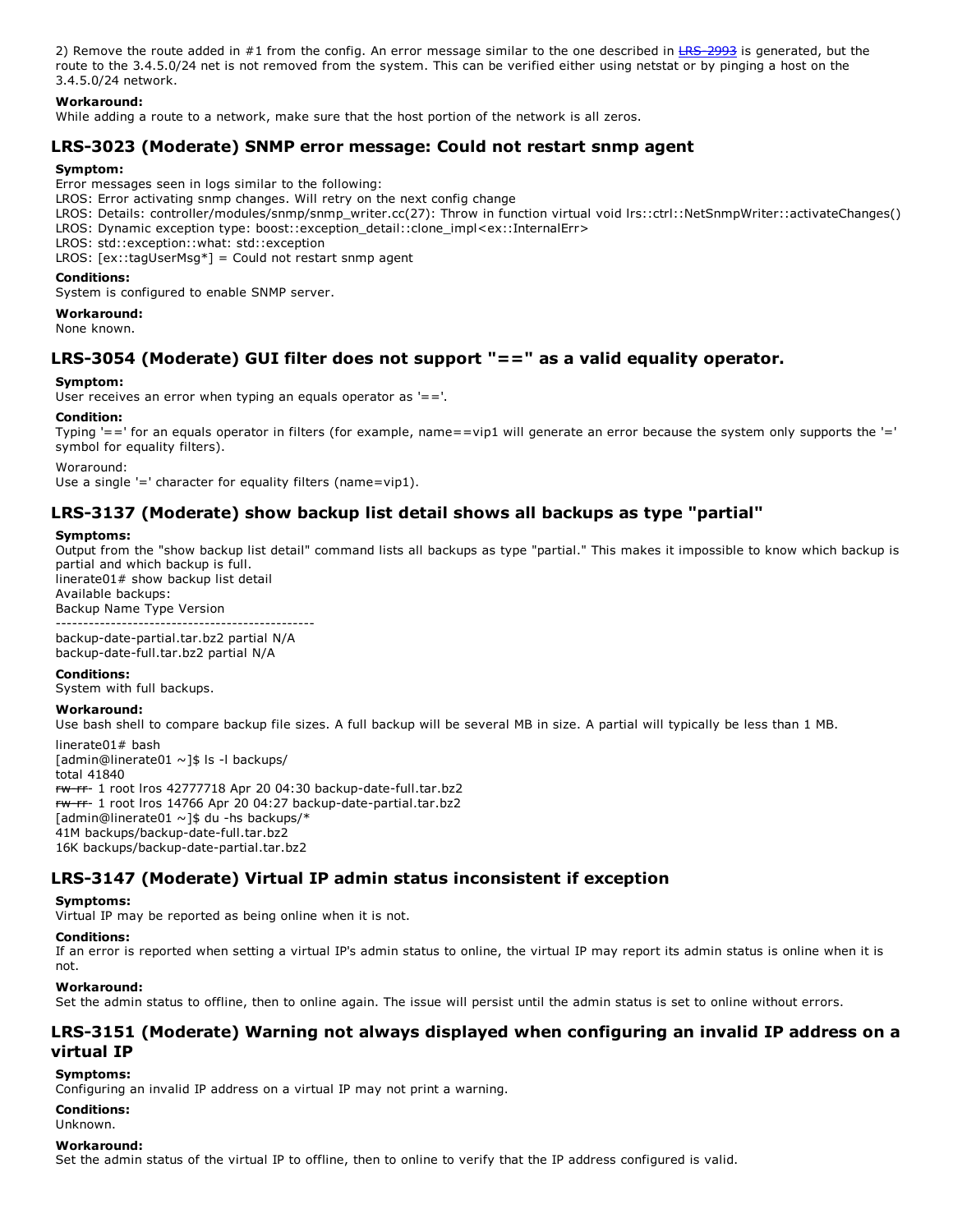2) Remove the route added in #1 from the config. An error message similar to the one described in LRS-2993 is generated, but the route to the 3.4.5.0/24 net is not removed from the system. This can be verified either using netstat or by pinging a host on the 3.4.5.0/24 network.

**Workaround:**
While adding a route to a network, make sure that the host portion of the network is all zeros.

## LRS-3023 (Moderate) SNMP error message: Could not restart snmp agent

**Symptom:**
Error messages seen in logs similar to the following:
LROS: Error activating snmp changes. Will retry on the next config change
LROS: Details: controller/modules/snmp/snmp_writer.cc(27): Throw in function virtual void lrs::ctrl::NetSnmpWriter::activateChanges()
LROS: Dynamic exception type: boost::exception_detail::clone_impl<ex::InternalErr>
LROS: std::exception::what: std::exception
LROS: [ex::tagUserMsg*] = Could not restart snmp agent

**Conditions:**
System is configured to enable SNMP server.

**Workaround:**
None known.

## LRS-3054 (Moderate) GUI filter does not support "==" as a valid equality operator.

**Symptom:**
User receives an error when typing an equals operator as '=='.

**Condition:**
Typing '==' for an equals operator in filters (for example, name==vip1 will generate an error because the system only supports the '=' symbol for equality filters).

Woraround:
Use a single '=' character for equality filters (name=vip1).

## LRS-3137 (Moderate) show backup list detail shows all backups as type "partial"

**Symptoms:**
Output from the "show backup list detail" command lists all backups as type "partial." This makes it impossible to know which backup is partial and which backup is full.

```
linerate01# show backup list detail
Available backups:
Backup Name Type Version
----------------------------------------------
backup-date-partial.tar.bz2 partial N/A
backup-date-full.tar.bz2 partial N/A
```

**Conditions:**
System with full backups.

**Workaround:**
Use bash shell to compare backup file sizes. A full backup will be several MB in size. A partial will typically be less than 1 MB.

```
linerate01# bash
[admin@linerate01 ~]$ ls -l backups/
total 41840
-rw-r--r-- 1 root lros 42777718 Apr 20 04:30 backup-date-full.tar.bz2
-rw-r--r-- 1 root lros 14766 Apr 20 04:27 backup-date-partial.tar.bz2
[admin@linerate01 ~]$ du -hs backups/*
41M backups/backup-date-full.tar.bz2
16K backups/backup-date-partial.tar.bz2
```

## LRS-3147 (Moderate) Virtual IP admin status inconsistent if exception

**Symptoms:**
Virtual IP may be reported as being online when it is not.

**Conditions:**
If an error is reported when setting a virtual IP's admin status to online, the virtual IP may report its admin status is online when it is not.

**Workaround:**
Set the admin status to offline, then to online again. The issue will persist until the admin status is set to online without errors.

## LRS-3151 (Moderate) Warning not always displayed when configuring an invalid IP address on a virtual IP

**Symptoms:**
Configuring an invalid IP address on a virtual IP may not print a warning.

**Conditions:**
Unknown.

**Workaround:**
Set the admin status of the virtual IP to offline, then to online to verify that the IP address configured is valid.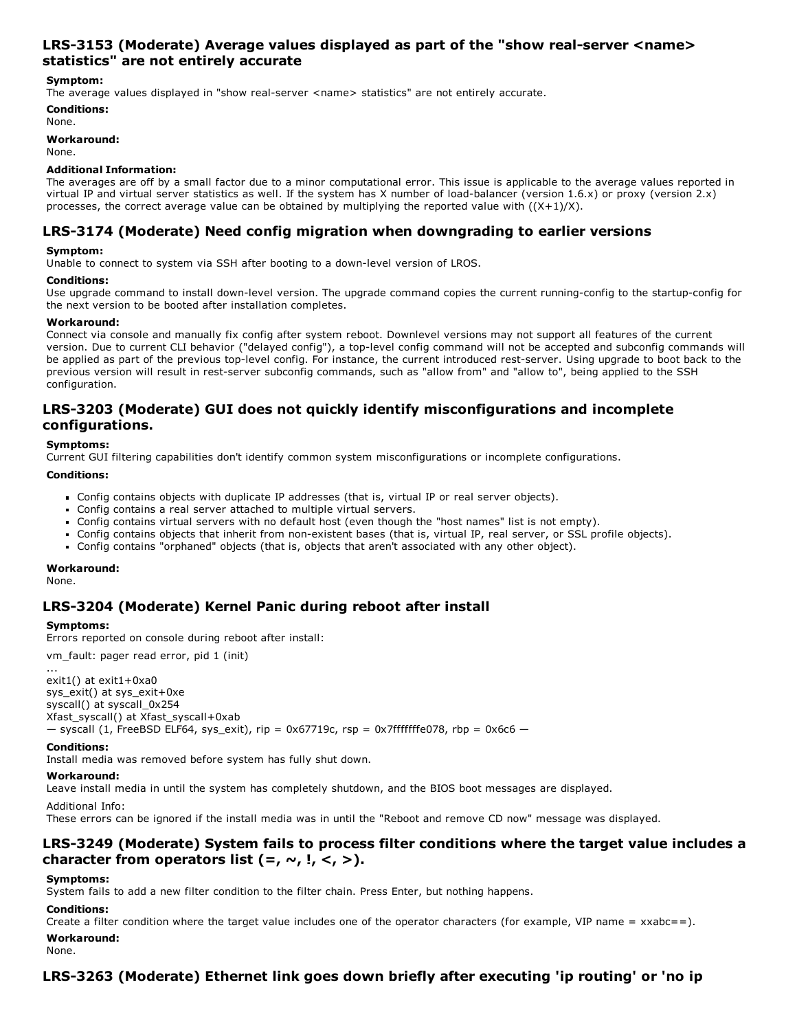## LRS-3153 (Moderate) Average values displayed as part of the "show real-server <name> statistics" are not entirely accurate

**Symptom:**
The average values displayed in "show real-server <name> statistics" are not entirely accurate.

**Conditions:**
None.

**Workaround:**
None.

**Additional Information:**
The averages are off by a small factor due to a minor computational error. This issue is applicable to the average values reported in virtual IP and virtual server statistics as well. If the system has X number of load-balancer (version 1.6.x) or proxy (version 2.x) processes, the correct average value can be obtained by multiplying the reported value with ((X+1)/X).

## LRS-3174 (Moderate) Need config migration when downgrading to earlier versions

**Symptom:**
Unable to connect to system via SSH after booting to a down-level version of LROS.

**Conditions:**
Use upgrade command to install down-level version. The upgrade command copies the current running-config to the startup-config for the next version to be booted after installation completes.

**Workaround:**
Connect via console and manually fix config after system reboot. Downlevel versions may not support all features of the current version. Due to current CLI behavior ("delayed config"), a top-level config command will not be accepted and subconfig commands will be applied as part of the previous top-level config. For instance, the current introduced rest-server. Using upgrade to boot back to the previous version will result in rest-server subconfig commands, such as "allow from" and "allow to", being applied to the SSH configuration.

## LRS-3203 (Moderate) GUI does not quickly identify misconfigurations and incomplete configurations.

**Symptoms:**
Current GUI filtering capabilities don't identify common system misconfigurations or incomplete configurations.

**Conditions:**

- Config contains objects with duplicate IP addresses (that is, virtual IP or real server objects).
- Config contains a real server attached to multiple virtual servers.
- Config contains virtual servers with no default host (even though the "host names" list is not empty).
- Config contains objects that inherit from non-existent bases (that is, virtual IP, real server, or SSL profile objects).
- Config contains "orphaned" objects (that is, objects that aren't associated with any other object).

**Workaround:**
None.

## LRS-3204 (Moderate) Kernel Panic during reboot after install

**Symptoms:**
Errors reported on console during reboot after install:

vm_fault: pager read error, pid 1 (init)
...
exit1() at exit1+0xa0
sys_exit() at sys_exit+0xe
syscall() at syscall_0x254
Xfast_syscall() at Xfast_syscall+0xab
— syscall (1, FreeBSD ELF64, sys_exit), rip = 0x67719c, rsp = 0x7fffffffe078, rbp = 0x6c6 —

**Conditions:**
Install media was removed before system has fully shut down.

**Workaround:**
Leave install media in until the system has completely shutdown, and the BIOS boot messages are displayed.

Additional Info:
These errors can be ignored if the install media was in until the "Reboot and remove CD now" message was displayed.

## LRS-3249 (Moderate) System fails to process filter conditions where the target value includes a character from operators list (=, ~, !, <, >).

**Symptoms:**
System fails to add a new filter condition to the filter chain. Press Enter, but nothing happens.

**Conditions:**
Create a filter condition where the target value includes one of the operator characters (for example, VIP name = xxabc==).

**Workaround:**
None.

## LRS-3263 (Moderate) Ethernet link goes down briefly after executing 'ip routing' or 'no ip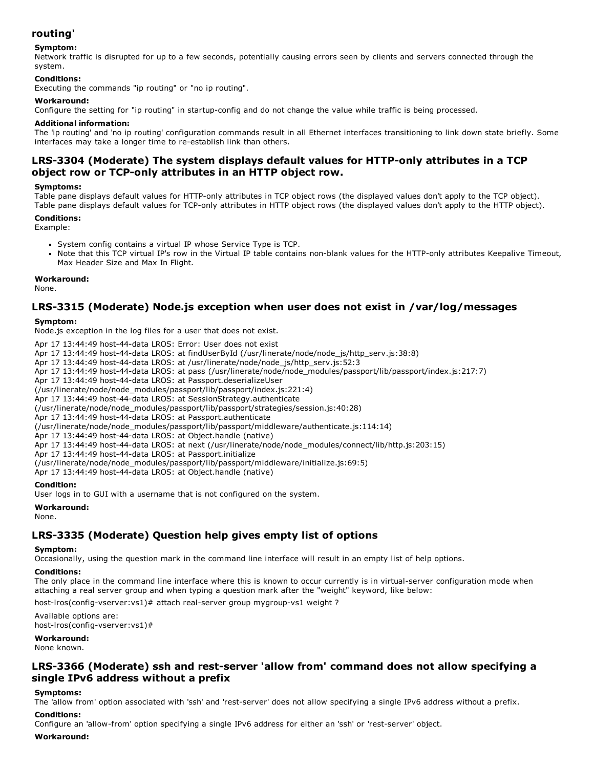## routing'

**Symptom:**
Network traffic is disrupted for up to a few seconds, potentially causing errors seen by clients and servers connected through the system.

**Conditions:**
Executing the commands "ip routing" or "no ip routing".

**Workaround:**
Configure the setting for "ip routing" in startup-config and do not change the value while traffic is being processed.

**Additional information:**
The 'ip routing' and 'no ip routing' configuration commands result in all Ethernet interfaces transitioning to link down state briefly. Some interfaces may take a longer time to re-establish link than others.

## LRS-3304 (Moderate) The system displays default values for HTTP-only attributes in a TCP object row or TCP-only attributes in an HTTP object row.

**Symptoms:**
Table pane displays default values for HTTP-only attributes in TCP object rows (the displayed values don't apply to the TCP object).
Table pane displays default values for TCP-only attributes in HTTP object rows (the displayed values don't apply to the HTTP object).

**Conditions:**
Example:

- System config contains a virtual IP whose Service Type is TCP.
- Note that this TCP virtual IP's row in the Virtual IP table contains non-blank values for the HTTP-only attributes Keepalive Timeout, Max Header Size and Max In Flight.

**Workaround:**
None.

## LRS-3315 (Moderate) Node.js exception when user does not exist in /var/log/messages

**Symptom:**
Node.js exception in the log files for a user that does not exist.

```
Apr 17 13:44:49 host-44-data LROS: Error: User does not exist
Apr 17 13:44:49 host-44-data LROS: at findUserById (/usr/linerate/node/node_js/http_serv.js:38:8)
Apr 17 13:44:49 host-44-data LROS: at /usr/linerate/node/node_js/http_serv.js:52:3
Apr 17 13:44:49 host-44-data LROS: at pass (/usr/linerate/node/node_modules/passport/lib/passport/index.js:217:7)
Apr 17 13:44:49 host-44-data LROS: at Passport.deserializeUser
(/usr/linerate/node/node_modules/passport/lib/passport/index.js:221:4)
Apr 17 13:44:49 host-44-data LROS: at SessionStrategy.authenticate
(/usr/linerate/node/node_modules/passport/lib/passport/strategies/session.js:40:28)
Apr 17 13:44:49 host-44-data LROS: at Passport.authenticate
(/usr/linerate/node/node_modules/passport/lib/passport/middleware/authenticate.js:114:14)
Apr 17 13:44:49 host-44-data LROS: at Object.handle (native)
Apr 17 13:44:49 host-44-data LROS: at next (/usr/linerate/node/node_modules/connect/lib/http.js:203:15)
Apr 17 13:44:49 host-44-data LROS: at Passport.initialize
(/usr/linerate/node/node_modules/passport/lib/passport/middleware/initialize.js:69:5)
Apr 17 13:44:49 host-44-data LROS: at Object.handle (native)
```

**Condition:**
User logs in to GUI with a username that is not configured on the system.

**Workaround:**
None.

## LRS-3335 (Moderate) Question help gives empty list of options

**Symptom:**
Occasionally, using the question mark in the command line interface will result in an empty list of help options.

**Conditions:**
The only place in the command line interface where this is known to occur currently is in virtual-server configuration mode when attaching a real server group and when typing a question mark after the "weight" keyword, like below:

```
host-lros(config-vserver:vs1)# attach real-server group mygroup-vs1 weight ?
```

```
Available options are:
host-lros(config-vserver:vs1)#
```

**Workaround:**
None known.

## LRS-3366 (Moderate) ssh and rest-server 'allow from' command does not allow specifying a single IPv6 address without a prefix

**Symptoms:**
The 'allow from' option associated with 'ssh' and 'rest-server' does not allow specifying a single IPv6 address without a prefix.

**Conditions:**
Configure an 'allow-from' option specifying a single IPv6 address for either an 'ssh' or 'rest-server' object.

**Workaround:**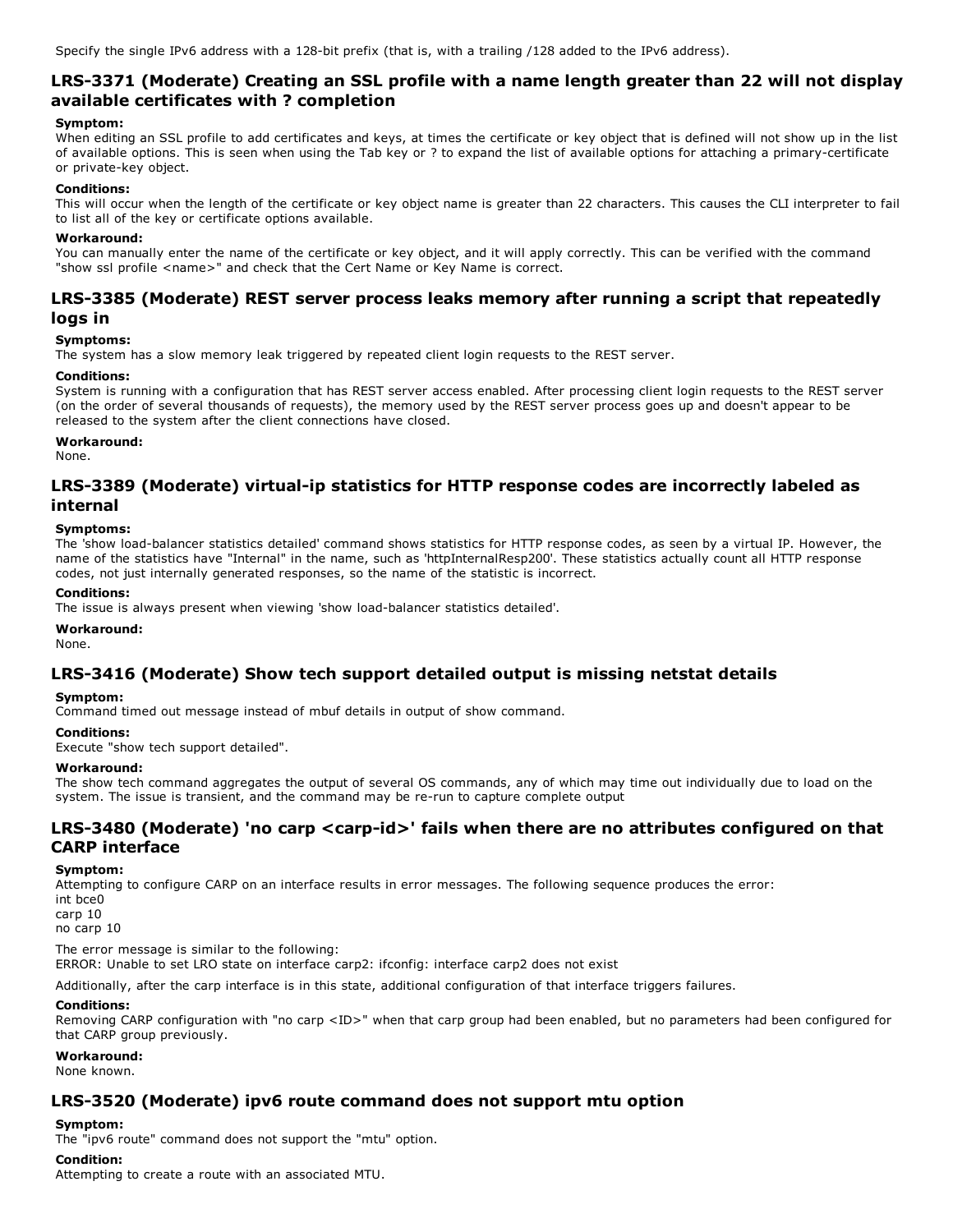Specify the single IPv6 address with a 128-bit prefix (that is, with a trailing /128 added to the IPv6 address).

## LRS-3371 (Moderate) Creating an SSL profile with a name length greater than 22 will not display available certificates with ? completion

**Symptom:**
When editing an SSL profile to add certificates and keys, at times the certificate or key object that is defined will not show up in the list of available options. This is seen when using the Tab key or ? to expand the list of available options for attaching a primary-certificate or private-key object.

**Conditions:**
This will occur when the length of the certificate or key object name is greater than 22 characters. This causes the CLI interpreter to fail to list all of the key or certificate options available.

**Workaround:**
You can manually enter the name of the certificate or key object, and it will apply correctly. This can be verified with the command "show ssl profile <name>" and check that the Cert Name or Key Name is correct.

## LRS-3385 (Moderate) REST server process leaks memory after running a script that repeatedly logs in

**Symptoms:**
The system has a slow memory leak triggered by repeated client login requests to the REST server.

**Conditions:**
System is running with a configuration that has REST server access enabled. After processing client login requests to the REST server (on the order of several thousands of requests), the memory used by the REST server process goes up and doesn't appear to be released to the system after the client connections have closed.

**Workaround:**
None.

## LRS-3389 (Moderate) virtual-ip statistics for HTTP response codes are incorrectly labeled as internal

**Symptoms:**
The 'show load-balancer statistics detailed' command shows statistics for HTTP response codes, as seen by a virtual IP. However, the name of the statistics have "Internal" in the name, such as 'httpInternalResp200'. These statistics actually count all HTTP response codes, not just internally generated responses, so the name of the statistic is incorrect.

**Conditions:**
The issue is always present when viewing 'show load-balancer statistics detailed'.

**Workaround:**
None.

## LRS-3416 (Moderate) Show tech support detailed output is missing netstat details

**Symptom:**
Command timed out message instead of mbuf details in output of show command.

**Conditions:**
Execute "show tech support detailed".

**Workaround:**
The show tech command aggregates the output of several OS commands, any of which may time out individually due to load on the system. The issue is transient, and the command may be re-run to capture complete output

## LRS-3480 (Moderate) 'no carp <carp-id>' fails when there are no attributes configured on that CARP interface

**Symptom:**
Attempting to configure CARP on an interface results in error messages. The following sequence produces the error:
int bce0
carp 10
no carp 10

The error message is similar to the following:
ERROR: Unable to set LRO state on interface carp2: ifconfig: interface carp2 does not exist

Additionally, after the carp interface is in this state, additional configuration of that interface triggers failures.

**Conditions:**
Removing CARP configuration with "no carp <ID>" when that carp group had been enabled, but no parameters had been configured for that CARP group previously.

**Workaround:**
None known.

## LRS-3520 (Moderate) ipv6 route command does not support mtu option

**Symptom:**
The "ipv6 route" command does not support the "mtu" option.

**Condition:**
Attempting to create a route with an associated MTU.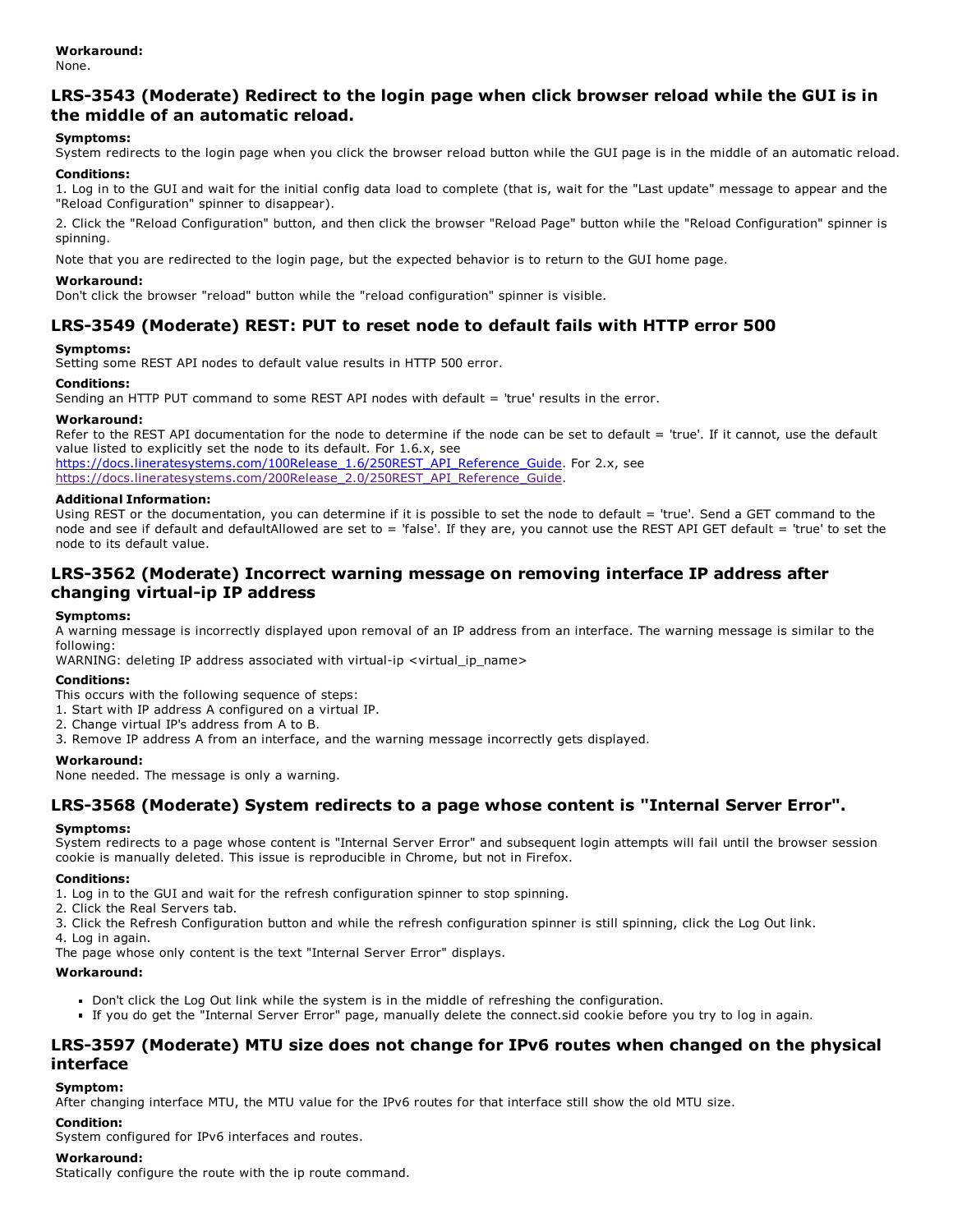**Workaround:**
None.

## LRS-3543 (Moderate) Redirect to the login page when click browser reload while the GUI is in the middle of an automatic reload.

**Symptoms:**
System redirects to the login page when you click the browser reload button while the GUI page is in the middle of an automatic reload.

**Conditions:**
1. Log in to the GUI and wait for the initial config data load to complete (that is, wait for the "Last update" message to appear and the "Reload Configuration" spinner to disappear).

2. Click the "Reload Configuration" button, and then click the browser "Reload Page" button while the "Reload Configuration" spinner is spinning.

Note that you are redirected to the login page, but the expected behavior is to return to the GUI home page.

**Workaround:**
Don't click the browser "reload" button while the "reload configuration" spinner is visible.

## LRS-3549 (Moderate) REST: PUT to reset node to default fails with HTTP error 500

**Symptoms:**
Setting some REST API nodes to default value results in HTTP 500 error.

**Conditions:**
Sending an HTTP PUT command to some REST API nodes with default = 'true' results in the error.

**Workaround:**
Refer to the REST API documentation for the node to determine if the node can be set to default = 'true'. If it cannot, use the default value listed to explicitly set the node to its default. For 1.6.x, see https://docs.lineratesystems.com/100Release_1.6/250REST_API_Reference_Guide. For 2.x, see https://docs.lineratesystems.com/200Release_2.0/250REST_API_Reference_Guide.

**Additional Information:**
Using REST or the documentation, you can determine if it is possible to set the node to default = 'true'. Send a GET command to the node and see if default and defaultAllowed are set to = 'false'. If they are, you cannot use the REST API GET default = 'true' to set the node to its default value.

## LRS-3562 (Moderate) Incorrect warning message on removing interface IP address after changing virtual-ip IP address

**Symptoms:**
A warning message is incorrectly displayed upon removal of an IP address from an interface. The warning message is similar to the following:
WARNING: deleting IP address associated with virtual-ip <virtual_ip_name>

**Conditions:**
This occurs with the following sequence of steps:
1. Start with IP address A configured on a virtual IP.
2. Change virtual IP's address from A to B.
3. Remove IP address A from an interface, and the warning message incorrectly gets displayed.

**Workaround:**
None needed. The message is only a warning.

## LRS-3568 (Moderate) System redirects to a page whose content is "Internal Server Error".

**Symptoms:**
System redirects to a page whose content is "Internal Server Error" and subsequent login attempts will fail until the browser session cookie is manually deleted. This issue is reproducible in Chrome, but not in Firefox.

**Conditions:**
1. Log in to the GUI and wait for the refresh configuration spinner to stop spinning.
2. Click the Real Servers tab.
3. Click the Refresh Configuration button and while the refresh configuration spinner is still spinning, click the Log Out link.
4. Log in again.
The page whose only content is the text "Internal Server Error" displays.

**Workaround:**

- Don't click the Log Out link while the system is in the middle of refreshing the configuration.
- If you do get the "Internal Server Error" page, manually delete the connect.sid cookie before you try to log in again.

## LRS-3597 (Moderate) MTU size does not change for IPv6 routes when changed on the physical interface

**Symptom:**
After changing interface MTU, the MTU value for the IPv6 routes for that interface still show the old MTU size.

**Condition:**
System configured for IPv6 interfaces and routes.

**Workaround:**
Statically configure the route with the ip route command.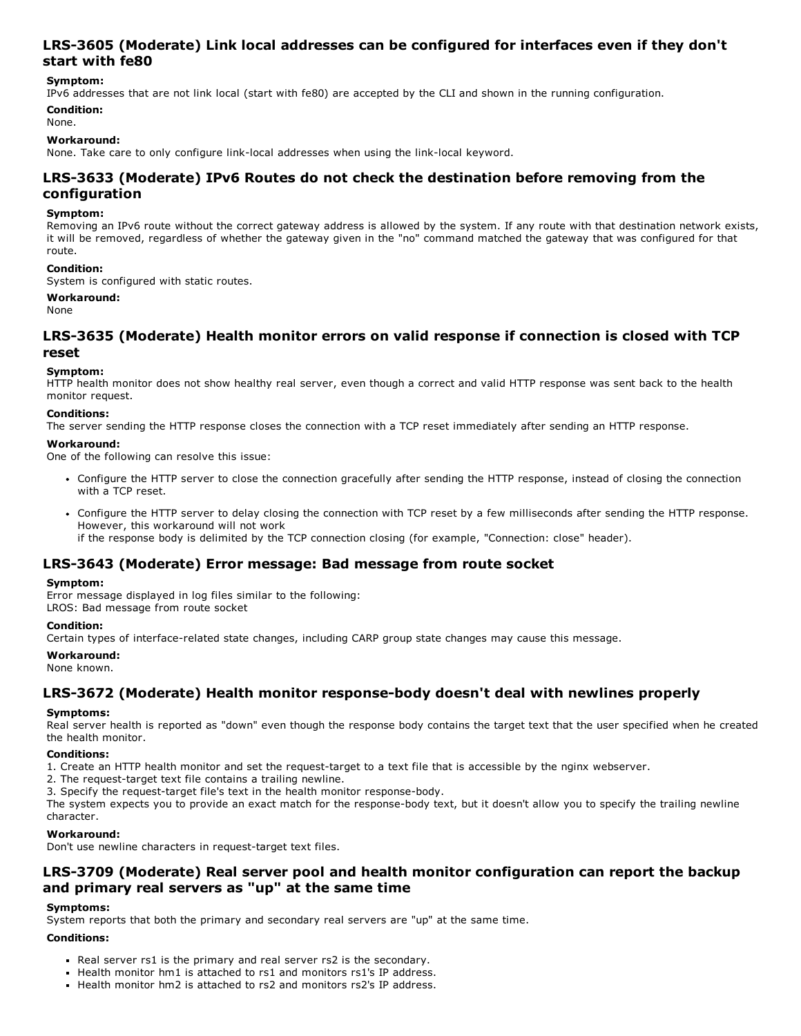### LRS-3605 (Moderate) Link local addresses can be configured for interfaces even if they don't start with fe80

**Symptom:**
IPv6 addresses that are not link local (start with fe80) are accepted by the CLI and shown in the running configuration.

**Condition:**
None.

**Workaround:**
None. Take care to only configure link-local addresses when using the link-local keyword.

### LRS-3633 (Moderate) IPv6 Routes do not check the destination before removing from the configuration

**Symptom:**
Removing an IPv6 route without the correct gateway address is allowed by the system. If any route with that destination network exists, it will be removed, regardless of whether the gateway given in the "no" command matched the gateway that was configured for that route.

**Condition:**
System is configured with static routes.

**Workaround:**
None

### LRS-3635 (Moderate) Health monitor errors on valid response if connection is closed with TCP reset

**Symptom:**
HTTP health monitor does not show healthy real server, even though a correct and valid HTTP response was sent back to the health monitor request.

**Conditions:**
The server sending the HTTP response closes the connection with a TCP reset immediately after sending an HTTP response.

**Workaround:**
One of the following can resolve this issue:

- Configure the HTTP server to close the connection gracefully after sending the HTTP response, instead of closing the connection with a TCP reset.
- Configure the HTTP server to delay closing the connection with TCP reset by a few milliseconds after sending the HTTP response. However, this workaround will not work
  if the response body is delimited by the TCP connection closing (for example, "Connection: close" header).

### LRS-3643 (Moderate) Error message: Bad message from route socket

**Symptom:**
Error message displayed in log files similar to the following:
LROS: Bad message from route socket

**Condition:**
Certain types of interface-related state changes, including CARP group state changes may cause this message.

**Workaround:**
None known.

### LRS-3672 (Moderate) Health monitor response-body doesn't deal with newlines properly

**Symptoms:**
Real server health is reported as "down" even though the response body contains the target text that the user specified when he created the health monitor.

**Conditions:**
1. Create an HTTP health monitor and set the request-target to a text file that is accessible by the nginx webserver.
2. The request-target text file contains a trailing newline.
3. Specify the request-target file's text in the health monitor response-body.
The system expects you to provide an exact match for the response-body text, but it doesn't allow you to specify the trailing newline character.

**Workaround:**
Don't use newline characters in request-target text files.

### LRS-3709 (Moderate) Real server pool and health monitor configuration can report the backup and primary real servers as "up" at the same time

**Symptoms:**
System reports that both the primary and secondary real servers are "up" at the same time.

**Conditions:**

- Real server rs1 is the primary and real server rs2 is the secondary.
- Health monitor hm1 is attached to rs1 and monitors rs1's IP address.
- Health monitor hm2 is attached to rs2 and monitors rs2's IP address.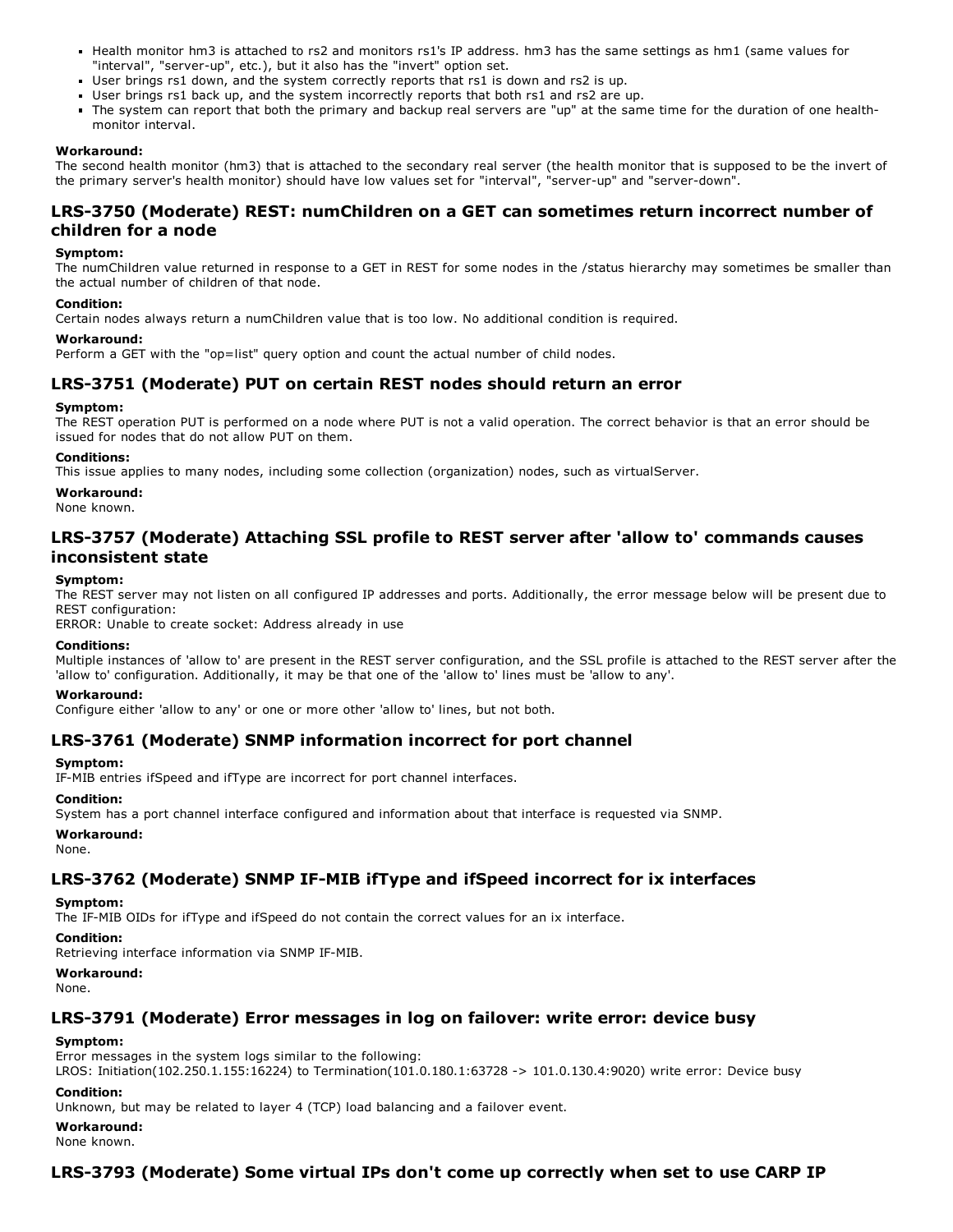- Health monitor hm3 is attached to rs2 and monitors rs1's IP address. hm3 has the same settings as hm1 (same values for "interval", "server-up", etc.), but it also has the "invert" option set.
- User brings rs1 down, and the system correctly reports that rs1 is down and rs2 is up.
- User brings rs1 back up, and the system incorrectly reports that both rs1 and rs2 are up.
- The system can report that both the primary and backup real servers are "up" at the same time for the duration of one health-monitor interval.

**Workaround:**
The second health monitor (hm3) that is attached to the secondary real server (the health monitor that is supposed to be the invert of the primary server's health monitor) should have low values set for "interval", "server-up" and "server-down".

## LRS-3750 (Moderate) REST: numChildren on a GET can sometimes return incorrect number of children for a node

**Symptom:**
The numChildren value returned in response to a GET in REST for some nodes in the /status hierarchy may sometimes be smaller than the actual number of children of that node.

**Condition:**
Certain nodes always return a numChildren value that is too low. No additional condition is required.

**Workaround:**
Perform a GET with the "op=list" query option and count the actual number of child nodes.

## LRS-3751 (Moderate) PUT on certain REST nodes should return an error

**Symptom:**
The REST operation PUT is performed on a node where PUT is not a valid operation. The correct behavior is that an error should be issued for nodes that do not allow PUT on them.

**Conditions:**
This issue applies to many nodes, including some collection (organization) nodes, such as virtualServer.

**Workaround:**
None known.

## LRS-3757 (Moderate) Attaching SSL profile to REST server after 'allow to' commands causes inconsistent state

**Symptom:**
The REST server may not listen on all configured IP addresses and ports. Additionally, the error message below will be present due to REST configuration:
ERROR: Unable to create socket: Address already in use

**Conditions:**
Multiple instances of 'allow to' are present in the REST server configuration, and the SSL profile is attached to the REST server after the 'allow to' configuration. Additionally, it may be that one of the 'allow to' lines must be 'allow to any'.

**Workaround:**
Configure either 'allow to any' or one or more other 'allow to' lines, but not both.

## LRS-3761 (Moderate) SNMP information incorrect for port channel

**Symptom:**
IF-MIB entries ifSpeed and ifType are incorrect for port channel interfaces.

**Condition:**
System has a port channel interface configured and information about that interface is requested via SNMP.

**Workaround:**
None.

## LRS-3762 (Moderate) SNMP IF-MIB ifType and ifSpeed incorrect for ix interfaces

**Symptom:**
The IF-MIB OIDs for ifType and ifSpeed do not contain the correct values for an ix interface.

**Condition:**
Retrieving interface information via SNMP IF-MIB.

**Workaround:**
None.

## LRS-3791 (Moderate) Error messages in log on failover: write error: device busy

**Symptom:**
Error messages in the system logs similar to the following:
LROS: Initiation(102.250.1.155:16224) to Termination(101.0.180.1:63728 -> 101.0.130.4:9020) write error: Device busy

**Condition:**
Unknown, but may be related to layer 4 (TCP) load balancing and a failover event.

**Workaround:**
None known.

## LRS-3793 (Moderate) Some virtual IPs don't come up correctly when set to use CARP IP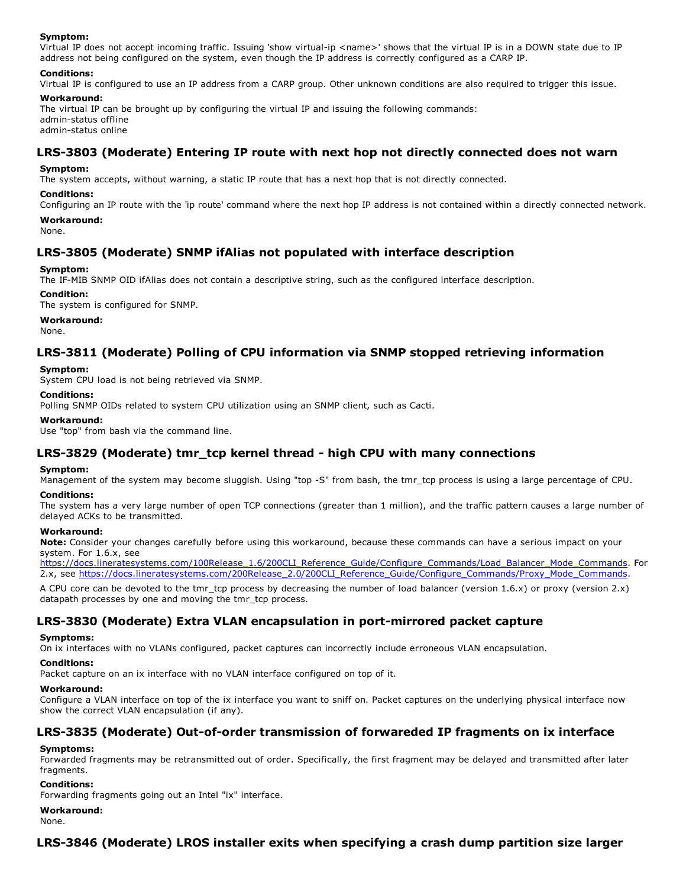**Symptom:**
Virtual IP does not accept incoming traffic. Issuing 'show virtual-ip <name>' shows that the virtual IP is in a DOWN state due to IP address not being configured on the system, even though the IP address is correctly configured as a CARP IP.

**Conditions:**
Virtual IP is configured to use an IP address from a CARP group. Other unknown conditions are also required to trigger this issue.

**Workaround:**
The virtual IP can be brought up by configuring the virtual IP and issuing the following commands:
admin-status offline
admin-status online

## LRS-3803 (Moderate) Entering IP route with next hop not directly connected does not warn

**Symptom:**
The system accepts, without warning, a static IP route that has a next hop that is not directly connected.

**Conditions:**
Configuring an IP route with the 'ip route' command where the next hop IP address is not contained within a directly connected network.

**Workaround:**
None.

## LRS-3805 (Moderate) SNMP ifAlias not populated with interface description

**Symptom:**
The IF-MIB SNMP OID ifAlias does not contain a descriptive string, such as the configured interface description.

**Condition:**
The system is configured for SNMP.

**Workaround:**
None.

## LRS-3811 (Moderate) Polling of CPU information via SNMP stopped retrieving information

**Symptom:**
System CPU load is not being retrieved via SNMP.

**Conditions:**
Polling SNMP OIDs related to system CPU utilization using an SNMP client, such as Cacti.

**Workaround:**
Use "top" from bash via the command line.

## LRS-3829 (Moderate) tmr_tcp kernel thread - high CPU with many connections

**Symptom:**
Management of the system may become sluggish. Using "top -S" from bash, the tmr_tcp process is using a large percentage of CPU.

**Conditions:**
The system has a very large number of open TCP connections (greater than 1 million), and the traffic pattern causes a large number of delayed ACKs to be transmitted.

**Workaround:**
**Note:** Consider your changes carefully before using this workaround, because these commands can have a serious impact on your system. For 1.6.x, see https://docs.lineratesystems.com/100Release_1.6/200CLI_Reference_Guide/Configure_Commands/Load_Balancer_Mode_Commands. For 2.x, see https://docs.lineratesystems.com/200Release_2.0/200CLI_Reference_Guide/Configure_Commands/Proxy_Mode_Commands.

A CPU core can be devoted to the tmr_tcp process by decreasing the number of load balancer (version 1.6.x) or proxy (version 2.x) datapath processes by one and moving the tmr_tcp process.

## LRS-3830 (Moderate) Extra VLAN encapsulation in port-mirrored packet capture

**Symptoms:**
On ix interfaces with no VLANs configured, packet captures can incorrectly include erroneous VLAN encapsulation.

**Conditions:**
Packet capture on an ix interface with no VLAN interface configured on top of it.

**Workaround:**
Configure a VLAN interface on top of the ix interface you want to sniff on. Packet captures on the underlying physical interface now show the correct VLAN encapsulation (if any).

## LRS-3835 (Moderate) Out-of-order transmission of forwareded IP fragments on ix interface

**Symptoms:**
Forwarded fragments may be retransmitted out of order. Specifically, the first fragment may be delayed and transmitted after later fragments.

**Conditions:**
Forwarding fragments going out an Intel "ix" interface.

**Workaround:**
None.

## LRS-3846 (Moderate) LROS installer exits when specifying a crash dump partition size larger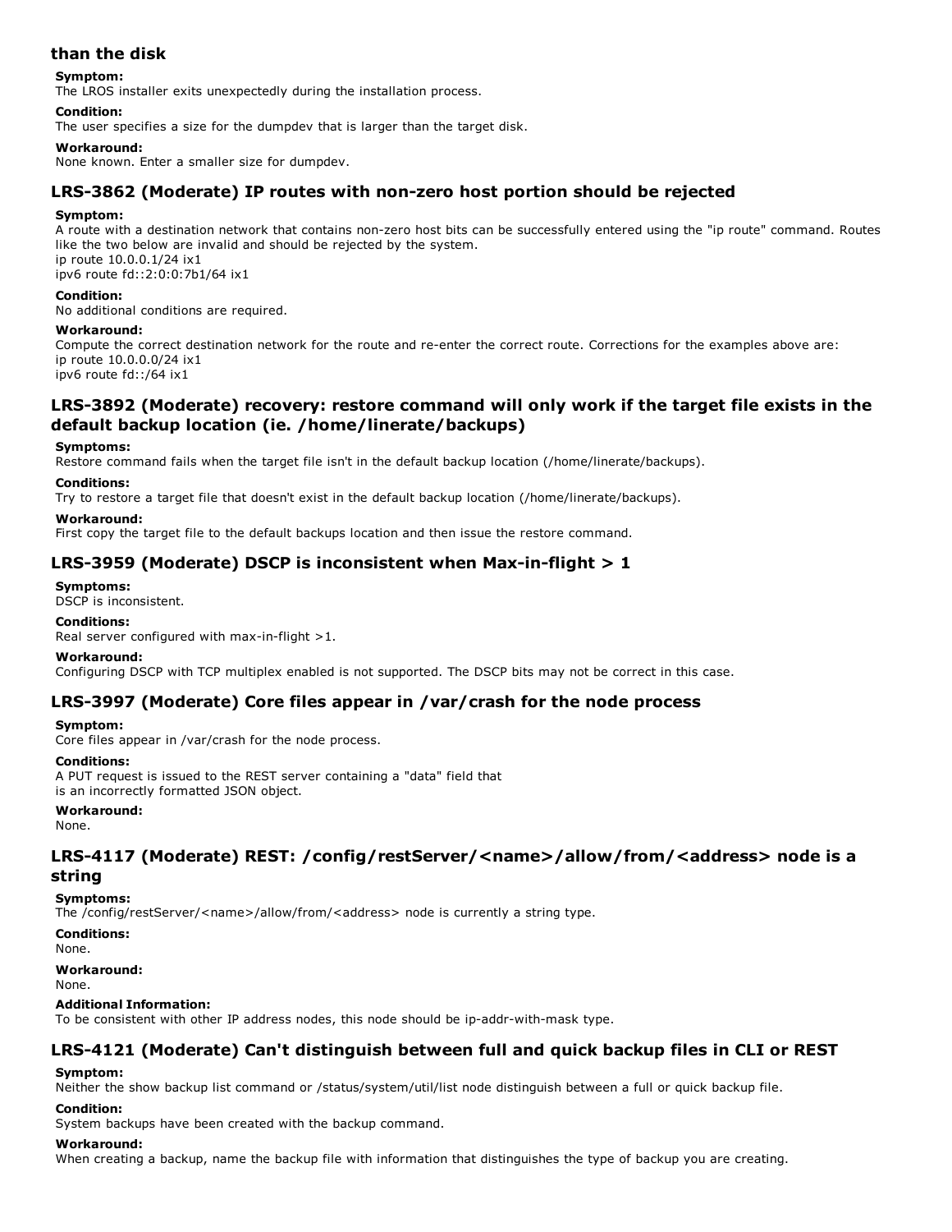### than the disk

**Symptom:**
The LROS installer exits unexpectedly during the installation process.

**Condition:**
The user specifies a size for the dumpdev that is larger than the target disk.

**Workaround:**
None known. Enter a smaller size for dumpdev.

### LRS-3862 (Moderate) IP routes with non-zero host portion should be rejected

**Symptom:**
A route with a destination network that contains non-zero host bits can be successfully entered using the "ip route" command. Routes like the two below are invalid and should be rejected by the system.
ip route 10.0.0.1/24 ix1
ipv6 route fd::2:0:0:7b1/64 ix1

**Condition:**
No additional conditions are required.

**Workaround:**
Compute the correct destination network for the route and re-enter the correct route. Corrections for the examples above are:
ip route 10.0.0.0/24 ix1
ipv6 route fd::/64 ix1

### LRS-3892 (Moderate) recovery: restore command will only work if the target file exists in the default backup location (ie. /home/linerate/backups)

**Symptoms:**
Restore command fails when the target file isn't in the default backup location (/home/linerate/backups).

**Conditions:**
Try to restore a target file that doesn't exist in the default backup location (/home/linerate/backups).

**Workaround:**
First copy the target file to the default backups location and then issue the restore command.

### LRS-3959 (Moderate) DSCP is inconsistent when Max-in-flight > 1

**Symptoms:**
DSCP is inconsistent.

**Conditions:**
Real server configured with max-in-flight >1.

**Workaround:**
Configuring DSCP with TCP multiplex enabled is not supported. The DSCP bits may not be correct in this case.

### LRS-3997 (Moderate) Core files appear in /var/crash for the node process

**Symptom:**
Core files appear in /var/crash for the node process.

**Conditions:**
A PUT request is issued to the REST server containing a "data" field that is an incorrectly formatted JSON object.

**Workaround:**
None.

### LRS-4117 (Moderate) REST: /config/restServer/<name>/allow/from/<address> node is a string

**Symptoms:**
The /config/restServer/<name>/allow/from/<address> node is currently a string type.

**Conditions:**
None.

**Workaround:**
None.

**Additional Information:**
To be consistent with other IP address nodes, this node should be ip-addr-with-mask type.

### LRS-4121 (Moderate) Can't distinguish between full and quick backup files in CLI or REST

**Symptom:**
Neither the show backup list command or /status/system/util/list node distinguish between a full or quick backup file.

**Condition:**
System backups have been created with the backup command.

**Workaround:**
When creating a backup, name the backup file with information that distinguishes the type of backup you are creating.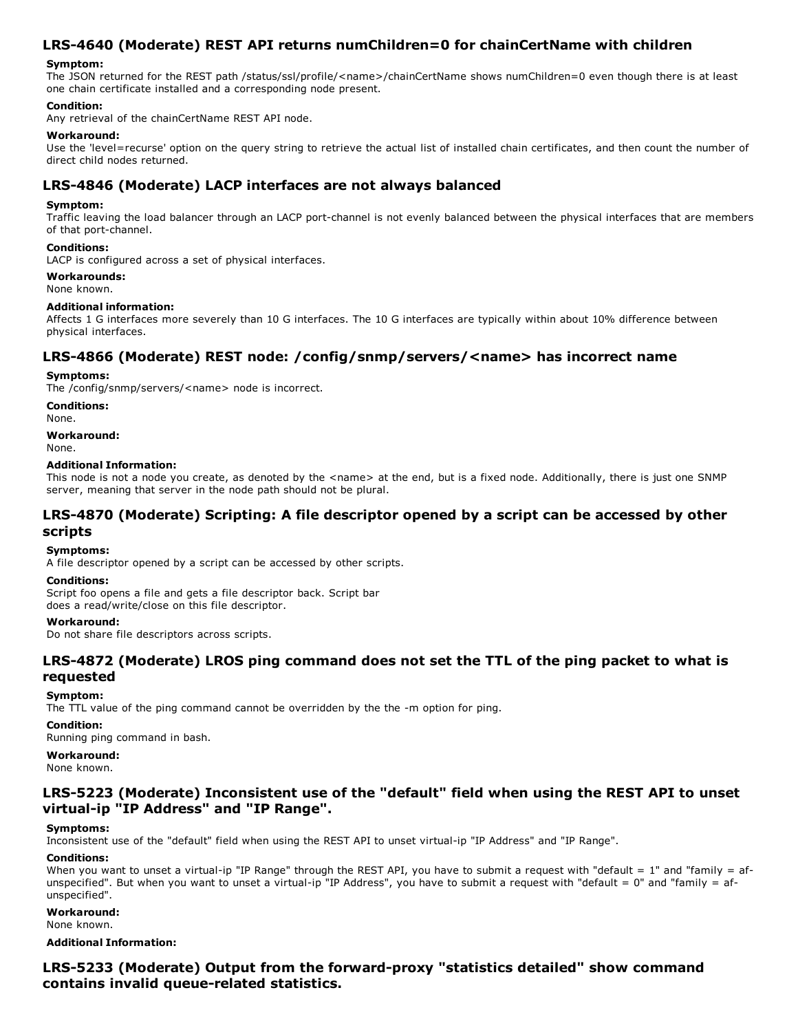### LRS-4640 (Moderate) REST API returns numChildren=0 for chainCertName with children

**Symptom:**
The JSON returned for the REST path /status/ssl/profile/<name>/chainCertName shows numChildren=0 even though there is at least one chain certificate installed and a corresponding node present.

**Condition:**
Any retrieval of the chainCertName REST API node.

**Workaround:**
Use the 'level=recurse' option on the query string to retrieve the actual list of installed chain certificates, and then count the number of direct child nodes returned.

### LRS-4846 (Moderate) LACP interfaces are not always balanced

**Symptom:**
Traffic leaving the load balancer through an LACP port-channel is not evenly balanced between the physical interfaces that are members of that port-channel.

**Conditions:**
LACP is configured across a set of physical interfaces.

**Workarounds:**
None known.

**Additional information:**
Affects 1 G interfaces more severely than 10 G interfaces. The 10 G interfaces are typically within about 10% difference between physical interfaces.

### LRS-4866 (Moderate) REST node: /config/snmp/servers/<name> has incorrect name

**Symptoms:**
The /config/snmp/servers/<name> node is incorrect.

**Conditions:**
None.

**Workaround:**
None.

**Additional Information:**
This node is not a node you create, as denoted by the <name> at the end, but is a fixed node. Additionally, there is just one SNMP server, meaning that server in the node path should not be plural.

### LRS-4870 (Moderate) Scripting: A file descriptor opened by a script can be accessed by other scripts

**Symptoms:**
A file descriptor opened by a script can be accessed by other scripts.

**Conditions:**
Script foo opens a file and gets a file descriptor back. Script bar
does a read/write/close on this file descriptor.

**Workaround:**
Do not share file descriptors across scripts.

### LRS-4872 (Moderate) LROS ping command does not set the TTL of the ping packet to what is requested

**Symptom:**
The TTL value of the ping command cannot be overridden by the the -m option for ping.

**Condition:**
Running ping command in bash.

**Workaround:**
None known.

### LRS-5223 (Moderate) Inconsistent use of the "default" field when using the REST API to unset virtual-ip "IP Address" and "IP Range".

**Symptoms:**
Inconsistent use of the "default" field when using the REST API to unset virtual-ip "IP Address" and "IP Range".

**Conditions:**
When you want to unset a virtual-ip "IP Range" through the REST API, you have to submit a request with "default = 1" and "family = af-unspecified". But when you want to unset a virtual-ip "IP Address", you have to submit a request with "default = 0" and "family = af-unspecified".

**Workaround:**
None known.

**Additional Information:**

### LRS-5233 (Moderate) Output from the forward-proxy "statistics detailed" show command contains invalid queue-related statistics.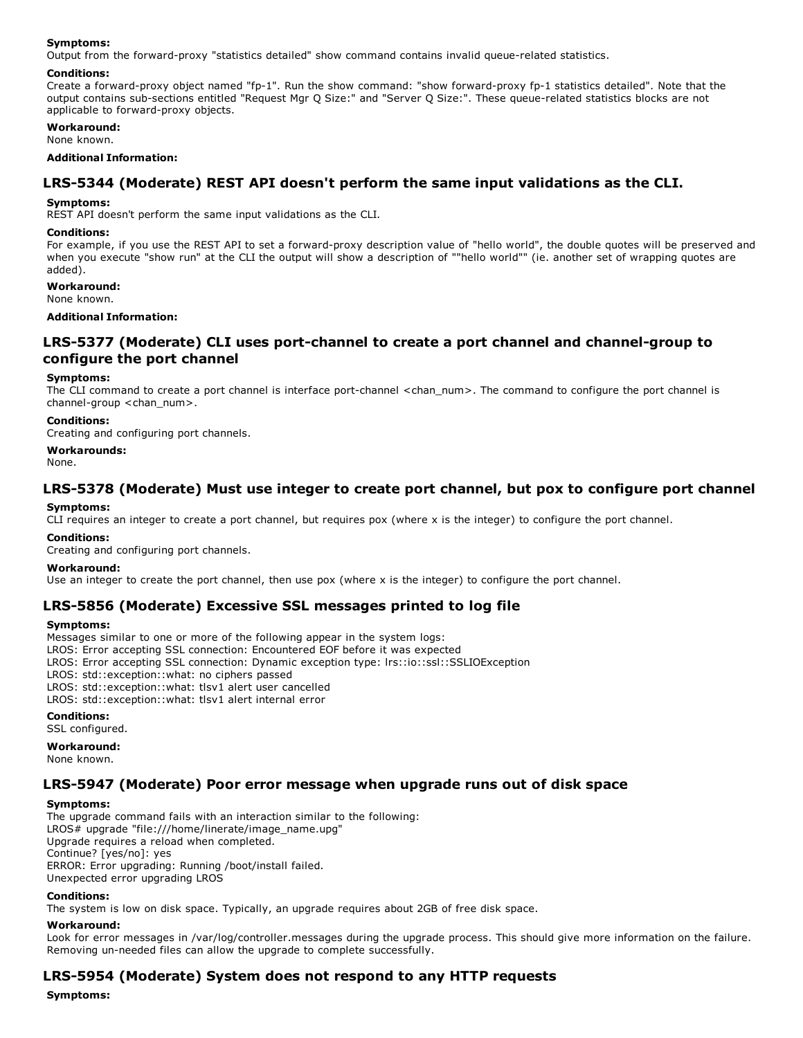**Symptoms:**
Output from the forward-proxy "statistics detailed" show command contains invalid queue-related statistics.

**Conditions:**
Create a forward-proxy object named "fp-1". Run the show command: "show forward-proxy fp-1 statistics detailed". Note that the output contains sub-sections entitled "Request Mgr Q Size:" and "Server Q Size:". These queue-related statistics blocks are not applicable to forward-proxy objects.

**Workaround:**
None known.

**Additional Information:**

## LRS-5344 (Moderate) REST API doesn't perform the same input validations as the CLI.

**Symptoms:**
REST API doesn't perform the same input validations as the CLI.

**Conditions:**
For example, if you use the REST API to set a forward-proxy description value of "hello world", the double quotes will be preserved and when you execute "show run" at the CLI the output will show a description of ""hello world"" (ie. another set of wrapping quotes are added).

**Workaround:**
None known.

**Additional Information:**

## LRS-5377 (Moderate) CLI uses port-channel to create a port channel and channel-group to configure the port channel

**Symptoms:**
The CLI command to create a port channel is interface port-channel <chan_num>. The command to configure the port channel is channel-group <chan_num>.

**Conditions:**
Creating and configuring port channels.

**Workarounds:**
None.

## LRS-5378 (Moderate) Must use integer to create port channel, but pox to configure port channel

**Symptoms:**
CLI requires an integer to create a port channel, but requires pox (where x is the integer) to configure the port channel.

**Conditions:**
Creating and configuring port channels.

**Workaround:**
Use an integer to create the port channel, then use pox (where x is the integer) to configure the port channel.

## LRS-5856 (Moderate) Excessive SSL messages printed to log file

**Symptoms:**
Messages similar to one or more of the following appear in the system logs:
LROS: Error accepting SSL connection: Encountered EOF before it was expected
LROS: Error accepting SSL connection: Dynamic exception type: lrs::io::ssl::SSLIOException
LROS: std::exception::what: no ciphers passed
LROS: std::exception::what: tlsv1 alert user cancelled
LROS: std::exception::what: tlsv1 alert internal error

**Conditions:**
SSL configured.

**Workaround:**
None known.

## LRS-5947 (Moderate) Poor error message when upgrade runs out of disk space

**Symptoms:**
The upgrade command fails with an interaction similar to the following:
LROS# upgrade "file:///home/linerate/image_name.upg"
Upgrade requires a reload when completed.
Continue? [yes/no]: yes
ERROR: Error upgrading: Running /boot/install failed.
Unexpected error upgrading LROS

**Conditions:**
The system is low on disk space. Typically, an upgrade requires about 2GB of free disk space.

**Workaround:**
Look for error messages in /var/log/controller.messages during the upgrade process. This should give more information on the failure. Removing un-needed files can allow the upgrade to complete successfully.

## LRS-5954 (Moderate) System does not respond to any HTTP requests

**Symptoms:**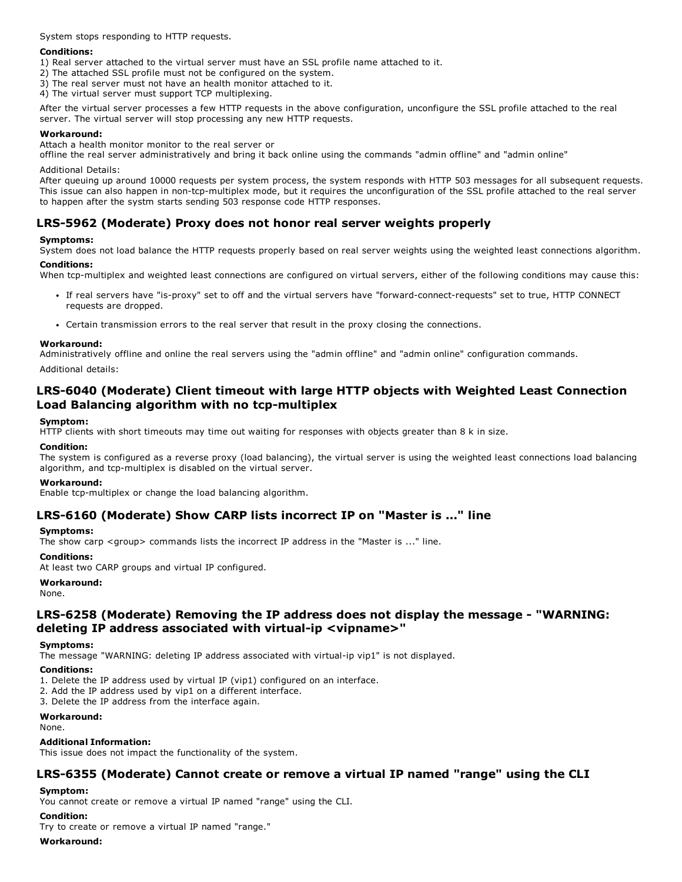System stops responding to HTTP requests.

**Conditions:**
1) Real server attached to the virtual server must have an SSL profile name attached to it.
2) The attached SSL profile must not be configured on the system.
3) The real server must not have an health monitor attached to it.
4) The virtual server must support TCP multiplexing.

After the virtual server processes a few HTTP requests in the above configuration, unconfigure the SSL profile attached to the real server. The virtual server will stop processing any new HTTP requests.

**Workaround:**
Attach a health monitor monitor to the real server or
offline the real server administratively and bring it back online using the commands "admin offline" and "admin online"

Additional Details:
After queuing up around 10000 requests per system process, the system responds with HTTP 503 messages for all subsequent requests. This issue can also happen in non-tcp-multiplex mode, but it requires the unconfiguration of the SSL profile attached to the real server to happen after the systm starts sending 503 response code HTTP responses.

## LRS-5962 (Moderate) Proxy does not honor real server weights properly

**Symptoms:**
System does not load balance the HTTP requests properly based on real server weights using the weighted least connections algorithm.

**Conditions:**
When tcp-multiplex and weighted least connections are configured on virtual servers, either of the following conditions may cause this:

- If real servers have "is-proxy" set to off and the virtual servers have "forward-connect-requests" set to true, HTTP CONNECT requests are dropped.
- Certain transmission errors to the real server that result in the proxy closing the connections.

**Workaround:**
Administratively offline and online the real servers using the "admin offline" and "admin online" configuration commands.

Additional details:

## LRS-6040 (Moderate) Client timeout with large HTTP objects with Weighted Least Connection Load Balancing algorithm with no tcp-multiplex

**Symptom:**
HTTP clients with short timeouts may time out waiting for responses with objects greater than 8 k in size.

**Condition:**
The system is configured as a reverse proxy (load balancing), the virtual server is using the weighted least connections load balancing algorithm, and tcp-multiplex is disabled on the virtual server.

**Workaround:**
Enable tcp-multiplex or change the load balancing algorithm.

## LRS-6160 (Moderate) Show CARP lists incorrect IP on "Master is ..." line

**Symptoms:**
The show carp <group> commands lists the incorrect IP address in the "Master is ..." line.

**Conditions:**
At least two CARP groups and virtual IP configured.

**Workaround:**
None.

## LRS-6258 (Moderate) Removing the IP address does not display the message - "WARNING: deleting IP address associated with virtual-ip <vipname>"

**Symptoms:**
The message "WARNING: deleting IP address associated with virtual-ip vip1" is not displayed.

**Conditions:**
1. Delete the IP address used by virtual IP (vip1) configured on an interface.
2. Add the IP address used by vip1 on a different interface.
3. Delete the IP address from the interface again.

**Workaround:**
None.

**Additional Information:**
This issue does not impact the functionality of the system.

## LRS-6355 (Moderate) Cannot create or remove a virtual IP named "range" using the CLI

**Symptom:**
You cannot create or remove a virtual IP named "range" using the CLI.

**Condition:**
Try to create or remove a virtual IP named "range."

**Workaround:**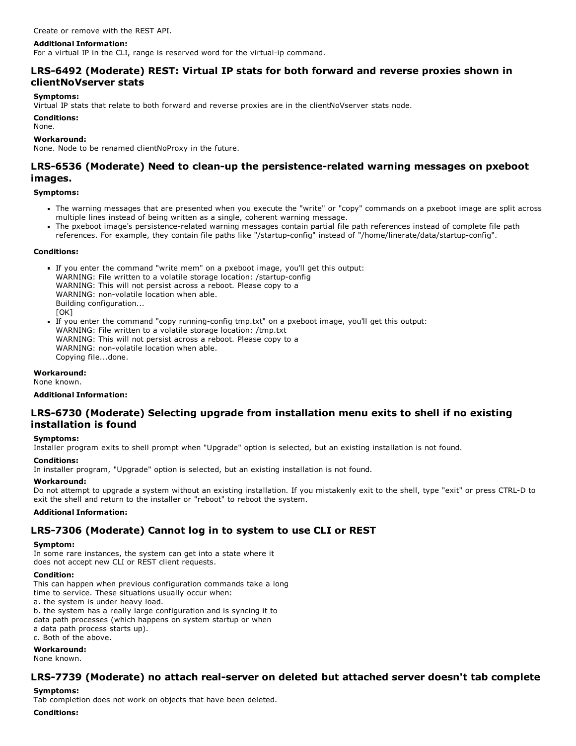Create or remove with the REST API.

**Additional Information:**
For a virtual IP in the CLI, range is reserved word for the virtual-ip command.

## LRS-6492 (Moderate) REST: Virtual IP stats for both forward and reverse proxies shown in clientNoVserver stats

**Symptoms:**
Virtual IP stats that relate to both forward and reverse proxies are in the clientNoVserver stats node.

**Conditions:**
None.

**Workaround:**
None. Node to be renamed clientNoProxy in the future.

## LRS-6536 (Moderate) Need to clean-up the persistence-related warning messages on pxeboot images.

**Symptoms:**

- The warning messages that are presented when you execute the "write" or "copy" commands on a pxeboot image are split across multiple lines instead of being written as a single, coherent warning message.
- The pxeboot image's persistence-related warning messages contain partial file path references instead of complete file path references. For example, they contain file paths like "/startup-config" instead of "/home/linerate/data/startup-config".

**Conditions:**

- If you enter the command "write mem" on a pxeboot image, you'll get this output:
  WARNING: File written to a volatile storage location: /startup-config
  WARNING: This will not persist across a reboot. Please copy to a
  WARNING: non-volatile location when able.
  Building configuration...
  [OK]
- If you enter the command "copy running-config tmp.txt" on a pxeboot image, you'll get this output:
  WARNING: File written to a volatile storage location: /tmp.txt
  WARNING: This will not persist across a reboot. Please copy to a
  WARNING: non-volatile location when able.
  Copying file...done.

**Workaround:**
None known.

**Additional Information:**

## LRS-6730 (Moderate) Selecting upgrade from installation menu exits to shell if no existing installation is found

**Symptoms:**
Installer program exits to shell prompt when "Upgrade" option is selected, but an existing installation is not found.

**Conditions:**
In installer program, "Upgrade" option is selected, but an existing installation is not found.

**Workaround:**
Do not attempt to upgrade a system without an existing installation. If you mistakenly exit to the shell, type "exit" or press CTRL-D to exit the shell and return to the installer or "reboot" to reboot the system.

**Additional Information:**

## LRS-7306 (Moderate) Cannot log in to system to use CLI or REST

**Symptom:**
In some rare instances, the system can get into a state where it does not accept new CLI or REST client requests.

**Condition:**
This can happen when previous configuration commands take a long time to service. These situations usually occur when:
a. the system is under heavy load.
b. the system has a really large configuration and is syncing it to data path processes (which happens on system startup or when a data path process starts up).
c. Both of the above.

**Workaround:**
None known.

## LRS-7739 (Moderate) no attach real-server on deleted but attached server doesn't tab complete

**Symptoms:**
Tab completion does not work on objects that have been deleted.

**Conditions:**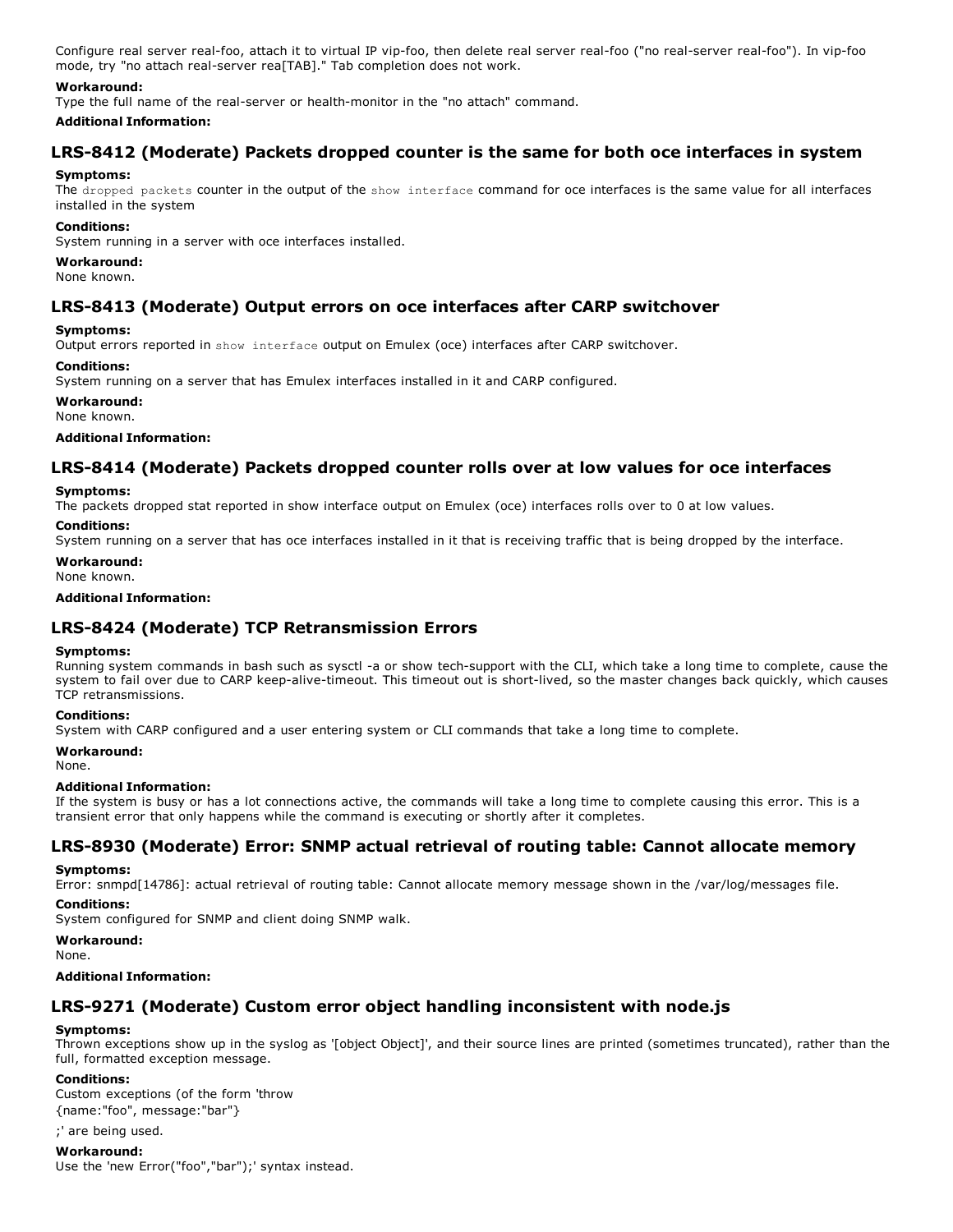Configure real server real-foo, attach it to virtual IP vip-foo, then delete real server real-foo ("no real-server real-foo"). In vip-foo mode, try "no attach real-server rea[TAB]." Tab completion does not work.

**Workaround:**
Type the full name of the real-server or health-monitor in the "no attach" command.

**Additional Information:**

## LRS-8412 (Moderate) Packets dropped counter is the same for both oce interfaces in system

**Symptoms:**
The `dropped packets` counter in the output of the `show interface` command for oce interfaces is the same value for all interfaces installed in the system

**Conditions:**
System running in a server with oce interfaces installed.

**Workaround:**
None known.

## LRS-8413 (Moderate) Output errors on oce interfaces after CARP switchover

**Symptoms:**
Output errors reported in `show interface` output on Emulex (oce) interfaces after CARP switchover.

**Conditions:**
System running on a server that has Emulex interfaces installed in it and CARP configured.

**Workaround:**
None known.

**Additional Information:**

## LRS-8414 (Moderate) Packets dropped counter rolls over at low values for oce interfaces

**Symptoms:**
The packets dropped stat reported in show interface output on Emulex (oce) interfaces rolls over to 0 at low values.

**Conditions:**
System running on a server that has oce interfaces installed in it that is receiving traffic that is being dropped by the interface.

**Workaround:**
None known.

**Additional Information:**

## LRS-8424 (Moderate) TCP Retransmission Errors

**Symptoms:**
Running system commands in bash such as sysctl -a or show tech-support with the CLI, which take a long time to complete, cause the system to fail over due to CARP keep-alive-timeout. This timeout out is short-lived, so the master changes back quickly, which causes TCP retransmissions.

**Conditions:**
System with CARP configured and a user entering system or CLI commands that take a long time to complete.

**Workaround:**
None.

**Additional Information:**
If the system is busy or has a lot connections active, the commands will take a long time to complete causing this error. This is a transient error that only happens while the command is executing or shortly after it completes.

## LRS-8930 (Moderate) Error: SNMP actual retrieval of routing table: Cannot allocate memory

**Symptoms:**
Error: snmpd[14786]: actual retrieval of routing table: Cannot allocate memory message shown in the /var/log/messages file.

**Conditions:**
System configured for SNMP and client doing SNMP walk.

**Workaround:**
None.

**Additional Information:**

## LRS-9271 (Moderate) Custom error object handling inconsistent with node.js

**Symptoms:**
Thrown exceptions show up in the syslog as '[object Object]', and their source lines are printed (sometimes truncated), rather than the full, formatted exception message.

**Conditions:**
Custom exceptions (of the form 'throw
{name:"foo", message:"bar"}

;' are being used.

**Workaround:**
Use the 'new Error("foo","bar");' syntax instead.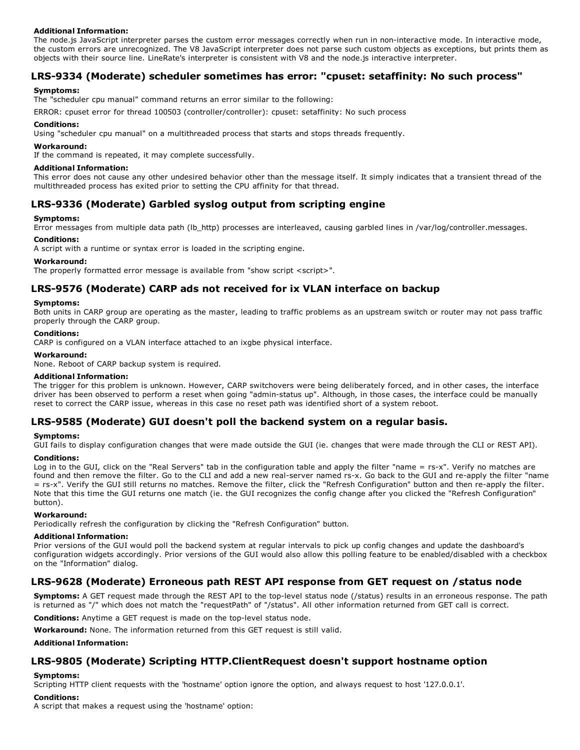**Additional Information:**

The node.js JavaScript interpreter parses the custom error messages correctly when run in non-interactive mode. In interactive mode, the custom errors are unrecognized. The V8 JavaScript interpreter does not parse such custom objects as exceptions, but prints them as objects with their source line. LineRate's interpreter is consistent with V8 and the node.js interactive interpreter.

## LRS-9334 (Moderate) scheduler sometimes has error: "cpuset: setaffinity: No such process"

**Symptoms:**

The "scheduler cpu manual" command returns an error similar to the following:

ERROR: cpuset error for thread 100503 (controller/controller): cpuset: setaffinity: No such process

**Conditions:**

Using "scheduler cpu manual" on a multithreaded process that starts and stops threads frequently.

**Workaround:**

If the command is repeated, it may complete successfully.

**Additional Information:**

This error does not cause any other undesired behavior other than the message itself. It simply indicates that a transient thread of the multithreaded process has exited prior to setting the CPU affinity for that thread.

## LRS-9336 (Moderate) Garbled syslog output from scripting engine

**Symptoms:**

Error messages from multiple data path (lb_http) processes are interleaved, causing garbled lines in /var/log/controller.messages.

**Conditions:**

A script with a runtime or syntax error is loaded in the scripting engine.

**Workaround:**

The properly formatted error message is available from "show script <script>".

## LRS-9576 (Moderate) CARP ads not received for ix VLAN interface on backup

**Symptoms:**

Both units in CARP group are operating as the master, leading to traffic problems as an upstream switch or router may not pass traffic properly through the CARP group.

**Conditions:**

CARP is configured on a VLAN interface attached to an ixgbe physical interface.

**Workaround:**

None. Reboot of CARP backup system is required.

**Additional Information:**

The trigger for this problem is unknown. However, CARP switchovers were being deliberately forced, and in other cases, the interface driver has been observed to perform a reset when going "admin-status up". Although, in those cases, the interface could be manually reset to correct the CARP issue, whereas in this case no reset path was identified short of a system reboot.

## LRS-9585 (Moderate) GUI doesn't poll the backend system on a regular basis.

**Symptoms:**

GUI fails to display configuration changes that were made outside the GUI (ie. changes that were made through the CLI or REST API).

**Conditions:**

Log in to the GUI, click on the "Real Servers" tab in the configuration table and apply the filter "name = rs-x". Verify no matches are found and then remove the filter. Go to the CLI and add a new real-server named rs-x. Go back to the GUI and re-apply the filter "name = rs-x". Verify the GUI still returns no matches. Remove the filter, click the "Refresh Configuration" button and then re-apply the filter. Note that this time the GUI returns one match (ie. the GUI recognizes the config change after you clicked the "Refresh Configuration" button).

**Workaround:**

Periodically refresh the configuration by clicking the "Refresh Configuration" button.

**Additional Information:**

Prior versions of the GUI would poll the backend system at regular intervals to pick up config changes and update the dashboard's configuration widgets accordingly. Prior versions of the GUI would also allow this polling feature to be enabled/disabled with a checkbox on the "Information" dialog.

## LRS-9628 (Moderate) Erroneous path REST API response from GET request on /status node

**Symptoms:** A GET request made through the REST API to the top-level status node (/status) results in an erroneous response. The path is returned as "/" which does not match the "requestPath" of "/status". All other information returned from GET call is correct.

**Conditions:** Anytime a GET request is made on the top-level status node.

**Workaround:** None. The information returned from this GET request is still valid.

**Additional Information:**

## LRS-9805 (Moderate) Scripting HTTP.ClientRequest doesn't support hostname option

**Symptoms:**

Scripting HTTP client requests with the 'hostname' option ignore the option, and always request to host '127.0.0.1'.

**Conditions:**

A script that makes a request using the 'hostname' option: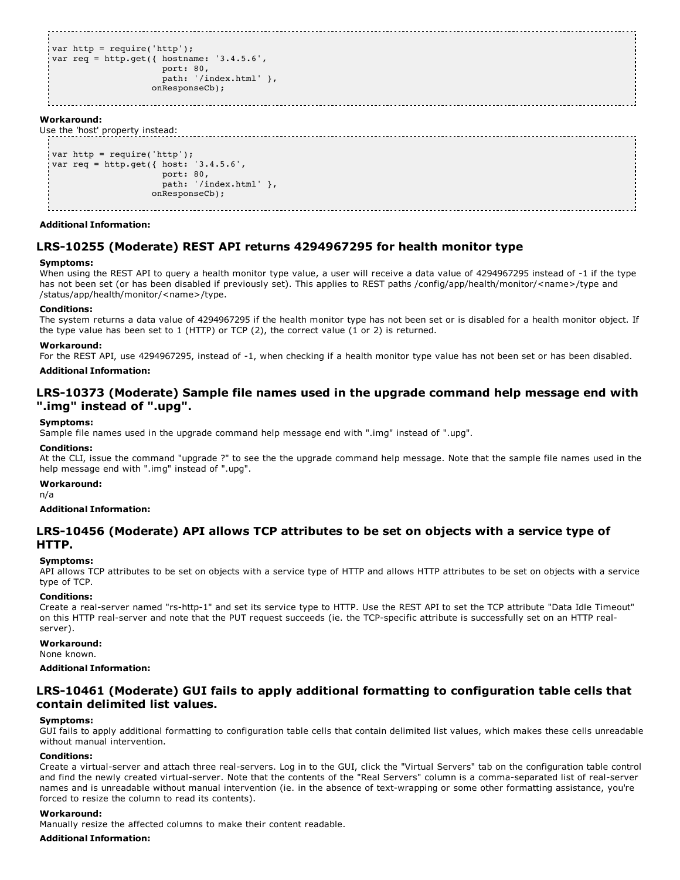```
var http = require('http');
var req = http.get({ hostname: '3.4.5.6',
                     port: 80,
                     path: '/index.html' },
                   onResponseCb);
```

**Workaround:**

Use the 'host' property instead:

```
var http = require('http');
var req = http.get({ host: '3.4.5.6',
                     port: 80,
                     path: '/index.html' },
                   onResponseCb);
```

**Additional Information:**

## LRS-10255 (Moderate) REST API returns 4294967295 for health monitor type

**Symptoms:**

When using the REST API to query a health monitor type value, a user will receive a data value of 4294967295 instead of -1 if the type has not been set (or has been disabled if previously set). This applies to REST paths /config/app/health/monitor/<name>/type and /status/app/health/monitor/<name>/type.

**Conditions:**

The system returns a data value of 4294967295 if the health monitor type has not been set or is disabled for a health monitor object. If the type value has been set to 1 (HTTP) or TCP (2), the correct value (1 or 2) is returned.

**Workaround:**

For the REST API, use 4294967295, instead of -1, when checking if a health monitor type value has not been set or has been disabled.

**Additional Information:**

## LRS-10373 (Moderate) Sample file names used in the upgrade command help message end with ".img" instead of ".upg".

**Symptoms:**

Sample file names used in the upgrade command help message end with ".img" instead of ".upg".

**Conditions:**

At the CLI, issue the command "upgrade ?" to see the the upgrade command help message. Note that the sample file names used in the help message end with ".img" instead of ".upg".

**Workaround:**

n/a

**Additional Information:**

## LRS-10456 (Moderate) API allows TCP attributes to be set on objects with a service type of HTTP.

**Symptoms:**

API allows TCP attributes to be set on objects with a service type of HTTP and allows HTTP attributes to be set on objects with a service type of TCP.

**Conditions:**

Create a real-server named "rs-http-1" and set its service type to HTTP. Use the REST API to set the TCP attribute "Data Idle Timeout" on this HTTP real-server and note that the PUT request succeeds (ie. the TCP-specific attribute is successfully set on an HTTP real-server).

**Workaround:**

None known.

**Additional Information:**

## LRS-10461 (Moderate) GUI fails to apply additional formatting to configuration table cells that contain delimited list values.

**Symptoms:**

GUI fails to apply additional formatting to configuration table cells that contain delimited list values, which makes these cells unreadable without manual intervention.

**Conditions:**

Create a virtual-server and attach three real-servers. Log in to the GUI, click the "Virtual Servers" tab on the configuration table control and find the newly created virtual-server. Note that the contents of the "Real Servers" column is a comma-separated list of real-server names and is unreadable without manual intervention (ie. in the absence of text-wrapping or some other formatting assistance, you're forced to resize the column to read its contents).

**Workaround:**

Manually resize the affected columns to make their content readable.

**Additional Information:**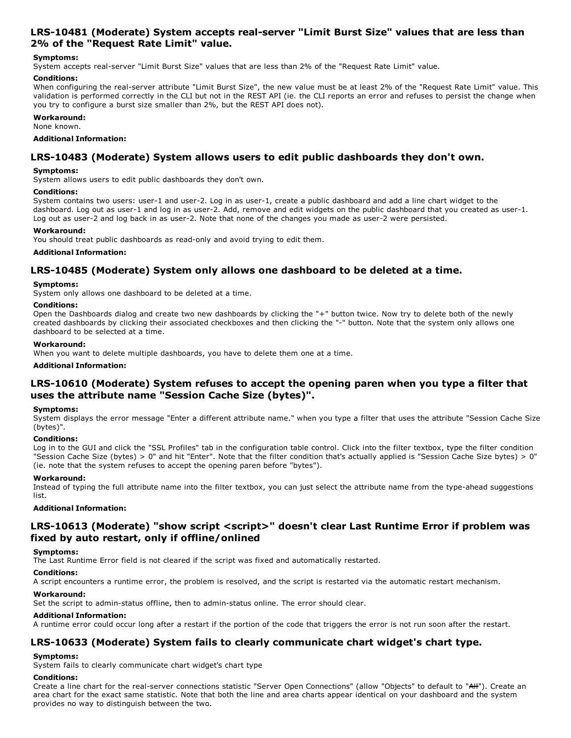## LRS-10481 (Moderate) System accepts real-server "Limit Burst Size" values that are less than 2% of the "Request Rate Limit" value.

**Symptoms:**
System accepts real-server "Limit Burst Size" values that are less than 2% of the "Request Rate Limit" value.

**Conditions:**
When configuring the real-server attribute "Limit Burst Size", the new value must be at least 2% of the "Request Rate Limit" value. This validation is performed correctly in the CLI but not in the REST API (ie. the CLI reports an error and refuses to persist the change when you try to configure a burst size smaller than 2%, but the REST API does not).

**Workaround:**
None known.

**Additional Information:**

## LRS-10483 (Moderate) System allows users to edit public dashboards they don't own.

**Symptoms:**
System allows users to edit public dashboards they don't own.

**Conditions:**
System contains two users: user-1 and user-2. Log in as user-1, create a public dashboard and add a line chart widget to the dashboard. Log out as user-1 and log in as user-2. Add, remove and edit widgets on the public dashboard that you created as user-1. Log out as user-2 and log back in as user-2. Note that none of the changes you made as user-2 were persisted.

**Workaround:**
You should treat public dashboards as read-only and avoid trying to edit them.

**Additional Information:**

## LRS-10485 (Moderate) System only allows one dashboard to be deleted at a time.

**Symptoms:**
System only allows one dashboard to be deleted at a time.

**Conditions:**
Open the Dashboards dialog and create two new dashboards by clicking the "+" button twice. Now try to delete both of the newly created dashboards by clicking their associated checkboxes and then clicking the "-" button. Note that the system only allows one dashboard to be selected at a time.

**Workaround:**
When you want to delete multiple dashboards, you have to delete them one at a time.

**Additional Information:**

## LRS-10610 (Moderate) System refuses to accept the opening paren when you type a filter that uses the attribute name "Session Cache Size (bytes)".

**Symptoms:**
System displays the error message "Enter a different attribute name." when you type a filter that uses the attribute "Session Cache Size (bytes)".

**Conditions:**
Log in to the GUI and click the "SSL Profiles" tab in the configuration table control. Click into the filter textbox, type the filter condition "Session Cache Size (bytes) > 0" and hit "Enter". Note that the filter condition that's actually applied is "Session Cache Size bytes) > 0" (ie. note that the system refuses to accept the opening paren before "bytes").

**Workaround:**
Instead of typing the full attribute name into the filter textbox, you can just select the attribute name from the type-ahead suggestions list.

**Additional Information:**

## LRS-10613 (Moderate) "show script <script>" doesn't clear Last Runtime Error if problem was fixed by auto restart, only if offline/onlined

**Symptoms:**
The Last Runtime Error field is not cleared if the script was fixed and automatically restarted.

**Conditions:**
A script encounters a runtime error, the problem is resolved, and the script is restarted via the automatic restart mechanism.

**Workaround:**
Set the script to admin-status offline, then to admin-status online. The error should clear.

**Additional Information:**
A runtime error could occur long after a restart if the portion of the code that triggers the error is not run soon after the restart.

## LRS-10633 (Moderate) System fails to clearly communicate chart widget's chart type.

**Symptoms:**
System fails to clearly communicate chart widget's chart type

**Conditions:**
Create a line chart for the real-server connections statistic "Server Open Connections" (allow "Objects" to default to "~~All~~"). Create an area chart for the exact same statistic. Note that both the line and area charts appear identical on your dashboard and the system provides no way to distinguish between the two.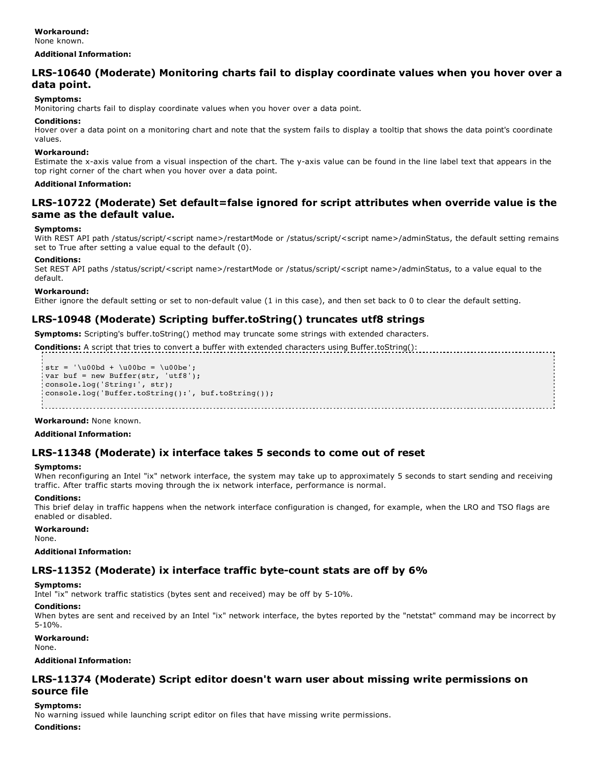**Workaround:**
None known.

**Additional Information:**

### LRS-10640 (Moderate) Monitoring charts fail to display coordinate values when you hover over a data point.

**Symptoms:**
Monitoring charts fail to display coordinate values when you hover over a data point.

**Conditions:**
Hover over a data point on a monitoring chart and note that the system fails to display a tooltip that shows the data point's coordinate values.

**Workaround:**
Estimate the x-axis value from a visual inspection of the chart. The y-axis value can be found in the line label text that appears in the top right corner of the chart when you hover over a data point.

**Additional Information:**

### LRS-10722 (Moderate) Set default=false ignored for script attributes when override value is the same as the default value.

**Symptoms:**
With REST API path /status/script/<script name>/restartMode or /status/script/<script name>/adminStatus, the default setting remains set to True after setting a value equal to the default (0).

**Conditions:**
Set REST API paths /status/script/<script name>/restartMode or /status/script/<script name>/adminStatus, to a value equal to the default.

**Workaround:**
Either ignore the default setting or set to non-default value (1 in this case), and then set back to 0 to clear the default setting.

### LRS-10948 (Moderate) Scripting buffer.toString() truncates utf8 strings

**Symptoms:** Scripting's buffer.toString() method may truncate some strings with extended characters.

**Conditions:** A script that tries to convert a buffer with extended characters using Buffer.toString():

```
str = '\u00bd + \u00bc = \u00be';
var buf = new Buffer(str, 'utf8');
console.log('String:', str);
console.log('Buffer.toString():', buf.toString());
```

**Workaround:** None known.

**Additional Information:**

### LRS-11348 (Moderate) ix interface takes 5 seconds to come out of reset

**Symptoms:**
When reconfiguring an Intel "ix" network interface, the system may take up to approximately 5 seconds to start sending and receiving traffic. After traffic starts moving through the ix network interface, performance is normal.

**Conditions:**
This brief delay in traffic happens when the network interface configuration is changed, for example, when the LRO and TSO flags are enabled or disabled.

**Workaround:**
None.

**Additional Information:**

### LRS-11352 (Moderate) ix interface traffic byte-count stats are off by 6%

**Symptoms:**
Intel "ix" network traffic statistics (bytes sent and received) may be off by 5-10%.

**Conditions:**
When bytes are sent and received by an Intel "ix" network interface, the bytes reported by the "netstat" command may be incorrect by 5-10%.

**Workaround:**
None.

**Additional Information:**

### LRS-11374 (Moderate) Script editor doesn't warn user about missing write permissions on source file

**Symptoms:**
No warning issued while launching script editor on files that have missing write permissions.

**Conditions:**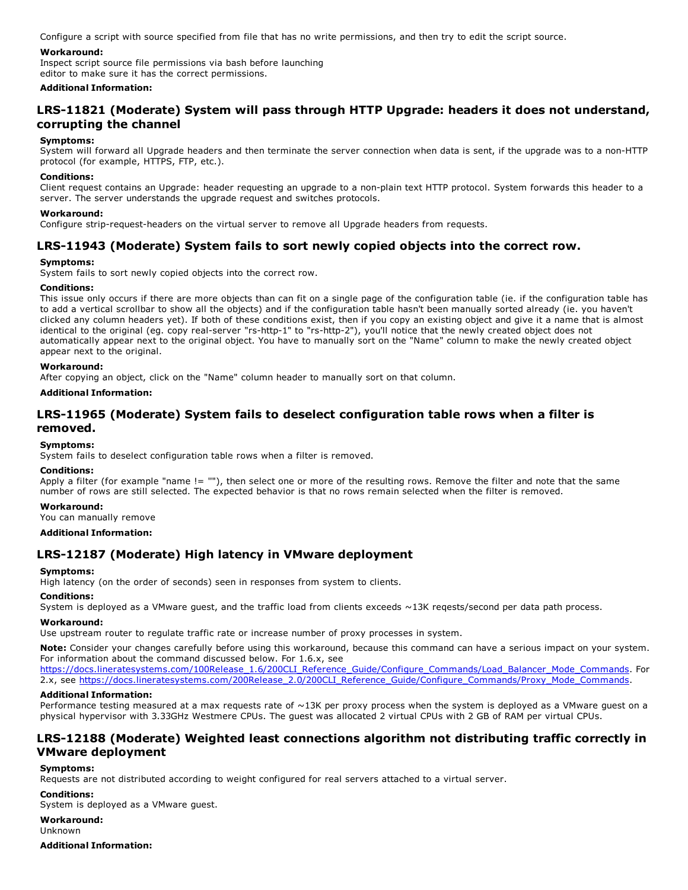Configure a script with source specified from file that has no write permissions, and then try to edit the script source.

**Workaround:**
Inspect script source file permissions via bash before launching editor to make sure it has the correct permissions.

**Additional Information:**

## LRS-11821 (Moderate) System will pass through HTTP Upgrade: headers it does not understand, corrupting the channel

**Symptoms:**
System will forward all Upgrade headers and then terminate the server connection when data is sent, if the upgrade was to a non-HTTP protocol (for example, HTTPS, FTP, etc.).

**Conditions:**
Client request contains an Upgrade: header requesting an upgrade to a non-plain text HTTP protocol. System forwards this header to a server. The server understands the upgrade request and switches protocols.

**Workaround:**
Configure strip-request-headers on the virtual server to remove all Upgrade headers from requests.

## LRS-11943 (Moderate) System fails to sort newly copied objects into the correct row.

**Symptoms:**
System fails to sort newly copied objects into the correct row.

**Conditions:**
This issue only occurs if there are more objects than can fit on a single page of the configuration table (ie. if the configuration table has to add a vertical scrollbar to show all the objects) and if the configuration table hasn't been manually sorted already (ie. you haven't clicked any column headers yet). If both of these conditions exist, then if you copy an existing object and give it a name that is almost identical to the original (eg. copy real-server "rs-http-1" to "rs-http-2"), you'll notice that the newly created object does not automatically appear next to the original object. You have to manually sort on the "Name" column to make the newly created object appear next to the original.

**Workaround:**
After copying an object, click on the "Name" column header to manually sort on that column.

**Additional Information:**

## LRS-11965 (Moderate) System fails to deselect configuration table rows when a filter is removed.

**Symptoms:**
System fails to deselect configuration table rows when a filter is removed.

**Conditions:**
Apply a filter (for example "name != ""), then select one or more of the resulting rows. Remove the filter and note that the same number of rows are still selected. The expected behavior is that no rows remain selected when the filter is removed.

**Workaround:**
You can manually remove

**Additional Information:**

## LRS-12187 (Moderate) High latency in VMware deployment

**Symptoms:**
High latency (on the order of seconds) seen in responses from system to clients.

**Conditions:**
System is deployed as a VMware guest, and the traffic load from clients exceeds ~13K reqests/second per data path process.

**Workaround:**
Use upstream router to regulate traffic rate or increase number of proxy processes in system.

**Note:** Consider your changes carefully before using this workaround, because this command can have a serious impact on your system. For information about the command discussed below. For 1.6.x, see https://docs.lineratesystems.com/100Release_1.6/200CLI_Reference_Guide/Configure_Commands/Load_Balancer_Mode_Commands. For 2.x, see https://docs.lineratesystems.com/200Release_2.0/200CLI_Reference_Guide/Configure_Commands/Proxy_Mode_Commands.

**Additional Information:**
Performance testing measured at a max requests rate of ~13K per proxy process when the system is deployed as a VMware guest on a physical hypervisor with 3.33GHz Westmere CPUs. The guest was allocated 2 virtual CPUs with 2 GB of RAM per virtual CPUs.

## LRS-12188 (Moderate) Weighted least connections algorithm not distributing traffic correctly in VMware deployment

**Symptoms:**
Requests are not distributed according to weight configured for real servers attached to a virtual server.

**Conditions:**
System is deployed as a VMware guest.

**Workaround:**
Unknown

**Additional Information:**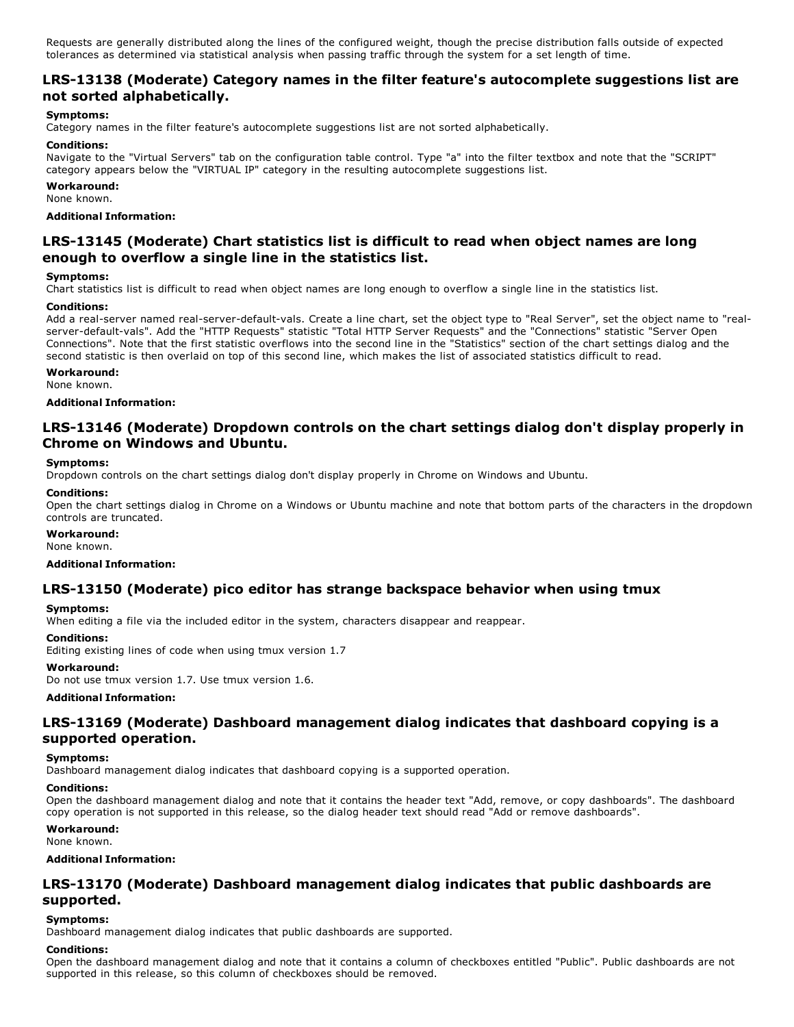Requests are generally distributed along the lines of the configured weight, though the precise distribution falls outside of expected tolerances as determined via statistical analysis when passing traffic through the system for a set length of time.

## LRS-13138 (Moderate) Category names in the filter feature's autocomplete suggestions list are not sorted alphabetically.

**Symptoms:**
Category names in the filter feature's autocomplete suggestions list are not sorted alphabetically.

**Conditions:**
Navigate to the "Virtual Servers" tab on the configuration table control. Type "a" into the filter textbox and note that the "SCRIPT" category appears below the "VIRTUAL IP" category in the resulting autocomplete suggestions list.

**Workaround:**
None known.

**Additional Information:**

## LRS-13145 (Moderate) Chart statistics list is difficult to read when object names are long enough to overflow a single line in the statistics list.

**Symptoms:**
Chart statistics list is difficult to read when object names are long enough to overflow a single line in the statistics list.

**Conditions:**
Add a real-server named real-server-default-vals. Create a line chart, set the object type to "Real Server", set the object name to "real-server-default-vals". Add the "HTTP Requests" statistic "Total HTTP Server Requests" and the "Connections" statistic "Server Open Connections". Note that the first statistic overflows into the second line in the "Statistics" section of the chart settings dialog and the second statistic is then overlaid on top of this second line, which makes the list of associated statistics difficult to read.

**Workaround:**
None known.

**Additional Information:**

## LRS-13146 (Moderate) Dropdown controls on the chart settings dialog don't display properly in Chrome on Windows and Ubuntu.

**Symptoms:**
Dropdown controls on the chart settings dialog don't display properly in Chrome on Windows and Ubuntu.

**Conditions:**
Open the chart settings dialog in Chrome on a Windows or Ubuntu machine and note that bottom parts of the characters in the dropdown controls are truncated.

**Workaround:**
None known.

**Additional Information:**

## LRS-13150 (Moderate) pico editor has strange backspace behavior when using tmux

**Symptoms:**
When editing a file via the included editor in the system, characters disappear and reappear.

**Conditions:**
Editing existing lines of code when using tmux version 1.7

**Workaround:**
Do not use tmux version 1.7. Use tmux version 1.6.

**Additional Information:**

## LRS-13169 (Moderate) Dashboard management dialog indicates that dashboard copying is a supported operation.

**Symptoms:**
Dashboard management dialog indicates that dashboard copying is a supported operation.

**Conditions:**
Open the dashboard management dialog and note that it contains the header text "Add, remove, or copy dashboards". The dashboard copy operation is not supported in this release, so the dialog header text should read "Add or remove dashboards".

**Workaround:**
None known.

**Additional Information:**

## LRS-13170 (Moderate) Dashboard management dialog indicates that public dashboards are supported.

**Symptoms:**
Dashboard management dialog indicates that public dashboards are supported.

**Conditions:**
Open the dashboard management dialog and note that it contains a column of checkboxes entitled "Public". Public dashboards are not supported in this release, so this column of checkboxes should be removed.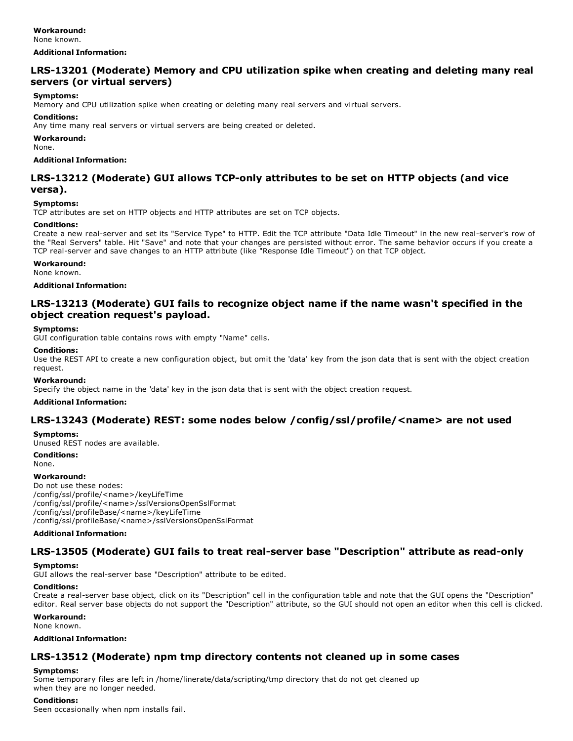**Workaround:**
None known.

**Additional Information:**

## LRS-13201 (Moderate) Memory and CPU utilization spike when creating and deleting many real servers (or virtual servers)

**Symptoms:**
Memory and CPU utilization spike when creating or deleting many real servers and virtual servers.

**Conditions:**
Any time many real servers or virtual servers are being created or deleted.

**Workaround:**
None.

**Additional Information:**

## LRS-13212 (Moderate) GUI allows TCP-only attributes to be set on HTTP objects (and vice versa).

**Symptoms:**
TCP attributes are set on HTTP objects and HTTP attributes are set on TCP objects.

**Conditions:**
Create a new real-server and set its "Service Type" to HTTP. Edit the TCP attribute "Data Idle Timeout" in the new real-server's row of the "Real Servers" table. Hit "Save" and note that your changes are persisted without error. The same behavior occurs if you create a TCP real-server and save changes to an HTTP attribute (like "Response Idle Timeout") on that TCP object.

**Workaround:**
None known.

**Additional Information:**

## LRS-13213 (Moderate) GUI fails to recognize object name if the name wasn't specified in the object creation request's payload.

**Symptoms:**
GUI configuration table contains rows with empty "Name" cells.

**Conditions:**
Use the REST API to create a new configuration object, but omit the 'data' key from the json data that is sent with the object creation request.

**Workaround:**
Specify the object name in the 'data' key in the json data that is sent with the object creation request.

**Additional Information:**

## LRS-13243 (Moderate) REST: some nodes below /config/ssl/profile/<name> are not used

**Symptoms:**
Unused REST nodes are available.

**Conditions:**
None.

**Workaround:**
Do not use these nodes:
/config/ssl/profile/<name>/keyLifeTime
/config/ssl/profile/<name>/sslVersionsOpenSslFormat
/config/ssl/profileBase/<name>/keyLifeTime
/config/ssl/profileBase/<name>/sslVersionsOpenSslFormat

**Additional Information:**

## LRS-13505 (Moderate) GUI fails to treat real-server base "Description" attribute as read-only

**Symptoms:**
GUI allows the real-server base "Description" attribute to be edited.

**Conditions:**
Create a real-server base object, click on its "Description" cell in the configuration table and note that the GUI opens the "Description" editor. Real server base objects do not support the "Description" attribute, so the GUI should not open an editor when this cell is clicked.

**Workaround:**
None known.

**Additional Information:**

## LRS-13512 (Moderate) npm tmp directory contents not cleaned up in some cases

**Symptoms:**
Some temporary files are left in /home/linerate/data/scripting/tmp directory that do not get cleaned up when they are no longer needed.

**Conditions:**
Seen occasionally when npm installs fail.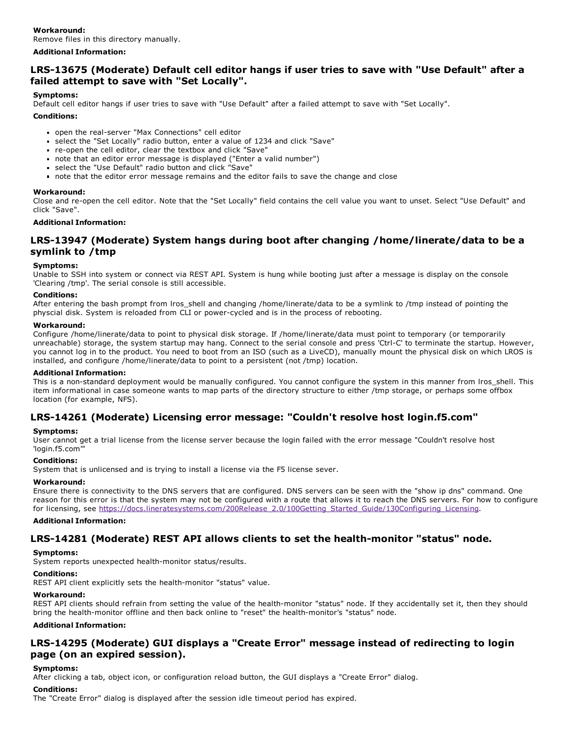**Workaround:**
Remove files in this directory manually.

**Additional Information:**

## LRS-13675 (Moderate) Default cell editor hangs if user tries to save with "Use Default" after a failed attempt to save with "Set Locally".

**Symptoms:**
Default cell editor hangs if user tries to save with "Use Default" after a failed attempt to save with "Set Locally".

**Conditions:**

- open the real-server "Max Connections" cell editor
- select the "Set Locally" radio button, enter a value of 1234 and click "Save"
- re-open the cell editor, clear the textbox and click "Save"
- note that an editor error message is displayed ("Enter a valid number")
- select the "Use Default" radio button and click "Save"
- note that the editor error message remains and the editor fails to save the change and close

**Workaround:**
Close and re-open the cell editor. Note that the "Set Locally" field contains the cell value you want to unset. Select "Use Default" and click "Save".

**Additional Information:**

## LRS-13947 (Moderate) System hangs during boot after changing /home/linerate/data to be a symlink to /tmp

**Symptoms:**
Unable to SSH into system or connect via REST API. System is hung while booting just after a message is display on the console 'Clearing /tmp'. The serial console is still accessible.

**Conditions:**
After entering the bash prompt from lros_shell and changing /home/linerate/data to be a symlink to /tmp instead of pointing the physcial disk. System is reloaded from CLI or power-cycled and is in the process of rebooting.

**Workaround:**
Configure /home/linerate/data to point to physical disk storage. If /home/linerate/data must point to temporary (or temporarily unreachable) storage, the system startup may hang. Connect to the serial console and press 'Ctrl-C' to terminate the startup. However, you cannot log in to the product. You need to boot from an ISO (such as a LiveCD), manually mount the physical disk on which LROS is installed, and configure /home/linerate/data to point to a persistent (not /tmp) location.

**Additional Information:**
This is a non-standard deployment would be manually configured. You cannot configure the system in this manner from lros_shell. This item informational in case someone wants to map parts of the directory structure to either /tmp storage, or perhaps some offbox location (for example, NFS).

## LRS-14261 (Moderate) Licensing error message: "Couldn't resolve host login.f5.com"

**Symptoms:**
User cannot get a trial license from the license server because the login failed with the error message "Couldn't resolve host 'login.f5.com'"

**Conditions:**
System that is unlicensed and is trying to install a license via the F5 license sever.

**Workaround:**
Ensure there is connectivity to the DNS servers that are configured. DNS servers can be seen with the "show ip dns" command. One reason for this error is that the system may not be configured with a route that allows it to reach the DNS servers. For how to configure for licensing, see https://docs.lineratesystems.com/200Release_2.0/100Getting_Started_Guide/130Configuring_Licensing.

**Additional Information:**

## LRS-14281 (Moderate) REST API allows clients to set the health-monitor "status" node.

**Symptoms:**
System reports unexpected health-monitor status/results.

**Conditions:**
REST API client explicitly sets the health-monitor "status" value.

**Workaround:**
REST API clients should refrain from setting the value of the health-monitor "status" node. If they accidentally set it, then they should bring the health-monitor offline and then back online to "reset" the health-monitor's "status" node.

**Additional Information:**

## LRS-14295 (Moderate) GUI displays a "Create Error" message instead of redirecting to login page (on an expired session).

**Symptoms:**
After clicking a tab, object icon, or configuration reload button, the GUI displays a "Create Error" dialog.

**Conditions:**
The "Create Error" dialog is displayed after the session idle timeout period has expired.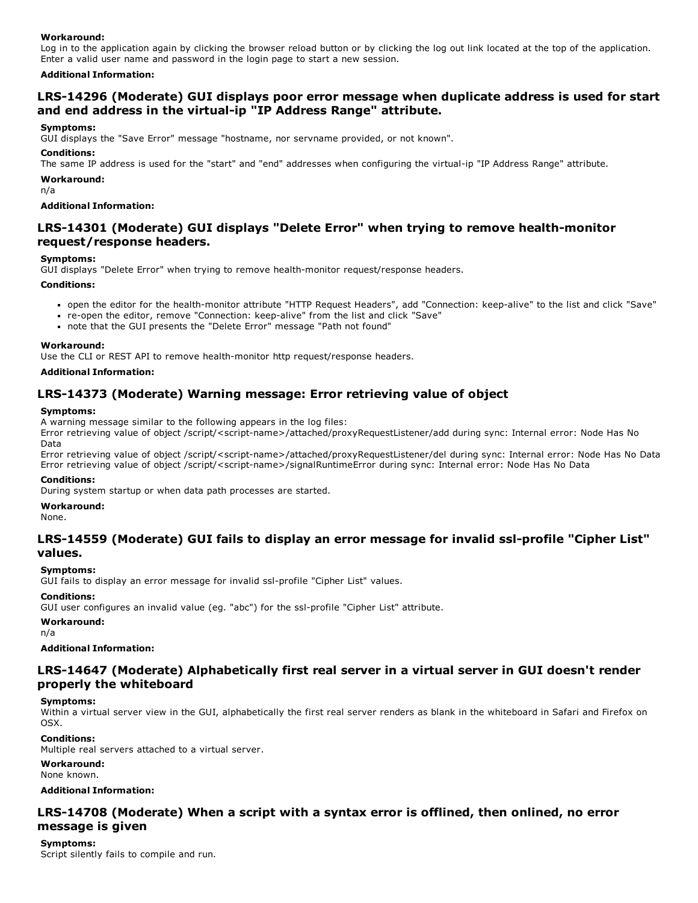**Workaround:**
Log in to the application again by clicking the browser reload button or by clicking the log out link located at the top of the application. Enter a valid user name and password in the login page to start a new session.

**Additional Information:**

## LRS-14296 (Moderate) GUI displays poor error message when duplicate address is used for start and end address in the virtual-ip "IP Address Range" attribute.

**Symptoms:**
GUI displays the "Save Error" message "hostname, nor servname provided, or not known".

**Conditions:**
The same IP address is used for the "start" and "end" addresses when configuring the virtual-ip "IP Address Range" attribute.

**Workaround:**
n/a

**Additional Information:**

## LRS-14301 (Moderate) GUI displays "Delete Error" when trying to remove health-monitor request/response headers.

**Symptoms:**
GUI displays "Delete Error" when trying to remove health-monitor request/response headers.

**Conditions:**

- open the editor for the health-monitor attribute "HTTP Request Headers", add "Connection: keep-alive" to the list and click "Save"
- re-open the editor, remove "Connection: keep-alive" from the list and click "Save"
- note that the GUI presents the "Delete Error" message "Path not found"

**Workaround:**
Use the CLI or REST API to remove health-monitor http request/response headers.

**Additional Information:**

## LRS-14373 (Moderate) Warning message: Error retrieving value of object

**Symptoms:**
A warning message similar to the following appears in the log files:
Error retrieving value of object /script/<script-name>/attached/proxyRequestListener/add during sync: Internal error: Node Has No Data
Error retrieving value of object /script/<script-name>/attached/proxyRequestListener/del during sync: Internal error: Node Has No Data
Error retrieving value of object /script/<script-name>/signalRuntimeError during sync: Internal error: Node Has No Data

**Conditions:**
During system startup or when data path processes are started.

**Workaround:**
None.

## LRS-14559 (Moderate) GUI fails to display an error message for invalid ssl-profile "Cipher List" values.

**Symptoms:**
GUI fails to display an error message for invalid ssl-profile "Cipher List" values.

**Conditions:**
GUI user configures an invalid value (eg. "abc") for the ssl-profile "Cipher List" attribute.

**Workaround:**
n/a

**Additional Information:**

## LRS-14647 (Moderate) Alphabetically first real server in a virtual server in GUI doesn't render properly the whiteboard

**Symptoms:**
Within a virtual server view in the GUI, alphabetically the first real server renders as blank in the whiteboard in Safari and Firefox on OSX.

**Conditions:**
Multiple real servers attached to a virtual server.

**Workaround:**
None known.

**Additional Information:**

## LRS-14708 (Moderate) When a script with a syntax error is offlined, then onlined, no error message is given

**Symptoms:**
Script silently fails to compile and run.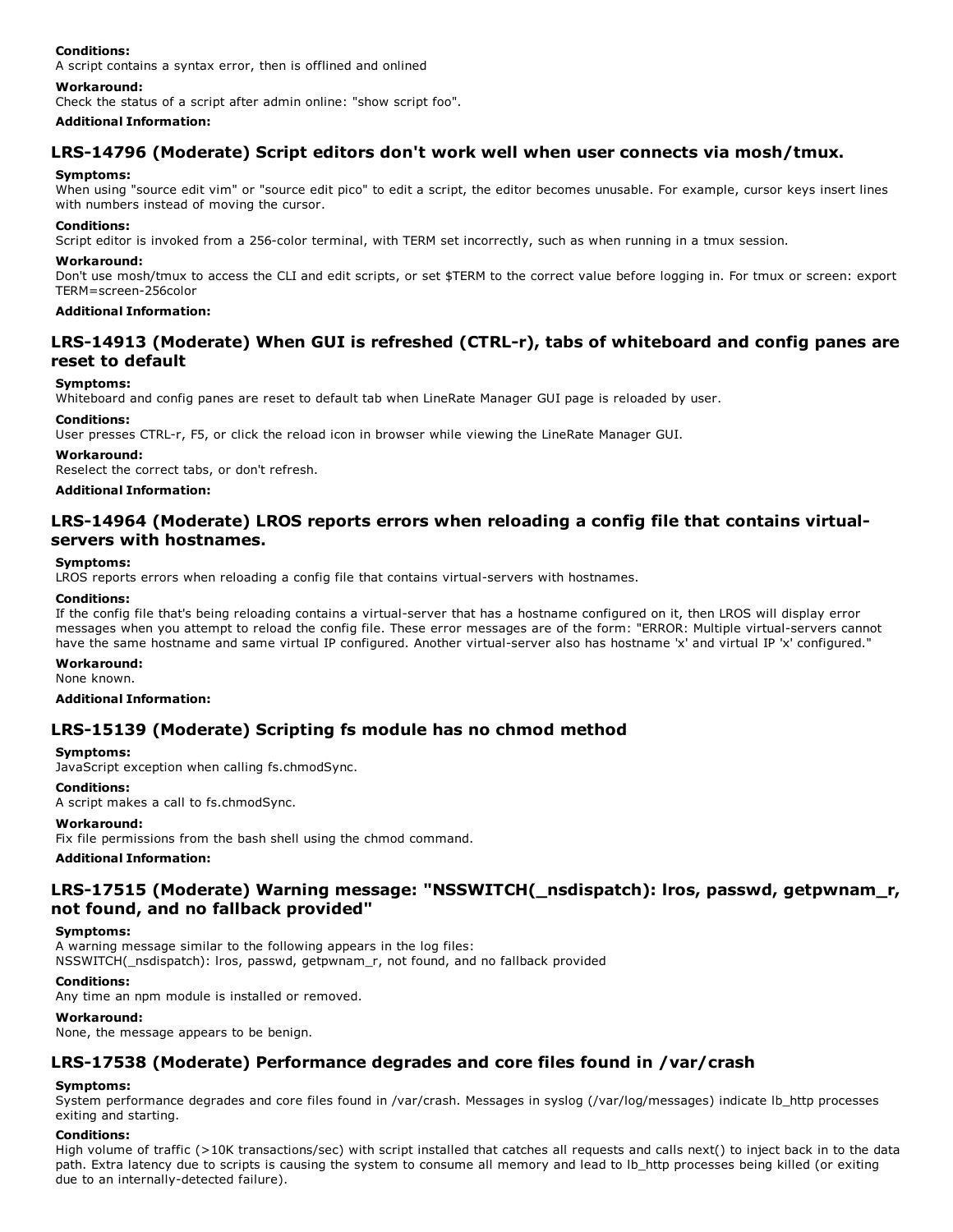**Conditions:**
A script contains a syntax error, then is offlined and onlined

**Workaround:**
Check the status of a script after admin online: "show script foo".

**Additional Information:**

## LRS-14796 (Moderate) Script editors don't work well when user connects via mosh/tmux.

**Symptoms:**
When using "source edit vim" or "source edit pico" to edit a script, the editor becomes unusable. For example, cursor keys insert lines with numbers instead of moving the cursor.

**Conditions:**
Script editor is invoked from a 256-color terminal, with TERM set incorrectly, such as when running in a tmux session.

**Workaround:**
Don't use mosh/tmux to access the CLI and edit scripts, or set $TERM to the correct value before logging in. For tmux or screen: export TERM=screen-256color

**Additional Information:**

## LRS-14913 (Moderate) When GUI is refreshed (CTRL-r), tabs of whiteboard and config panes are reset to default

**Symptoms:**
Whiteboard and config panes are reset to default tab when LineRate Manager GUI page is reloaded by user.

**Conditions:**
User presses CTRL-r, F5, or click the reload icon in browser while viewing the LineRate Manager GUI.

**Workaround:**
Reselect the correct tabs, or don't refresh.

**Additional Information:**

## LRS-14964 (Moderate) LROS reports errors when reloading a config file that contains virtual-servers with hostnames.

**Symptoms:**
LROS reports errors when reloading a config file that contains virtual-servers with hostnames.

**Conditions:**
If the config file that's being reloading contains a virtual-server that has a hostname configured on it, then LROS will display error messages when you attempt to reload the config file. These error messages are of the form: "ERROR: Multiple virtual-servers cannot have the same hostname and same virtual IP configured. Another virtual-server also has hostname 'x' and virtual IP 'x' configured."

**Workaround:**
None known.

**Additional Information:**

## LRS-15139 (Moderate) Scripting fs module has no chmod method

**Symptoms:**
JavaScript exception when calling fs.chmodSync.

**Conditions:**
A script makes a call to fs.chmodSync.

**Workaround:**
Fix file permissions from the bash shell using the chmod command.

**Additional Information:**

## LRS-17515 (Moderate) Warning message: "NSSWITCH(_nsdispatch): lros, passwd, getpwnam_r, not found, and no fallback provided"

**Symptoms:**
A warning message similar to the following appears in the log files:
NSSWITCH(_nsdispatch): lros, passwd, getpwnam_r, not found, and no fallback provided

**Conditions:**
Any time an npm module is installed or removed.

**Workaround:**
None, the message appears to be benign.

## LRS-17538 (Moderate) Performance degrades and core files found in /var/crash

**Symptoms:**
System performance degrades and core files found in /var/crash. Messages in syslog (/var/log/messages) indicate lb_http processes exiting and starting.

**Conditions:**
High volume of traffic (>10K transactions/sec) with script installed that catches all requests and calls next() to inject back in to the data path. Extra latency due to scripts is causing the system to consume all memory and lead to lb_http processes being killed (or exiting due to an internally-detected failure).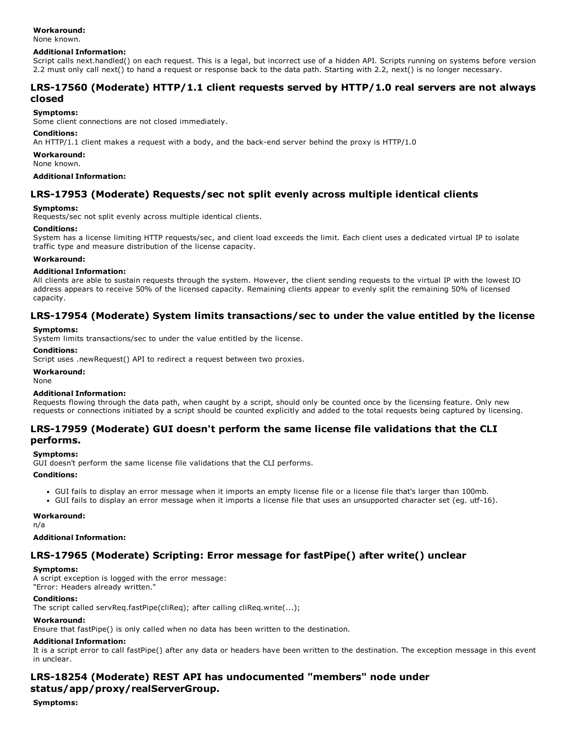**Workaround:**
None known.

**Additional Information:**
Script calls next.handled() on each request. This is a legal, but incorrect use of a hidden API. Scripts running on systems before version 2.2 must only call next() to hand a request or response back to the data path. Starting with 2.2, next() is no longer necessary.

## LRS-17560 (Moderate) HTTP/1.1 client requests served by HTTP/1.0 real servers are not always closed

**Symptoms:**
Some client connections are not closed immediately.

**Conditions:**
An HTTP/1.1 client makes a request with a body, and the back-end server behind the proxy is HTTP/1.0

**Workaround:**
None known.

**Additional Information:**

## LRS-17953 (Moderate) Requests/sec not split evenly across multiple identical clients

**Symptoms:**
Requests/sec not split evenly across multiple identical clients.

**Conditions:**
System has a license limiting HTTP requests/sec, and client load exceeds the limit. Each client uses a dedicated virtual IP to isolate traffic type and measure distribution of the license capacity.

**Workaround:**

**Additional Information:**
All clients are able to sustain requests through the system. However, the client sending requests to the virtual IP with the lowest IO address appears to receive 50% of the licensed capacity. Remaining clients appear to evenly split the remaining 50% of licensed capacity.

## LRS-17954 (Moderate) System limits transactions/sec to under the value entitled by the license

**Symptoms:**
System limits transactions/sec to under the value entitled by the license.

**Conditions:**
Script uses .newRequest() API to redirect a request between two proxies.

**Workaround:**
None

**Additional Information:**
Requests flowing through the data path, when caught by a script, should only be counted once by the licensing feature. Only new requests or connections initiated by a script should be counted explicitly and added to the total requests being captured by licensing.

## LRS-17959 (Moderate) GUI doesn't perform the same license file validations that the CLI performs.

**Symptoms:**
GUI doesn't perform the same license file validations that the CLI performs.

**Conditions:**

- GUI fails to display an error message when it imports an empty license file or a license file that's larger than 100mb.
- GUI fails to display an error message when it imports a license file that uses an unsupported character set (eg. utf-16).

**Workaround:**
n/a

**Additional Information:**

## LRS-17965 (Moderate) Scripting: Error message for fastPipe() after write() unclear

**Symptoms:**
A script exception is logged with the error message:
"Error: Headers already written."

**Conditions:**
The script called servReq.fastPipe(cliReq); after calling cliReq.write(...);

**Workaround:**
Ensure that fastPipe() is only called when no data has been written to the destination.

**Additional Information:**
It is a script error to call fastPipe() after any data or headers have been written to the destination. The exception message in this event in unclear.

## LRS-18254 (Moderate) REST API has undocumented "members" node under status/app/proxy/realServerGroup.

**Symptoms:**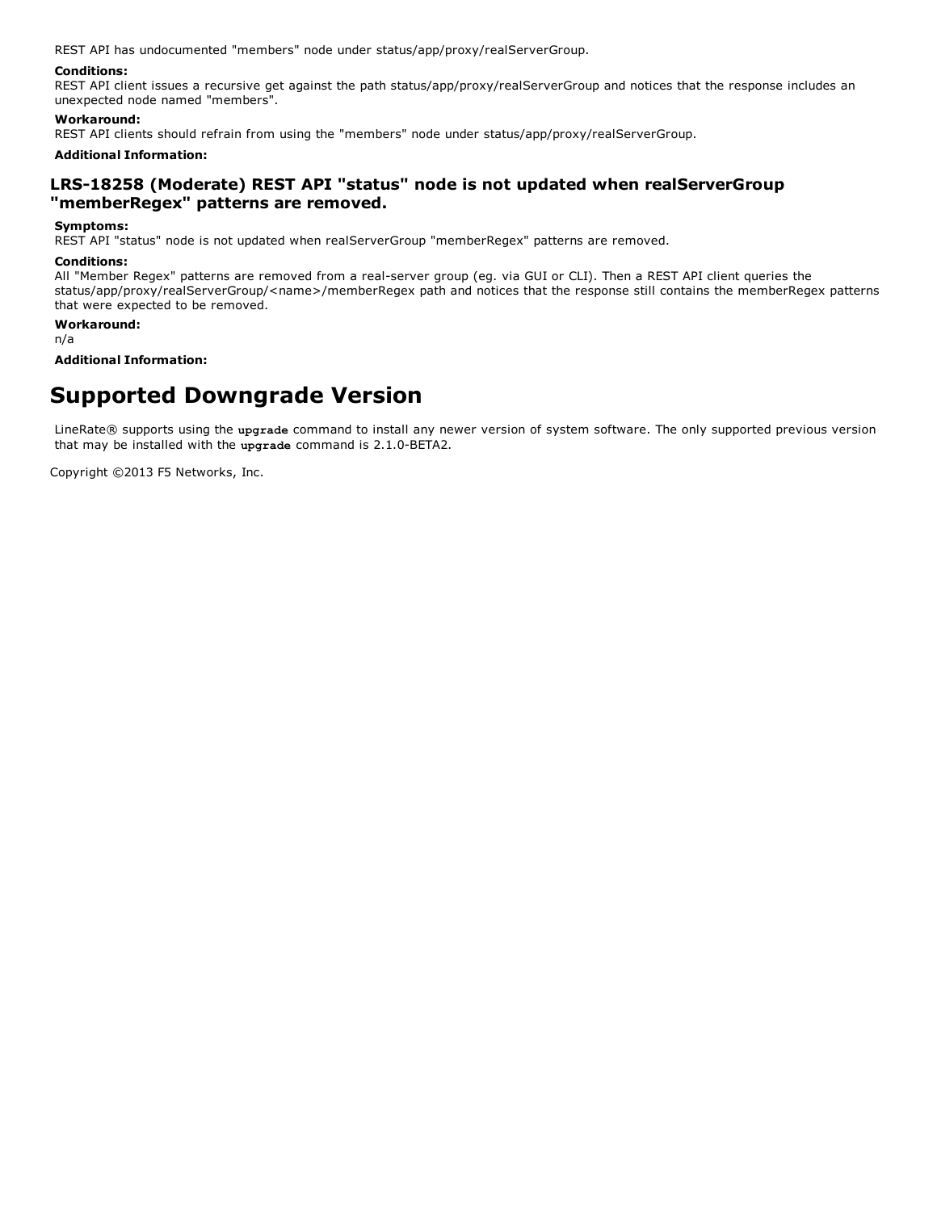REST API has undocumented "members" node under status/app/proxy/realServerGroup.

**Conditions:**
REST API client issues a recursive get against the path status/app/proxy/realServerGroup and notices that the response includes an unexpected node named "members".

**Workaround:**
REST API clients should refrain from using the "members" node under status/app/proxy/realServerGroup.

**Additional Information:**

### LRS-18258 (Moderate) REST API "status" node is not updated when realServerGroup "memberRegex" patterns are removed.

**Symptoms:**
REST API "status" node is not updated when realServerGroup "memberRegex" patterns are removed.

**Conditions:**
All "Member Regex" patterns are removed from a real-server group (eg. via GUI or CLI). Then a REST API client queries the status/app/proxy/realServerGroup/<name>/memberRegex path and notices that the response still contains the memberRegex patterns that were expected to be removed.

**Workaround:**
n/a

**Additional Information:**

# Supported Downgrade Version

LineRate® supports using the `upgrade` command to install any newer version of system software. The only supported previous version that may be installed with the `upgrade` command is 2.1.0-BETA2.

Copyright ©2013 F5 Networks, Inc.